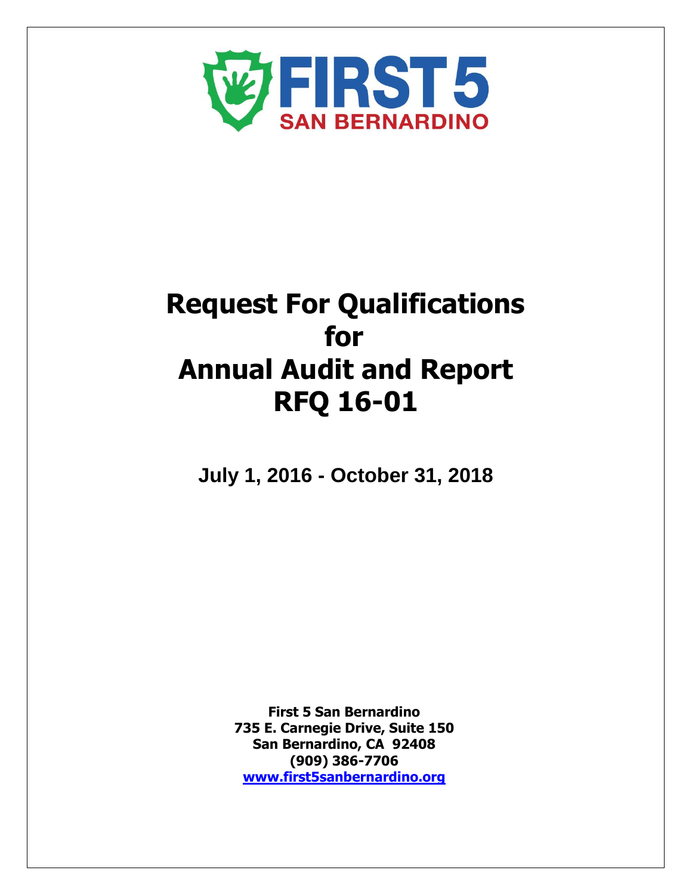FIRST 5 SAN BERNARDINO

# Request For Qualifications for Annual Audit and Report RFQ 16-01

**July 1, 2016 - October 31, 2018**

**First 5 San Bernardino**
**735 E. Carnegie Drive, Suite 150**
**San Bernardino, CA 92408**
**(909) 386-7706**
**www.first5sanbernardino.org**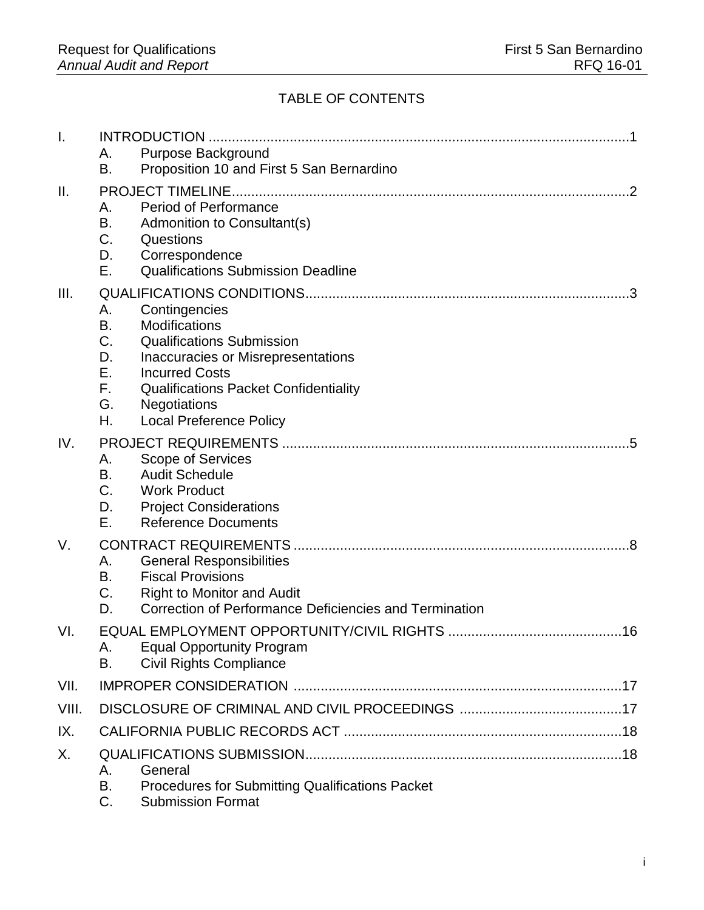# TABLE OF CONTENTS

I. INTRODUCTION ....................................................................................................1
   - A. Purpose Background
   - B. Proposition 10 and First 5 San Bernardino

II. PROJECT TIMELINE.............................................................................................2
   - A. Period of Performance
   - B. Admonition to Consultant(s)
   - C. Questions
   - D. Correspondence
   - E. Qualifications Submission Deadline

III. QUALIFICATIONS CONDITIONS...........................................................................3
   - A. Contingencies
   - B. Modifications
   - C. Qualifications Submission
   - D. Inaccuracies or Misrepresentations
   - E. Incurred Costs
   - F. Qualifications Packet Confidentiality
   - G. Negotiations
   - H. Local Preference Policy

IV. PROJECT REQUIREMENTS ..................................................................................5
   - A. Scope of Services
   - B. Audit Schedule
   - C. Work Product
   - D. Project Considerations
   - E. Reference Documents

V. CONTRACT REQUIREMENTS ...............................................................................8
   - A. General Responsibilities
   - B. Fiscal Provisions
   - C. Right to Monitor and Audit
   - D. Correction of Performance Deficiencies and Termination

VI. EQUAL EMPLOYMENT OPPORTUNITY/CIVIL RIGHTS .............................................16
   - A. Equal Opportunity Program
   - B. Civil Rights Compliance

VII. IMPROPER CONSIDERATION ..........................................................................17

VIII. DISCLOSURE OF CRIMINAL AND CIVIL PROCEEDINGS ..........................................17

IX. CALIFORNIA PUBLIC RECORDS ACT ..................................................................18

X. QUALIFICATIONS SUBMISSION.............................................................................18
   - A. General
   - B. Procedures for Submitting Qualifications Packet
   - C. Submission Format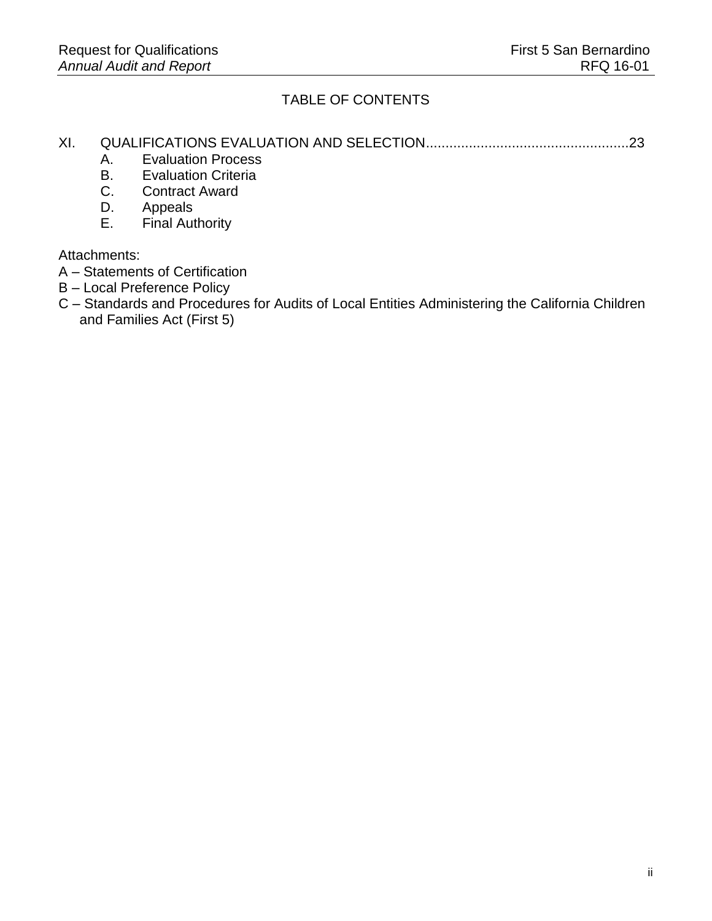TABLE OF CONTENTS

XI. QUALIFICATIONS EVALUATION AND SELECTION....................................................23
   A. Evaluation Process
   B. Evaluation Criteria
   C. Contract Award
   D. Appeals
   E. Final Authority

Attachments:
A – Statements of Certification
B – Local Preference Policy
C – Standards and Procedures for Audits of Local Entities Administering the California Children and Families Act (First 5)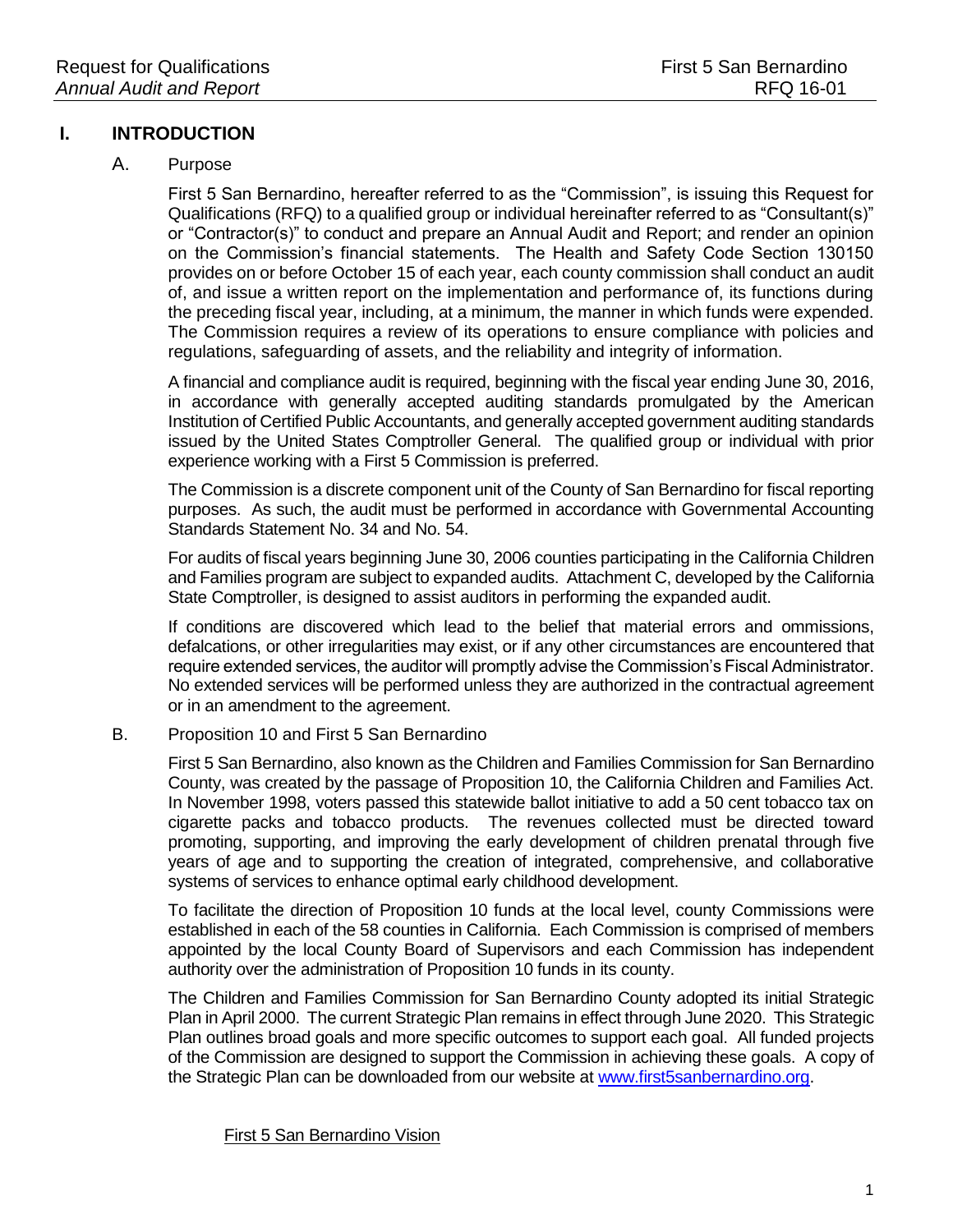## I. INTRODUCTION

### A. Purpose

First 5 San Bernardino, hereafter referred to as the "Commission", is issuing this Request for Qualifications (RFQ) to a qualified group or individual hereinafter referred to as "Consultant(s)" or "Contractor(s)" to conduct and prepare an Annual Audit and Report; and render an opinion on the Commission's financial statements. The Health and Safety Code Section 130150 provides on or before October 15 of each year, each county commission shall conduct an audit of, and issue a written report on the implementation and performance of, its functions during the preceding fiscal year, including, at a minimum, the manner in which funds were expended. The Commission requires a review of its operations to ensure compliance with policies and regulations, safeguarding of assets, and the reliability and integrity of information.

A financial and compliance audit is required, beginning with the fiscal year ending June 30, 2016, in accordance with generally accepted auditing standards promulgated by the American Institution of Certified Public Accountants, and generally accepted government auditing standards issued by the United States Comptroller General. The qualified group or individual with prior experience working with a First 5 Commission is preferred.

The Commission is a discrete component unit of the County of San Bernardino for fiscal reporting purposes. As such, the audit must be performed in accordance with Governmental Accounting Standards Statement No. 34 and No. 54.

For audits of fiscal years beginning June 30, 2006 counties participating in the California Children and Families program are subject to expanded audits. Attachment C, developed by the California State Comptroller, is designed to assist auditors in performing the expanded audit.

If conditions are discovered which lead to the belief that material errors and ommissions, defalcations, or other irregularities may exist, or if any other circumstances are encountered that require extended services, the auditor will promptly advise the Commission's Fiscal Administrator. No extended services will be performed unless they are authorized in the contractual agreement or in an amendment to the agreement.

### B. Proposition 10 and First 5 San Bernardino

First 5 San Bernardino, also known as the Children and Families Commission for San Bernardino County, was created by the passage of Proposition 10, the California Children and Families Act. In November 1998, voters passed this statewide ballot initiative to add a 50 cent tobacco tax on cigarette packs and tobacco products. The revenues collected must be directed toward promoting, supporting, and improving the early development of children prenatal through five years of age and to supporting the creation of integrated, comprehensive, and collaborative systems of services to enhance optimal early childhood development.

To facilitate the direction of Proposition 10 funds at the local level, county Commissions were established in each of the 58 counties in California. Each Commission is comprised of members appointed by the local County Board of Supervisors and each Commission has independent authority over the administration of Proposition 10 funds in its county.

The Children and Families Commission for San Bernardino County adopted its initial Strategic Plan in April 2000. The current Strategic Plan remains in effect through June 2020. This Strategic Plan outlines broad goals and more specific outcomes to support each goal. All funded projects of the Commission are designed to support the Commission in achieving these goals. A copy of the Strategic Plan can be downloaded from our website at [www.first5sanbernardino.org](www.first5sanbernardino.org).

First 5 San Bernardino Vision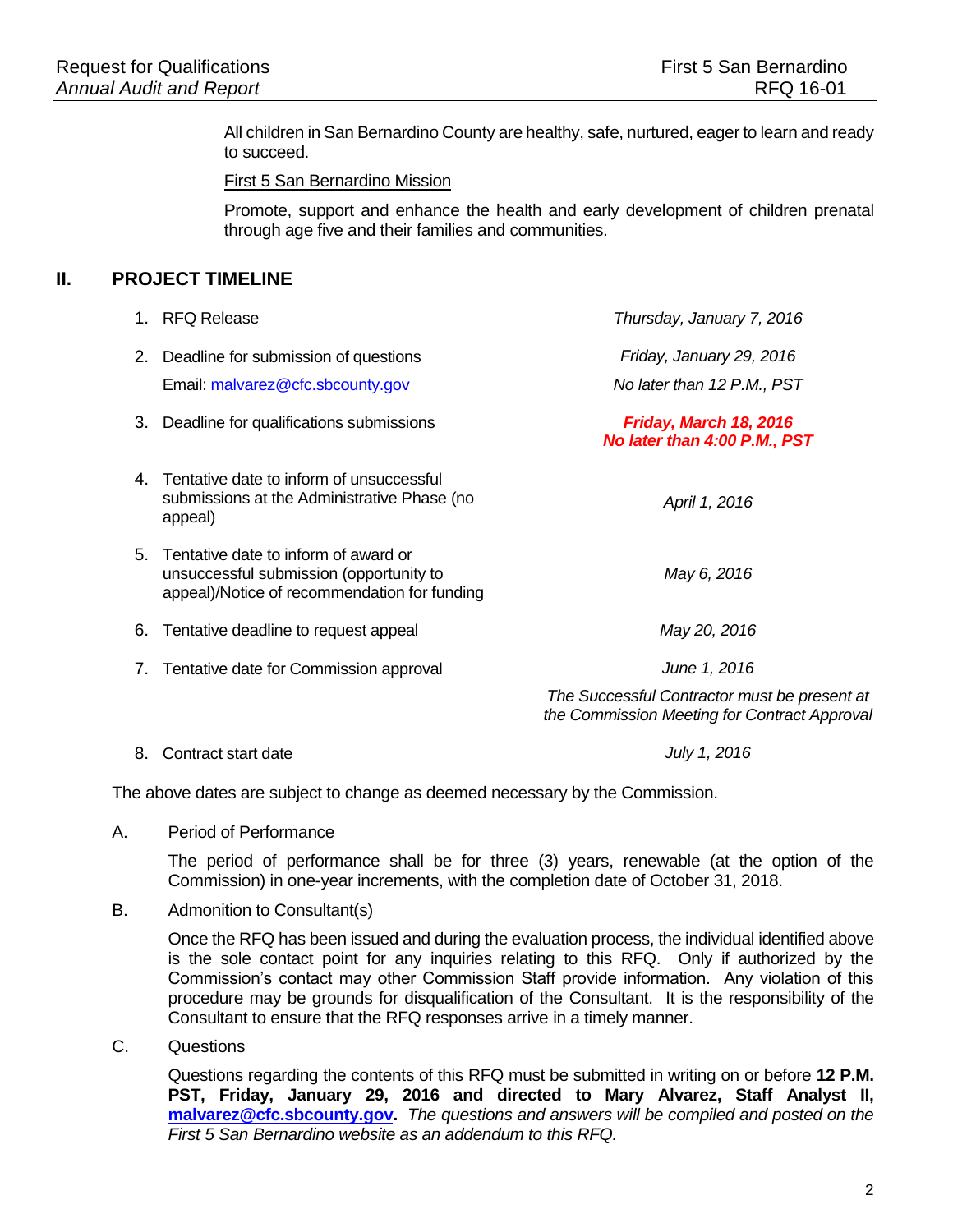All children in San Bernardino County are healthy, safe, nurtured, eager to learn and ready to succeed.

First 5 San Bernardino Mission

Promote, support and enhance the health and early development of children prenatal through age five and their families and communities.

## II. PROJECT TIMELINE

| | |
|---|---|
| 1. RFQ Release | *Thursday, January 7, 2016* |
| 2. Deadline for submission of questions<br>Email: malvarez@cfc.sbcounty.gov | *Friday, January 29, 2016*<br>*No later than 12 P.M., PST* |
| 3. Deadline for qualifications submissions | ***Friday, March 18, 2016***<br>***No later than 4:00 P.M., PST*** |
| 4. Tentative date to inform of unsuccessful submissions at the Administrative Phase (no appeal) | *April 1, 2016* |
| 5. Tentative date to inform of award or unsuccessful submission (opportunity to appeal)/Notice of recommendation for funding | *May 6, 2016* |
| 6. Tentative deadline to request appeal | *May 20, 2016* |
| 7. Tentative date for Commission approval | *June 1, 2016*<br>*The Successful Contractor must be present at the Commission Meeting for Contract Approval* |
| 8. Contract start date | *July 1, 2016* |

The above dates are subject to change as deemed necessary by the Commission.

A. Period of Performance

The period of performance shall be for three (3) years, renewable (at the option of the Commission) in one-year increments, with the completion date of October 31, 2018.

B. Admonition to Consultant(s)

Once the RFQ has been issued and during the evaluation process, the individual identified above is the sole contact point for any inquiries relating to this RFQ. Only if authorized by the Commission's contact may other Commission Staff provide information. Any violation of this procedure may be grounds for disqualification of the Consultant. It is the responsibility of the Consultant to ensure that the RFQ responses arrive in a timely manner.

C. Questions

Questions regarding the contents of this RFQ must be submitted in writing on or before **12 P.M. PST, Friday, January 29, 2016 and directed to Mary Alvarez, Staff Analyst II, malvarez@cfc.sbcounty.gov.** *The questions and answers will be compiled and posted on the First 5 San Bernardino website as an addendum to this RFQ.*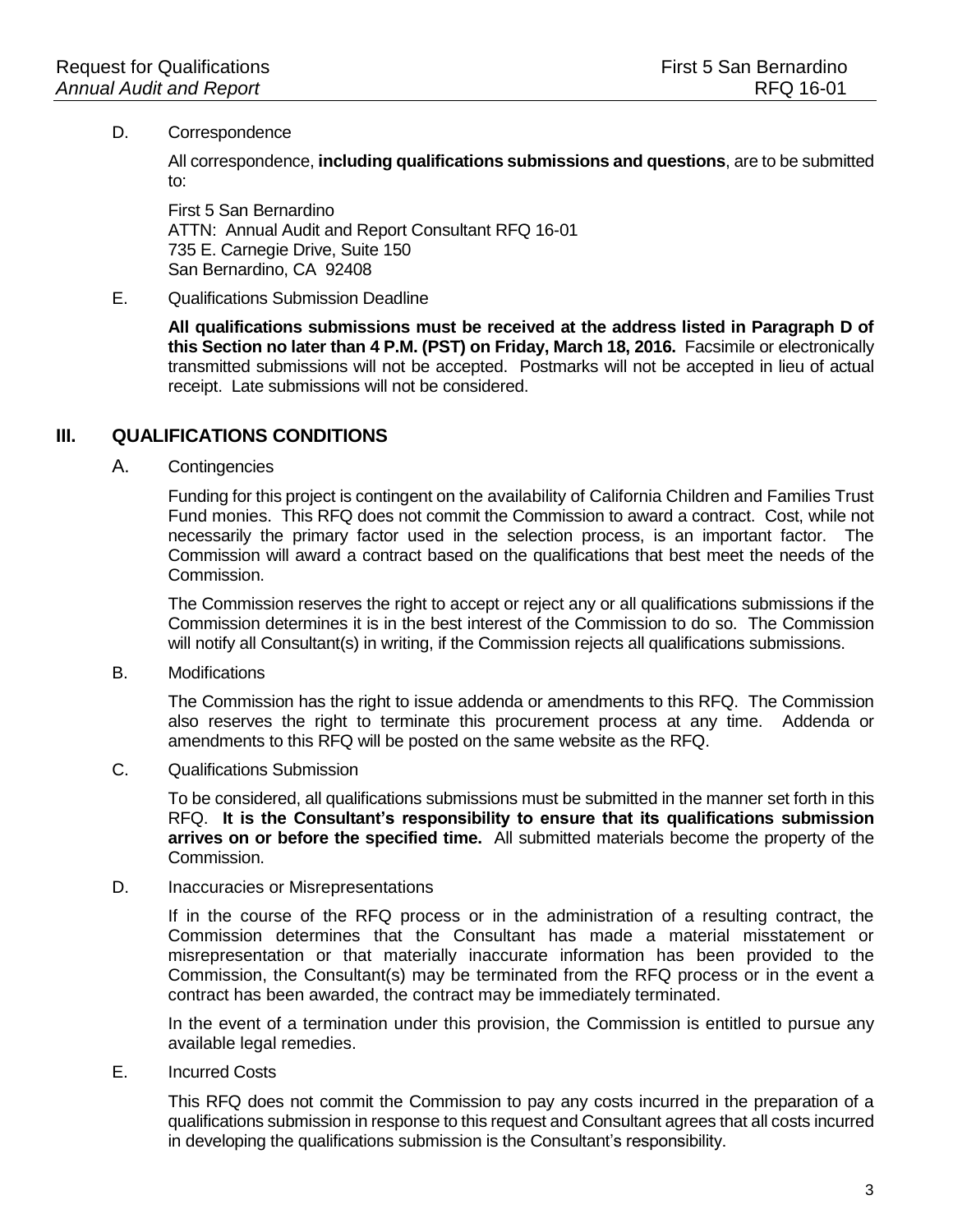D. Correspondence

All correspondence, **including qualifications submissions and questions**, are to be submitted to:

First 5 San Bernardino
ATTN: Annual Audit and Report Consultant RFQ 16-01
735 E. Carnegie Drive, Suite 150
San Bernardino, CA 92408

E. Qualifications Submission Deadline

**All qualifications submissions must be received at the address listed in Paragraph D of this Section no later than 4 P.M. (PST) on Friday, March 18, 2016.** Facsimile or electronically transmitted submissions will not be accepted. Postmarks will not be accepted in lieu of actual receipt. Late submissions will not be considered.

## III. QUALIFICATIONS CONDITIONS

A. Contingencies

Funding for this project is contingent on the availability of California Children and Families Trust Fund monies. This RFQ does not commit the Commission to award a contract. Cost, while not necessarily the primary factor used in the selection process, is an important factor. The Commission will award a contract based on the qualifications that best meet the needs of the Commission.

The Commission reserves the right to accept or reject any or all qualifications submissions if the Commission determines it is in the best interest of the Commission to do so. The Commission will notify all Consultant(s) in writing, if the Commission rejects all qualifications submissions.

B. Modifications

The Commission has the right to issue addenda or amendments to this RFQ. The Commission also reserves the right to terminate this procurement process at any time. Addenda or amendments to this RFQ will be posted on the same website as the RFQ.

C. Qualifications Submission

To be considered, all qualifications submissions must be submitted in the manner set forth in this RFQ. **It is the Consultant's responsibility to ensure that its qualifications submission arrives on or before the specified time.** All submitted materials become the property of the Commission.

D. Inaccuracies or Misrepresentations

If in the course of the RFQ process or in the administration of a resulting contract, the Commission determines that the Consultant has made a material misstatement or misrepresentation or that materially inaccurate information has been provided to the Commission, the Consultant(s) may be terminated from the RFQ process or in the event a contract has been awarded, the contract may be immediately terminated.

In the event of a termination under this provision, the Commission is entitled to pursue any available legal remedies.

E. Incurred Costs

This RFQ does not commit the Commission to pay any costs incurred in the preparation of a qualifications submission in response to this request and Consultant agrees that all costs incurred in developing the qualifications submission is the Consultant's responsibility.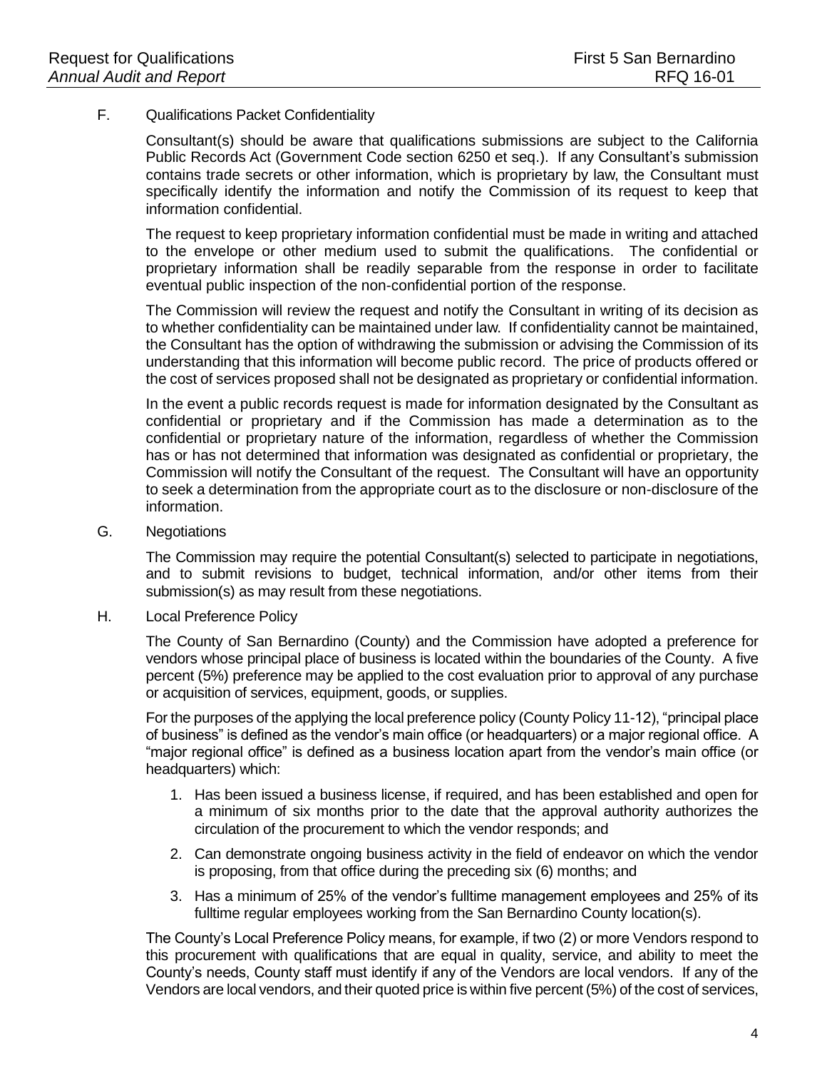F. Qualifications Packet Confidentiality

Consultant(s) should be aware that qualifications submissions are subject to the California Public Records Act (Government Code section 6250 et seq.). If any Consultant's submission contains trade secrets or other information, which is proprietary by law, the Consultant must specifically identify the information and notify the Commission of its request to keep that information confidential.

The request to keep proprietary information confidential must be made in writing and attached to the envelope or other medium used to submit the qualifications. The confidential or proprietary information shall be readily separable from the response in order to facilitate eventual public inspection of the non-confidential portion of the response.

The Commission will review the request and notify the Consultant in writing of its decision as to whether confidentiality can be maintained under law. If confidentiality cannot be maintained, the Consultant has the option of withdrawing the submission or advising the Commission of its understanding that this information will become public record. The price of products offered or the cost of services proposed shall not be designated as proprietary or confidential information.

In the event a public records request is made for information designated by the Consultant as confidential or proprietary and if the Commission has made a determination as to the confidential or proprietary nature of the information, regardless of whether the Commission has or has not determined that information was designated as confidential or proprietary, the Commission will notify the Consultant of the request. The Consultant will have an opportunity to seek a determination from the appropriate court as to the disclosure or non-disclosure of the information.

G. Negotiations

The Commission may require the potential Consultant(s) selected to participate in negotiations, and to submit revisions to budget, technical information, and/or other items from their submission(s) as may result from these negotiations.

H. Local Preference Policy

The County of San Bernardino (County) and the Commission have adopted a preference for vendors whose principal place of business is located within the boundaries of the County. A five percent (5%) preference may be applied to the cost evaluation prior to approval of any purchase or acquisition of services, equipment, goods, or supplies.

For the purposes of the applying the local preference policy (County Policy 11-12), "principal place of business" is defined as the vendor's main office (or headquarters) or a major regional office. A "major regional office" is defined as a business location apart from the vendor's main office (or headquarters) which:

1. Has been issued a business license, if required, and has been established and open for a minimum of six months prior to the date that the approval authority authorizes the circulation of the procurement to which the vendor responds; and
2. Can demonstrate ongoing business activity in the field of endeavor on which the vendor is proposing, from that office during the preceding six (6) months; and
3. Has a minimum of 25% of the vendor's fulltime management employees and 25% of its fulltime regular employees working from the San Bernardino County location(s).

The County's Local Preference Policy means, for example, if two (2) or more Vendors respond to this procurement with qualifications that are equal in quality, service, and ability to meet the County's needs, County staff must identify if any of the Vendors are local vendors. If any of the Vendors are local vendors, and their quoted price is within five percent (5%) of the cost of services,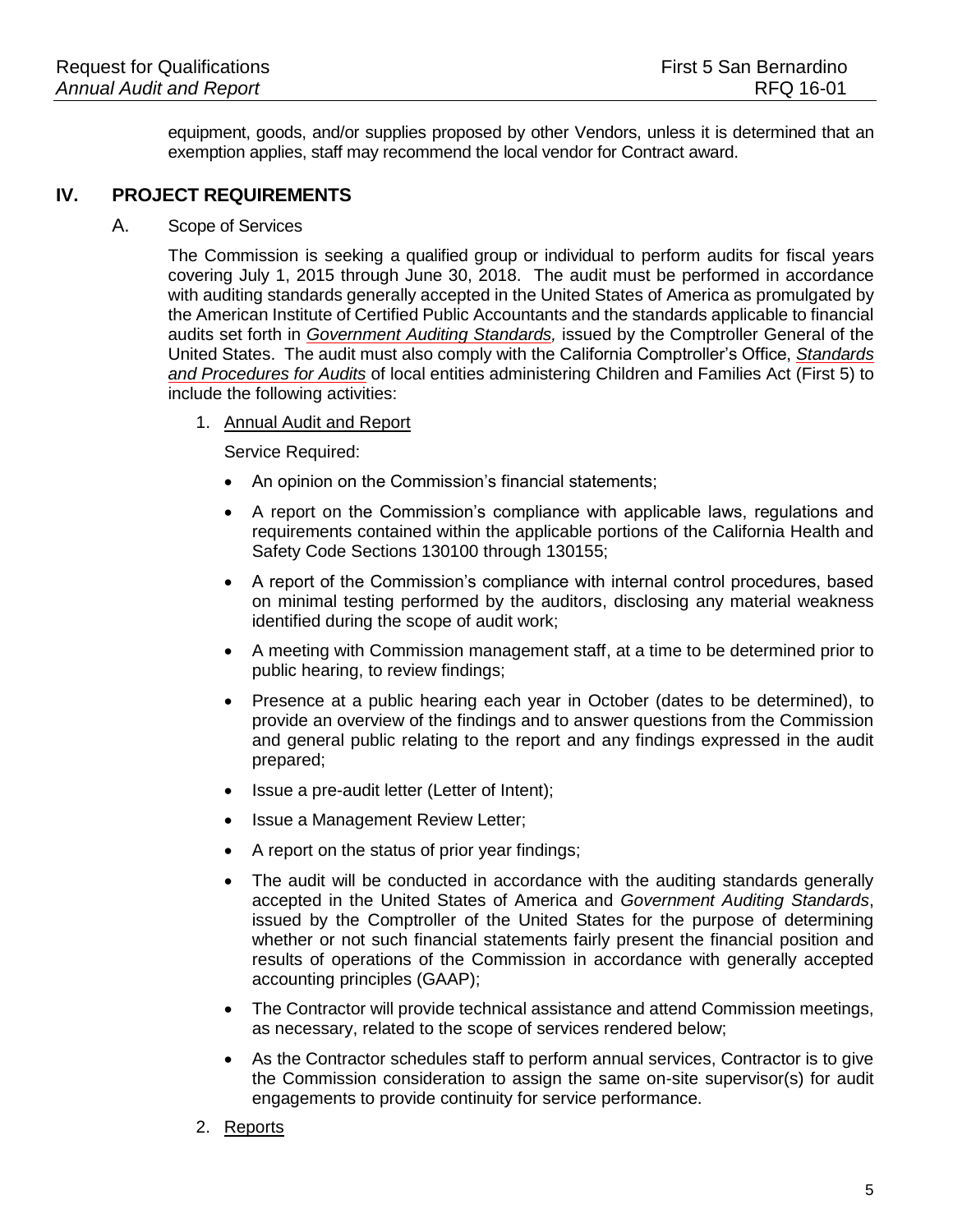equipment, goods, and/or supplies proposed by other Vendors, unless it is determined that an exemption applies, staff may recommend the local vendor for Contract award.

## IV. PROJECT REQUIREMENTS

### A. Scope of Services

The Commission is seeking a qualified group or individual to perform audits for fiscal years covering July 1, 2015 through June 30, 2018. The audit must be performed in accordance with auditing standards generally accepted in the United States of America as promulgated by the American Institute of Certified Public Accountants and the standards applicable to financial audits set forth in <u>*Government Auditing Standards,*</u> issued by the Comptroller General of the United States. The audit must also comply with the California Comptroller's Office, <u>*Standards and Procedures for Audits*</u> of local entities administering Children and Families Act (First 5) to include the following activities:

1. <u>Annual Audit and Report</u>

   Service Required:

   - An opinion on the Commission's financial statements;
   - A report on the Commission's compliance with applicable laws, regulations and requirements contained within the applicable portions of the California Health and Safety Code Sections 130100 through 130155;
   - A report of the Commission's compliance with internal control procedures, based on minimal testing performed by the auditors, disclosing any material weakness identified during the scope of audit work;
   - A meeting with Commission management staff, at a time to be determined prior to public hearing, to review findings;
   - Presence at a public hearing each year in October (dates to be determined), to provide an overview of the findings and to answer questions from the Commission and general public relating to the report and any findings expressed in the audit prepared;
   - Issue a pre-audit letter (Letter of Intent);
   - Issue a Management Review Letter;
   - A report on the status of prior year findings;
   - The audit will be conducted in accordance with the auditing standards generally accepted in the United States of America and *Government Auditing Standards*, issued by the Comptroller of the United States for the purpose of determining whether or not such financial statements fairly present the financial position and results of operations of the Commission in accordance with generally accepted accounting principles (GAAP);
   - The Contractor will provide technical assistance and attend Commission meetings, as necessary, related to the scope of services rendered below;
   - As the Contractor schedules staff to perform annual services, Contractor is to give the Commission consideration to assign the same on-site supervisor(s) for audit engagements to provide continuity for service performance.

2. <u>Reports</u>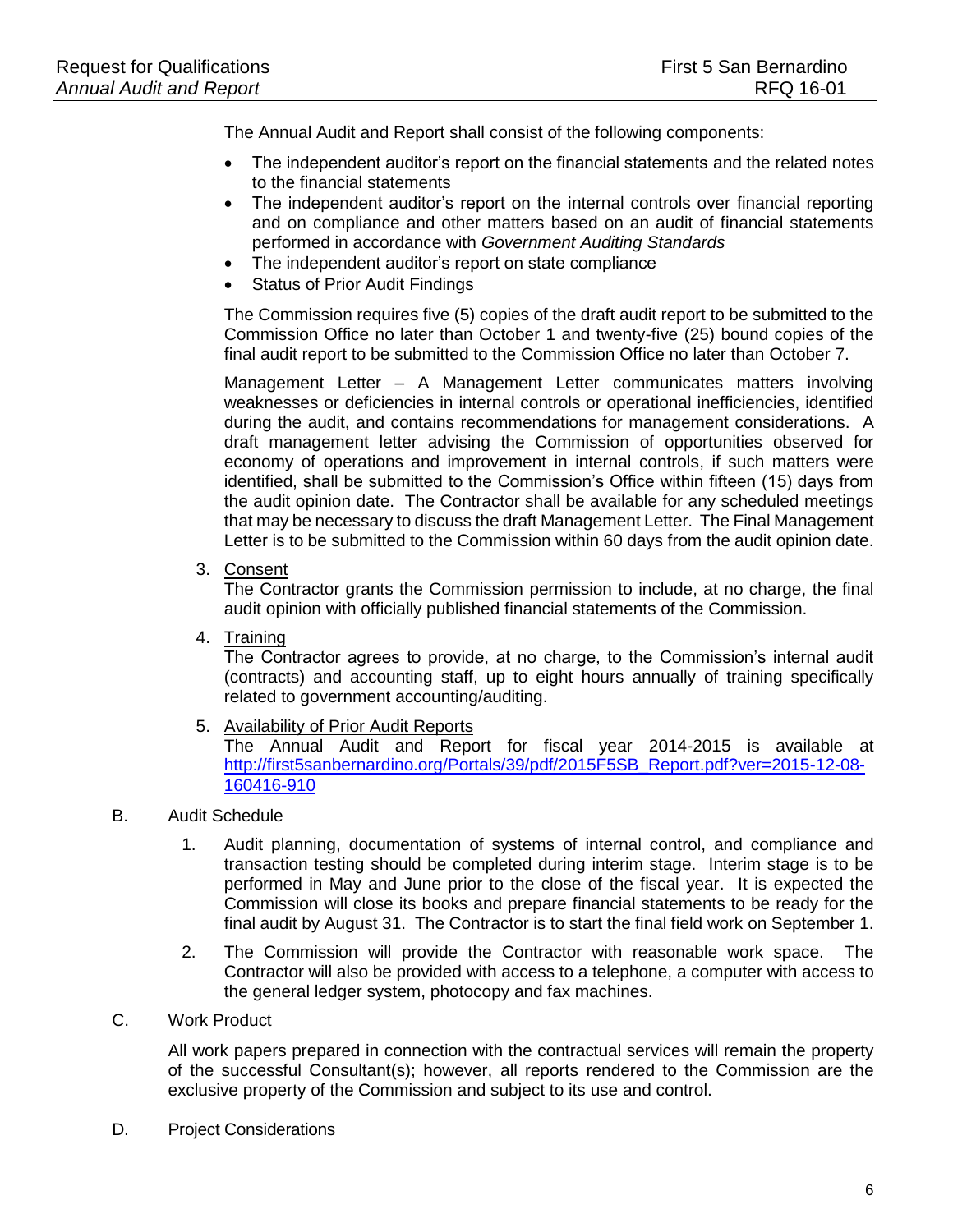The Annual Audit and Report shall consist of the following components:

- The independent auditor's report on the financial statements and the related notes to the financial statements
- The independent auditor's report on the internal controls over financial reporting and on compliance and other matters based on an audit of financial statements performed in accordance with *Government Auditing Standards*
- The independent auditor's report on state compliance
- Status of Prior Audit Findings

The Commission requires five (5) copies of the draft audit report to be submitted to the Commission Office no later than October 1 and twenty-five (25) bound copies of the final audit report to be submitted to the Commission Office no later than October 7.

Management Letter – A Management Letter communicates matters involving weaknesses or deficiencies in internal controls or operational inefficiencies, identified during the audit, and contains recommendations for management considerations. A draft management letter advising the Commission of opportunities observed for economy of operations and improvement in internal controls, if such matters were identified, shall be submitted to the Commission's Office within fifteen (15) days from the audit opinion date. The Contractor shall be available for any scheduled meetings that may be necessary to discuss the draft Management Letter. The Final Management Letter is to be submitted to the Commission within 60 days from the audit opinion date.

3. Consent
   The Contractor grants the Commission permission to include, at no charge, the final audit opinion with officially published financial statements of the Commission.

4. Training
   The Contractor agrees to provide, at no charge, to the Commission's internal audit (contracts) and accounting staff, up to eight hours annually of training specifically related to government accounting/auditing.

5. Availability of Prior Audit Reports
   The Annual Audit and Report for fiscal year 2014-2015 is available at http://first5sanbernardino.org/Portals/39/pdf/2015F5SB_Report.pdf?ver=2015-12-08-160416-910

B. Audit Schedule

1. Audit planning, documentation of systems of internal control, and compliance and transaction testing should be completed during interim stage. Interim stage is to be performed in May and June prior to the close of the fiscal year. It is expected the Commission will close its books and prepare financial statements to be ready for the final audit by August 31. The Contractor is to start the final field work on September 1.

2. The Commission will provide the Contractor with reasonable work space. The Contractor will also be provided with access to a telephone, a computer with access to the general ledger system, photocopy and fax machines.

C. Work Product

All work papers prepared in connection with the contractual services will remain the property of the successful Consultant(s); however, all reports rendered to the Commission are the exclusive property of the Commission and subject to its use and control.

D. Project Considerations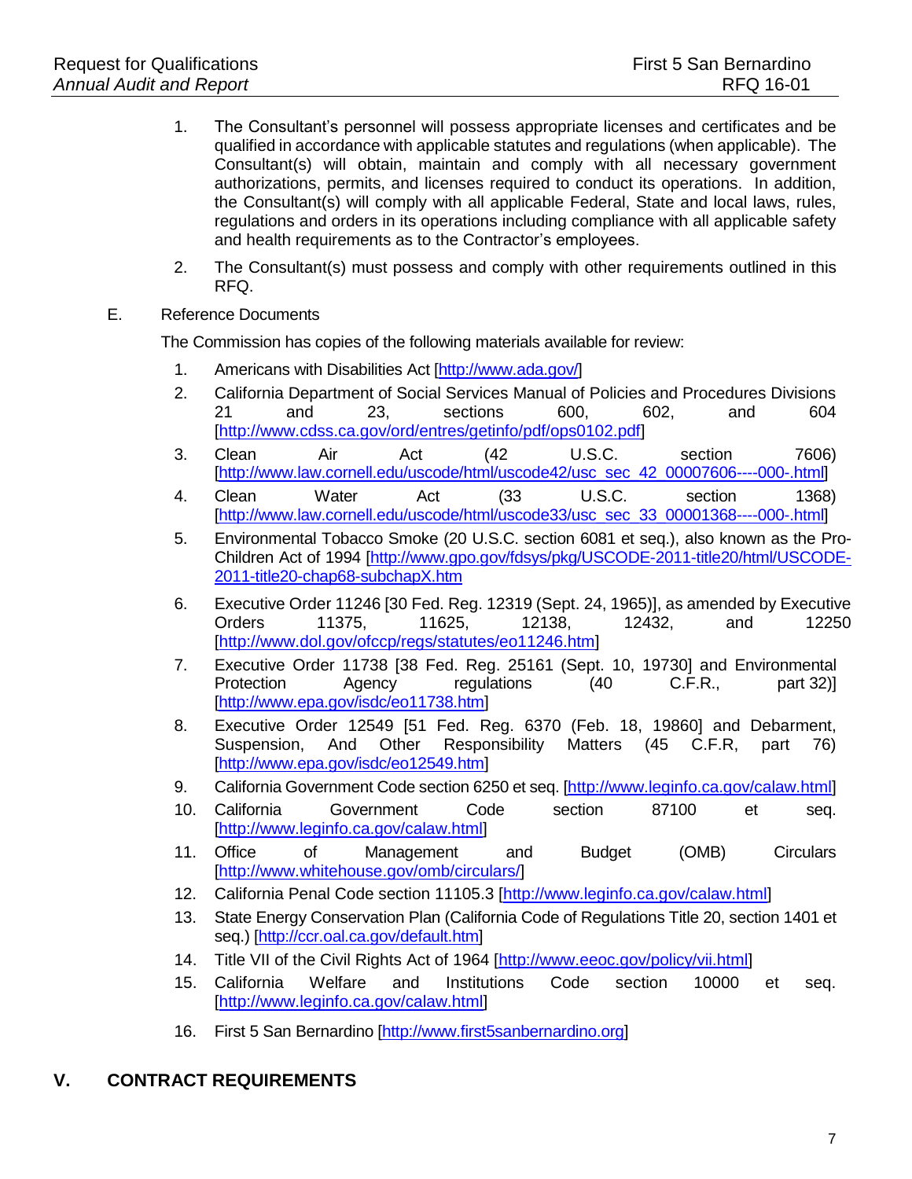1. The Consultant's personnel will possess appropriate licenses and certificates and be qualified in accordance with applicable statutes and regulations (when applicable). The Consultant(s) will obtain, maintain and comply with all necessary government authorizations, permits, and licenses required to conduct its operations. In addition, the Consultant(s) will comply with all applicable Federal, State and local laws, rules, regulations and orders in its operations including compliance with all applicable safety and health requirements as to the Contractor's employees.

2. The Consultant(s) must possess and comply with other requirements outlined in this RFQ.

E. Reference Documents

The Commission has copies of the following materials available for review:

1. Americans with Disabilities Act [http://www.ada.gov/]
2. California Department of Social Services Manual of Policies and Procedures Divisions 21 and 23, sections 600, 602, and 604 [http://www.cdss.ca.gov/ord/entres/getinfo/pdf/ops0102.pdf]
3. Clean Air Act (42 U.S.C. section 7606) [http://www.law.cornell.edu/uscode/html/uscode42/usc_sec_42_00007606----000-.html]
4. Clean Water Act (33 U.S.C. section 1368) [http://www.law.cornell.edu/uscode/html/uscode33/usc_sec_33_00001368----000-.html]
5. Environmental Tobacco Smoke (20 U.S.C. section 6081 et seq.), also known as the Pro-Children Act of 1994 [http://www.gpo.gov/fdsys/pkg/USCODE-2011-title20/html/USCODE-2011-title20-chap68-subchapX.htm
6. Executive Order 11246 [30 Fed. Reg. 12319 (Sept. 24, 1965)], as amended by Executive Orders 11375, 11625, 12138, 12432, and 12250 [http://www.dol.gov/ofccp/regs/statutes/eo11246.htm]
7. Executive Order 11738 [38 Fed. Reg. 25161 (Sept. 10, 19730] and Environmental Protection Agency regulations (40 C.F.R., part 32)] [http://www.epa.gov/isdc/eo11738.htm]
8. Executive Order 12549 [51 Fed. Reg. 6370 (Feb. 18, 19860] and Debarment, Suspension, And Other Responsibility Matters (45 C.F.R, part 76) [http://www.epa.gov/isdc/eo12549.htm]
9. California Government Code section 6250 et seq. [http://www.leginfo.ca.gov/calaw.html]
10. California Government Code section 87100 et seq. [http://www.leginfo.ca.gov/calaw.html]
11. Office of Management and Budget (OMB) Circulars [http://www.whitehouse.gov/omb/circulars/]
12. California Penal Code section 11105.3 [http://www.leginfo.ca.gov/calaw.html]
13. State Energy Conservation Plan (California Code of Regulations Title 20, section 1401 et seq.) [http://ccr.oal.ca.gov/default.htm]
14. Title VII of the Civil Rights Act of 1964 [http://www.eeoc.gov/policy/vii.html]
15. California Welfare and Institutions Code section 10000 et seq. [http://www.leginfo.ca.gov/calaw.html]
16. First 5 San Bernardino [http://www.first5sanbernardino.org]

## V. CONTRACT REQUIREMENTS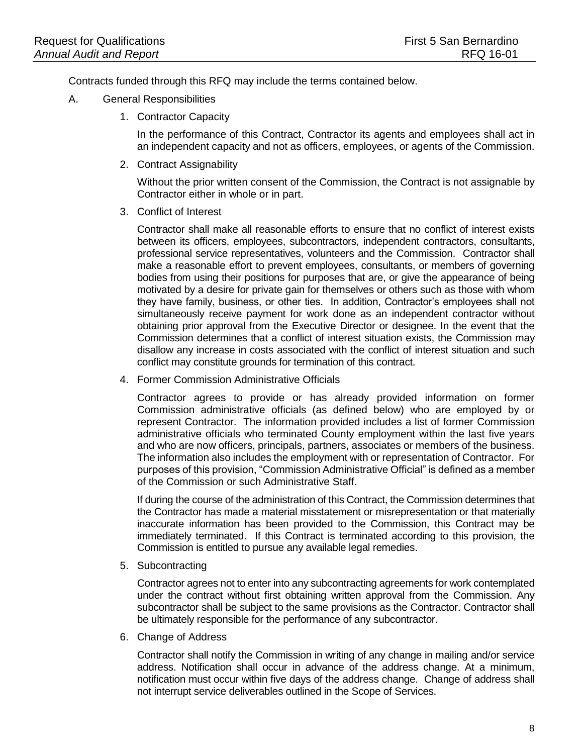Contracts funded through this RFQ may include the terms contained below.

A. General Responsibilities

1. Contractor Capacity

   In the performance of this Contract, Contractor its agents and employees shall act in an independent capacity and not as officers, employees, or agents of the Commission.

2. Contract Assignability

   Without the prior written consent of the Commission, the Contract is not assignable by Contractor either in whole or in part.

3. Conflict of Interest

   Contractor shall make all reasonable efforts to ensure that no conflict of interest exists between its officers, employees, subcontractors, independent contractors, consultants, professional service representatives, volunteers and the Commission. Contractor shall make a reasonable effort to prevent employees, consultants, or members of governing bodies from using their positions for purposes that are, or give the appearance of being motivated by a desire for private gain for themselves or others such as those with whom they have family, business, or other ties. In addition, Contractor's employees shall not simultaneously receive payment for work done as an independent contractor without obtaining prior approval from the Executive Director or designee. In the event that the Commission determines that a conflict of interest situation exists, the Commission may disallow any increase in costs associated with the conflict of interest situation and such conflict may constitute grounds for termination of this contract.

4. Former Commission Administrative Officials

   Contractor agrees to provide or has already provided information on former Commission administrative officials (as defined below) who are employed by or represent Contractor. The information provided includes a list of former Commission administrative officials who terminated County employment within the last five years and who are now officers, principals, partners, associates or members of the business. The information also includes the employment with or representation of Contractor. For purposes of this provision, "Commission Administrative Official" is defined as a member of the Commission or such Administrative Staff.

   If during the course of the administration of this Contract, the Commission determines that the Contractor has made a material misstatement or misrepresentation or that materially inaccurate information has been provided to the Commission, this Contract may be immediately terminated. If this Contract is terminated according to this provision, the Commission is entitled to pursue any available legal remedies.

5. Subcontracting

   Contractor agrees not to enter into any subcontracting agreements for work contemplated under the contract without first obtaining written approval from the Commission. Any subcontractor shall be subject to the same provisions as the Contractor. Contractor shall be ultimately responsible for the performance of any subcontractor.

6. Change of Address

   Contractor shall notify the Commission in writing of any change in mailing and/or service address. Notification shall occur in advance of the address change. At a minimum, notification must occur within five days of the address change. Change of address shall not interrupt service deliverables outlined in the Scope of Services.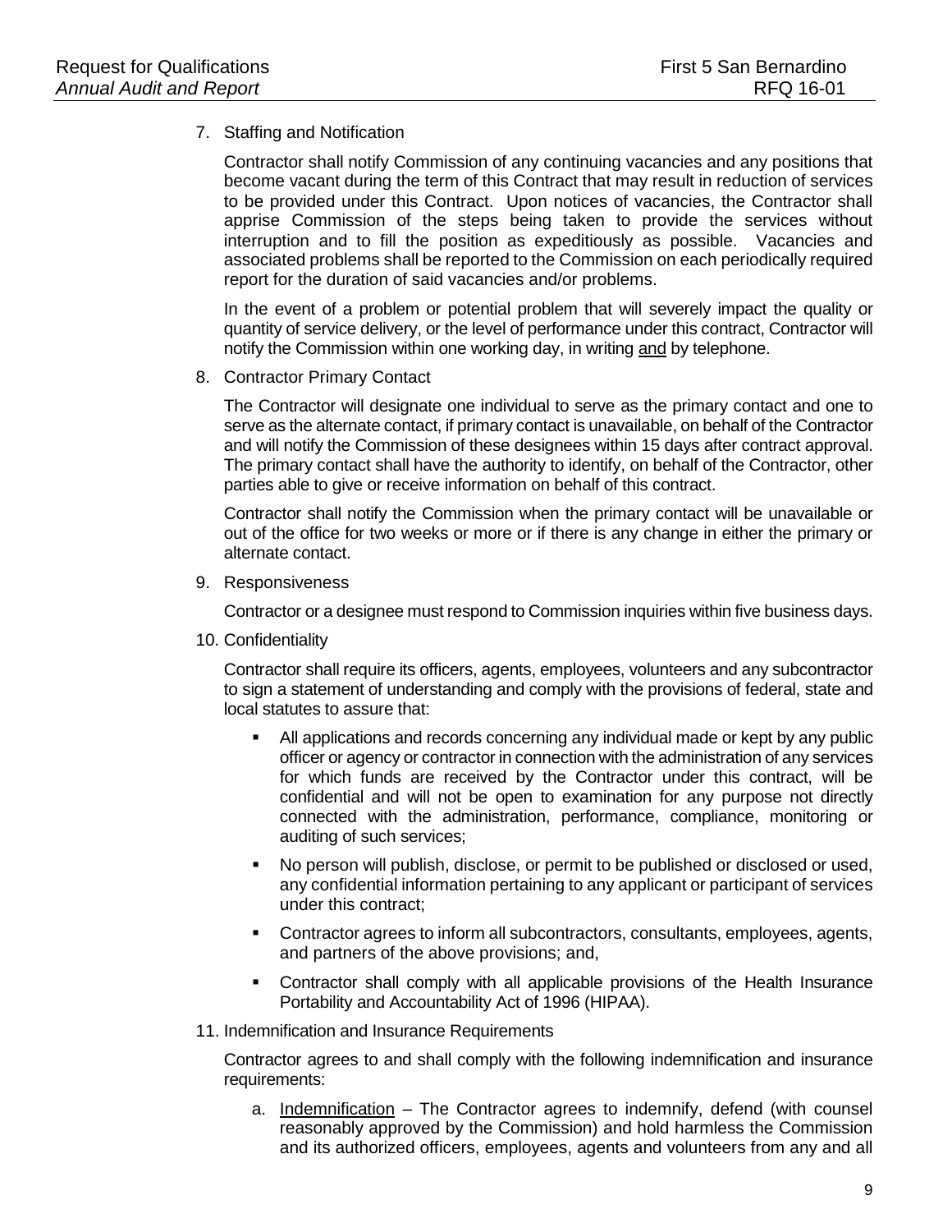7. Staffing and Notification

   Contractor shall notify Commission of any continuing vacancies and any positions that become vacant during the term of this Contract that may result in reduction of services to be provided under this Contract. Upon notices of vacancies, the Contractor shall apprise Commission of the steps being taken to provide the services without interruption and to fill the position as expeditiously as possible. Vacancies and associated problems shall be reported to the Commission on each periodically required report for the duration of said vacancies and/or problems.

   In the event of a problem or potential problem that will severely impact the quality or quantity of service delivery, or the level of performance under this contract, Contractor will notify the Commission within one working day, in writing <u>and</u> by telephone.

8. Contractor Primary Contact

   The Contractor will designate one individual to serve as the primary contact and one to serve as the alternate contact, if primary contact is unavailable, on behalf of the Contractor and will notify the Commission of these designees within 15 days after contract approval. The primary contact shall have the authority to identify, on behalf of the Contractor, other parties able to give or receive information on behalf of this contract.

   Contractor shall notify the Commission when the primary contact will be unavailable or out of the office for two weeks or more or if there is any change in either the primary or alternate contact.

9. Responsiveness

   Contractor or a designee must respond to Commission inquiries within five business days.

10. Confidentiality

    Contractor shall require its officers, agents, employees, volunteers and any subcontractor to sign a statement of understanding and comply with the provisions of federal, state and local statutes to assure that:

    - All applications and records concerning any individual made or kept by any public officer or agency or contractor in connection with the administration of any services for which funds are received by the Contractor under this contract, will be confidential and will not be open to examination for any purpose not directly connected with the administration, performance, compliance, monitoring or auditing of such services;
    - No person will publish, disclose, or permit to be published or disclosed or used, any confidential information pertaining to any applicant or participant of services under this contract;
    - Contractor agrees to inform all subcontractors, consultants, employees, agents, and partners of the above provisions; and,
    - Contractor shall comply with all applicable provisions of the Health Insurance Portability and Accountability Act of 1996 (HIPAA).

11. Indemnification and Insurance Requirements

    Contractor agrees to and shall comply with the following indemnification and insurance requirements:

    a. <u>Indemnification</u> – The Contractor agrees to indemnify, defend (with counsel reasonably approved by the Commission) and hold harmless the Commission and its authorized officers, employees, agents and volunteers from any and all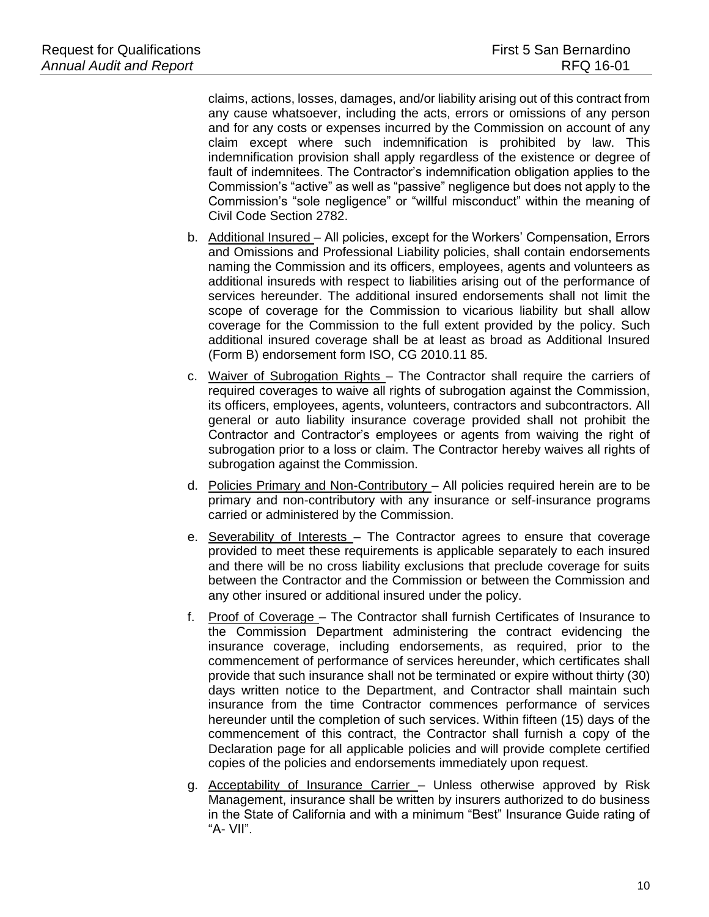claims, actions, losses, damages, and/or liability arising out of this contract from any cause whatsoever, including the acts, errors or omissions of any person and for any costs or expenses incurred by the Commission on account of any claim except where such indemnification is prohibited by law. This indemnification provision shall apply regardless of the existence or degree of fault of indemnitees. The Contractor's indemnification obligation applies to the Commission's "active" as well as "passive" negligence but does not apply to the Commission's "sole negligence" or "willful misconduct" within the meaning of Civil Code Section 2782.

b. Additional Insured – All policies, except for the Workers' Compensation, Errors and Omissions and Professional Liability policies, shall contain endorsements naming the Commission and its officers, employees, agents and volunteers as additional insureds with respect to liabilities arising out of the performance of services hereunder. The additional insured endorsements shall not limit the scope of coverage for the Commission to vicarious liability but shall allow coverage for the Commission to the full extent provided by the policy. Such additional insured coverage shall be at least as broad as Additional Insured (Form B) endorsement form ISO, CG 2010.11 85.

c. Waiver of Subrogation Rights – The Contractor shall require the carriers of required coverages to waive all rights of subrogation against the Commission, its officers, employees, agents, volunteers, contractors and subcontractors. All general or auto liability insurance coverage provided shall not prohibit the Contractor and Contractor's employees or agents from waiving the right of subrogation prior to a loss or claim. The Contractor hereby waives all rights of subrogation against the Commission.

d. Policies Primary and Non-Contributory – All policies required herein are to be primary and non-contributory with any insurance or self-insurance programs carried or administered by the Commission.

e. Severability of Interests – The Contractor agrees to ensure that coverage provided to meet these requirements is applicable separately to each insured and there will be no cross liability exclusions that preclude coverage for suits between the Contractor and the Commission or between the Commission and any other insured or additional insured under the policy.

f. Proof of Coverage – The Contractor shall furnish Certificates of Insurance to the Commission Department administering the contract evidencing the insurance coverage, including endorsements, as required, prior to the commencement of performance of services hereunder, which certificates shall provide that such insurance shall not be terminated or expire without thirty (30) days written notice to the Department, and Contractor shall maintain such insurance from the time Contractor commences performance of services hereunder until the completion of such services. Within fifteen (15) days of the commencement of this contract, the Contractor shall furnish a copy of the Declaration page for all applicable policies and will provide complete certified copies of the policies and endorsements immediately upon request.

g. Acceptability of Insurance Carrier – Unless otherwise approved by Risk Management, insurance shall be written by insurers authorized to do business in the State of California and with a minimum "Best" Insurance Guide rating of "A- VII".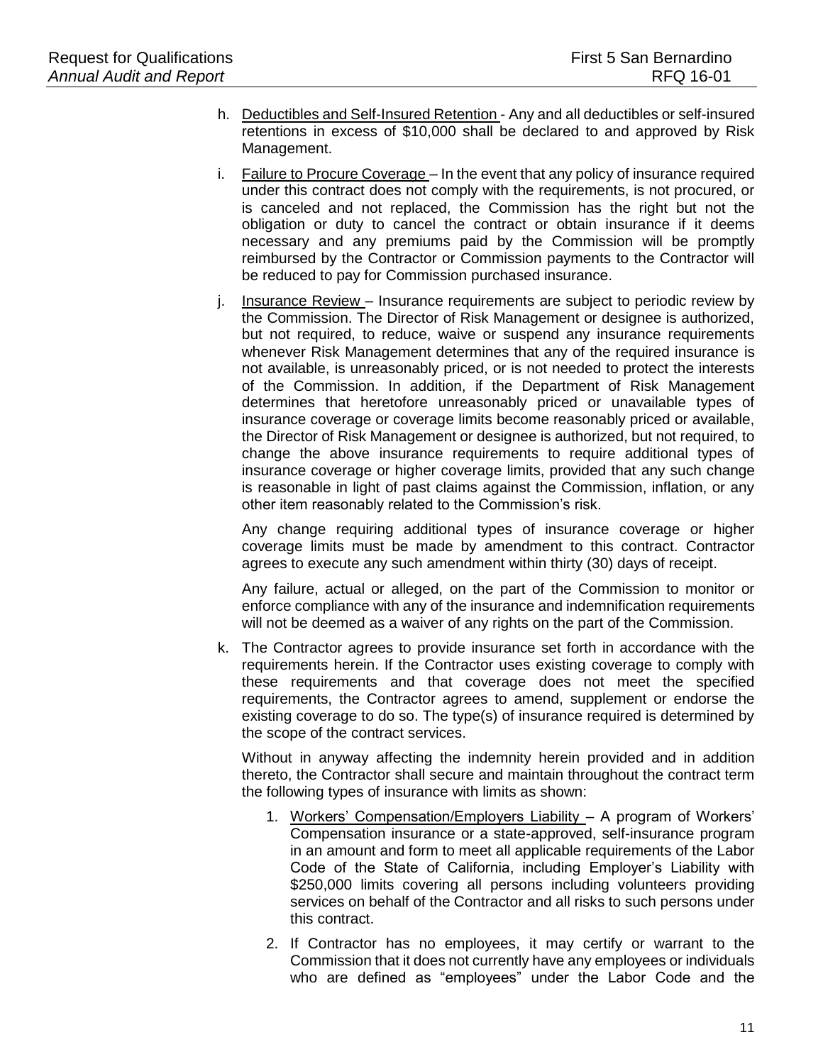h. Deductibles and Self-Insured Retention - Any and all deductibles or self-insured retentions in excess of $10,000 shall be declared to and approved by Risk Management.

i. Failure to Procure Coverage – In the event that any policy of insurance required under this contract does not comply with the requirements, is not procured, or is canceled and not replaced, the Commission has the right but not the obligation or duty to cancel the contract or obtain insurance if it deems necessary and any premiums paid by the Commission will be promptly reimbursed by the Contractor or Commission payments to the Contractor will be reduced to pay for Commission purchased insurance.

j. Insurance Review – Insurance requirements are subject to periodic review by the Commission. The Director of Risk Management or designee is authorized, but not required, to reduce, waive or suspend any insurance requirements whenever Risk Management determines that any of the required insurance is not available, is unreasonably priced, or is not needed to protect the interests of the Commission. In addition, if the Department of Risk Management determines that heretofore unreasonably priced or unavailable types of insurance coverage or coverage limits become reasonably priced or available, the Director of Risk Management or designee is authorized, but not required, to change the above insurance requirements to require additional types of insurance coverage or higher coverage limits, provided that any such change is reasonable in light of past claims against the Commission, inflation, or any other item reasonably related to the Commission's risk.

   Any change requiring additional types of insurance coverage or higher coverage limits must be made by amendment to this contract. Contractor agrees to execute any such amendment within thirty (30) days of receipt.

   Any failure, actual or alleged, on the part of the Commission to monitor or enforce compliance with any of the insurance and indemnification requirements will not be deemed as a waiver of any rights on the part of the Commission.

k. The Contractor agrees to provide insurance set forth in accordance with the requirements herein. If the Contractor uses existing coverage to comply with these requirements and that coverage does not meet the specified requirements, the Contractor agrees to amend, supplement or endorse the existing coverage to do so. The type(s) of insurance required is determined by the scope of the contract services.

   Without in anyway affecting the indemnity herein provided and in addition thereto, the Contractor shall secure and maintain throughout the contract term the following types of insurance with limits as shown:

   1. Workers' Compensation/Employers Liability – A program of Workers' Compensation insurance or a state-approved, self-insurance program in an amount and form to meet all applicable requirements of the Labor Code of the State of California, including Employer's Liability with $250,000 limits covering all persons including volunteers providing services on behalf of the Contractor and all risks to such persons under this contract.

   2. If Contractor has no employees, it may certify or warrant to the Commission that it does not currently have any employees or individuals who are defined as "employees" under the Labor Code and the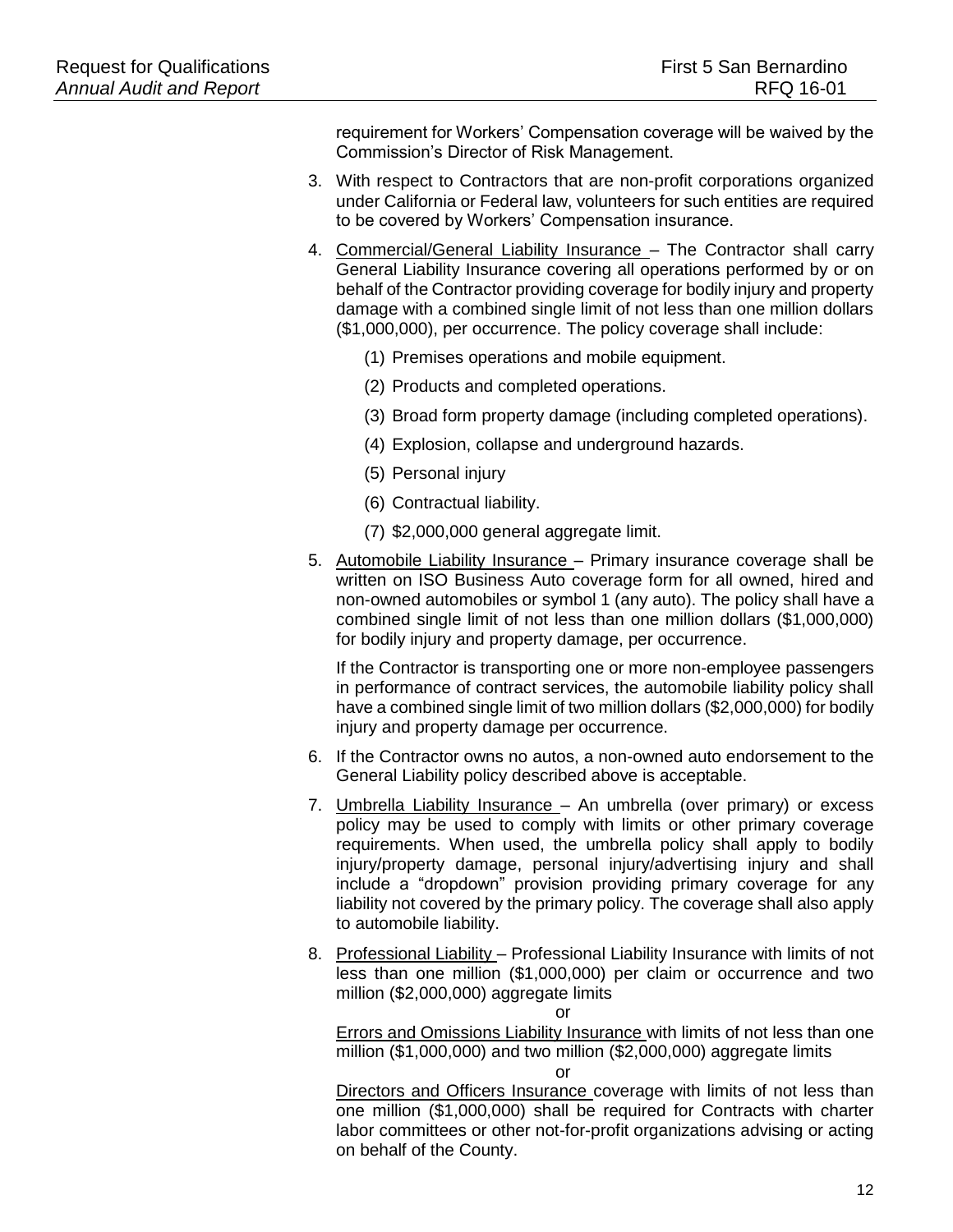requirement for Workers' Compensation coverage will be waived by the Commission's Director of Risk Management.

3. With respect to Contractors that are non-profit corporations organized under California or Federal law, volunteers for such entities are required to be covered by Workers' Compensation insurance.

4. Commercial/General Liability Insurance – The Contractor shall carry General Liability Insurance covering all operations performed by or on behalf of the Contractor providing coverage for bodily injury and property damage with a combined single limit of not less than one million dollars ($1,000,000), per occurrence. The policy coverage shall include:

   (1) Premises operations and mobile equipment.

   (2) Products and completed operations.

   (3) Broad form property damage (including completed operations).

   (4) Explosion, collapse and underground hazards.

   (5) Personal injury

   (6) Contractual liability.

   (7) $2,000,000 general aggregate limit.

5. Automobile Liability Insurance – Primary insurance coverage shall be written on ISO Business Auto coverage form for all owned, hired and non-owned automobiles or symbol 1 (any auto). The policy shall have a combined single limit of not less than one million dollars ($1,000,000) for bodily injury and property damage, per occurrence.

   If the Contractor is transporting one or more non-employee passengers in performance of contract services, the automobile liability policy shall have a combined single limit of two million dollars ($2,000,000) for bodily injury and property damage per occurrence.

6. If the Contractor owns no autos, a non-owned auto endorsement to the General Liability policy described above is acceptable.

7. Umbrella Liability Insurance – An umbrella (over primary) or excess policy may be used to comply with limits or other primary coverage requirements. When used, the umbrella policy shall apply to bodily injury/property damage, personal injury/advertising injury and shall include a "dropdown" provision providing primary coverage for any liability not covered by the primary policy. The coverage shall also apply to automobile liability.

8. Professional Liability – Professional Liability Insurance with limits of not less than one million ($1,000,000) per claim or occurrence and two million ($2,000,000) aggregate limits

   or

   Errors and Omissions Liability Insurance with limits of not less than one million ($1,000,000) and two million ($2,000,000) aggregate limits

   or

   Directors and Officers Insurance coverage with limits of not less than one million ($1,000,000) shall be required for Contracts with charter labor committees or other not-for-profit organizations advising or acting on behalf of the County.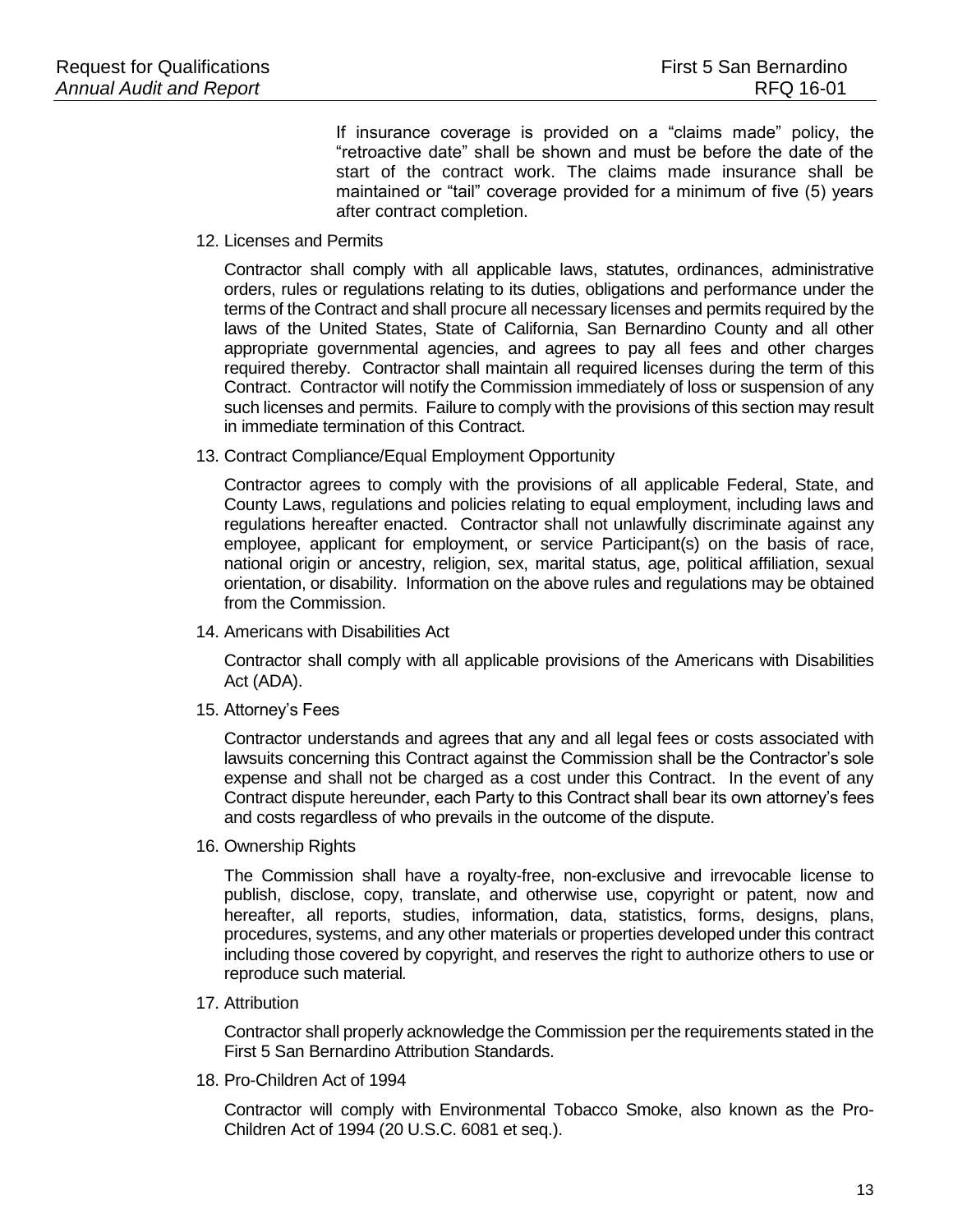If insurance coverage is provided on a "claims made" policy, the "retroactive date" shall be shown and must be before the date of the start of the contract work. The claims made insurance shall be maintained or "tail" coverage provided for a minimum of five (5) years after contract completion.

12. Licenses and Permits

    Contractor shall comply with all applicable laws, statutes, ordinances, administrative orders, rules or regulations relating to its duties, obligations and performance under the terms of the Contract and shall procure all necessary licenses and permits required by the laws of the United States, State of California, San Bernardino County and all other appropriate governmental agencies, and agrees to pay all fees and other charges required thereby. Contractor shall maintain all required licenses during the term of this Contract. Contractor will notify the Commission immediately of loss or suspension of any such licenses and permits. Failure to comply with the provisions of this section may result in immediate termination of this Contract.

13. Contract Compliance/Equal Employment Opportunity

    Contractor agrees to comply with the provisions of all applicable Federal, State, and County Laws, regulations and policies relating to equal employment, including laws and regulations hereafter enacted. Contractor shall not unlawfully discriminate against any employee, applicant for employment, or service Participant(s) on the basis of race, national origin or ancestry, religion, sex, marital status, age, political affiliation, sexual orientation, or disability. Information on the above rules and regulations may be obtained from the Commission.

14. Americans with Disabilities Act

    Contractor shall comply with all applicable provisions of the Americans with Disabilities Act (ADA).

15. Attorney's Fees

    Contractor understands and agrees that any and all legal fees or costs associated with lawsuits concerning this Contract against the Commission shall be the Contractor's sole expense and shall not be charged as a cost under this Contract. In the event of any Contract dispute hereunder, each Party to this Contract shall bear its own attorney's fees and costs regardless of who prevails in the outcome of the dispute.

16. Ownership Rights

    The Commission shall have a royalty-free, non-exclusive and irrevocable license to publish, disclose, copy, translate, and otherwise use, copyright or patent, now and hereafter, all reports, studies, information, data, statistics, forms, designs, plans, procedures, systems, and any other materials or properties developed under this contract including those covered by copyright, and reserves the right to authorize others to use or reproduce such material.

17. Attribution

    Contractor shall properly acknowledge the Commission per the requirements stated in the First 5 San Bernardino Attribution Standards.

18. Pro-Children Act of 1994

    Contractor will comply with Environmental Tobacco Smoke, also known as the Pro-Children Act of 1994 (20 U.S.C. 6081 et seq.).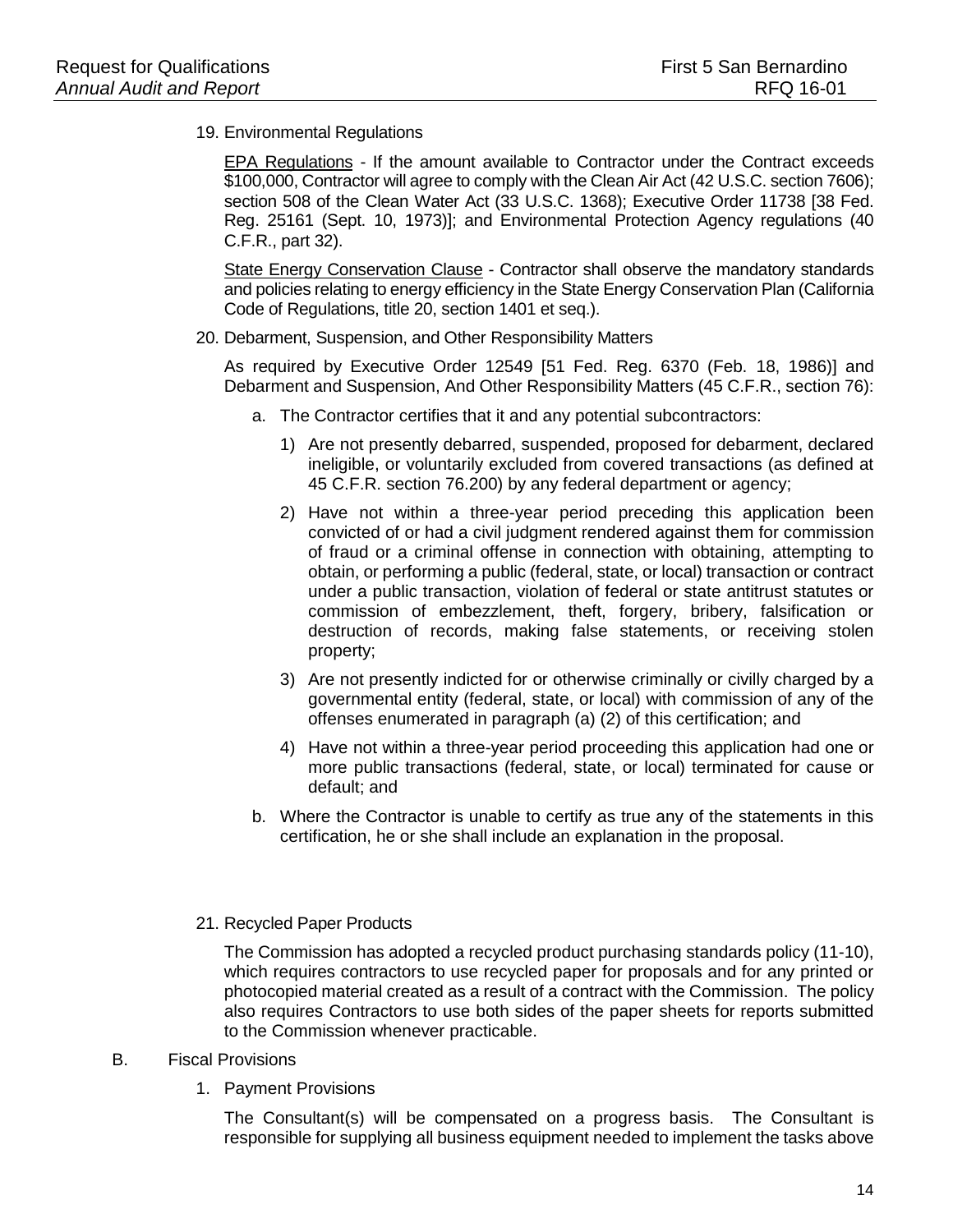19. Environmental Regulations

    EPA Regulations - If the amount available to Contractor under the Contract exceeds $100,000, Contractor will agree to comply with the Clean Air Act (42 U.S.C. section 7606); section 508 of the Clean Water Act (33 U.S.C. 1368); Executive Order 11738 [38 Fed. Reg. 25161 (Sept. 10, 1973)]; and Environmental Protection Agency regulations (40 C.F.R., part 32).

    State Energy Conservation Clause - Contractor shall observe the mandatory standards and policies relating to energy efficiency in the State Energy Conservation Plan (California Code of Regulations, title 20, section 1401 et seq.).

20. Debarment, Suspension, and Other Responsibility Matters

    As required by Executive Order 12549 [51 Fed. Reg. 6370 (Feb. 18, 1986)] and Debarment and Suspension, And Other Responsibility Matters (45 C.F.R., section 76):

    a. The Contractor certifies that it and any potential subcontractors:

        1) Are not presently debarred, suspended, proposed for debarment, declared ineligible, or voluntarily excluded from covered transactions (as defined at 45 C.F.R. section 76.200) by any federal department or agency;

        2) Have not within a three-year period preceding this application been convicted of or had a civil judgment rendered against them for commission of fraud or a criminal offense in connection with obtaining, attempting to obtain, or performing a public (federal, state, or local) transaction or contract under a public transaction, violation of federal or state antitrust statutes or commission of embezzlement, theft, forgery, bribery, falsification or destruction of records, making false statements, or receiving stolen property;

        3) Are not presently indicted for or otherwise criminally or civilly charged by a governmental entity (federal, state, or local) with commission of any of the offenses enumerated in paragraph (a) (2) of this certification; and

        4) Have not within a three-year period proceeding this application had one or more public transactions (federal, state, or local) terminated for cause or default; and

    b. Where the Contractor is unable to certify as true any of the statements in this certification, he or she shall include an explanation in the proposal.

21. Recycled Paper Products

    The Commission has adopted a recycled product purchasing standards policy (11-10), which requires contractors to use recycled paper for proposals and for any printed or photocopied material created as a result of a contract with the Commission. The policy also requires Contractors to use both sides of the paper sheets for reports submitted to the Commission whenever practicable.

B. Fiscal Provisions

1. Payment Provisions

    The Consultant(s) will be compensated on a progress basis. The Consultant is responsible for supplying all business equipment needed to implement the tasks above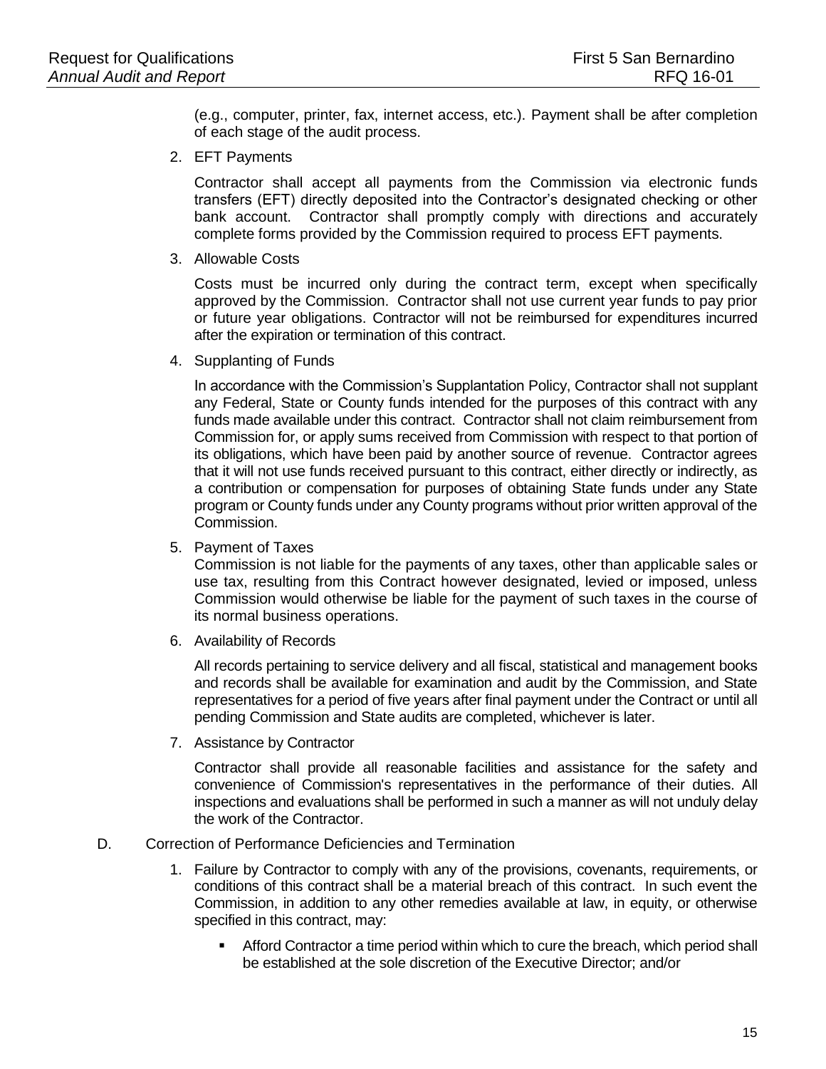(e.g., computer, printer, fax, internet access, etc.). Payment shall be after completion of each stage of the audit process.

2. EFT Payments

   Contractor shall accept all payments from the Commission via electronic funds transfers (EFT) directly deposited into the Contractor's designated checking or other bank account. Contractor shall promptly comply with directions and accurately complete forms provided by the Commission required to process EFT payments.

3. Allowable Costs

   Costs must be incurred only during the contract term, except when specifically approved by the Commission. Contractor shall not use current year funds to pay prior or future year obligations. Contractor will not be reimbursed for expenditures incurred after the expiration or termination of this contract.

4. Supplanting of Funds

   In accordance with the Commission's Supplantation Policy, Contractor shall not supplant any Federal, State or County funds intended for the purposes of this contract with any funds made available under this contract. Contractor shall not claim reimbursement from Commission for, or apply sums received from Commission with respect to that portion of its obligations, which have been paid by another source of revenue. Contractor agrees that it will not use funds received pursuant to this contract, either directly or indirectly, as a contribution or compensation for purposes of obtaining State funds under any State program or County funds under any County programs without prior written approval of the Commission.

5. Payment of Taxes

   Commission is not liable for the payments of any taxes, other than applicable sales or use tax, resulting from this Contract however designated, levied or imposed, unless Commission would otherwise be liable for the payment of such taxes in the course of its normal business operations.

6. Availability of Records

   All records pertaining to service delivery and all fiscal, statistical and management books and records shall be available for examination and audit by the Commission, and State representatives for a period of five years after final payment under the Contract or until all pending Commission and State audits are completed, whichever is later.

7. Assistance by Contractor

   Contractor shall provide all reasonable facilities and assistance for the safety and convenience of Commission's representatives in the performance of their duties. All inspections and evaluations shall be performed in such a manner as will not unduly delay the work of the Contractor.

D. Correction of Performance Deficiencies and Termination

1. Failure by Contractor to comply with any of the provisions, covenants, requirements, or conditions of this contract shall be a material breach of this contract. In such event the Commission, in addition to any other remedies available at law, in equity, or otherwise specified in this contract, may:

   - Afford Contractor a time period within which to cure the breach, which period shall be established at the sole discretion of the Executive Director; and/or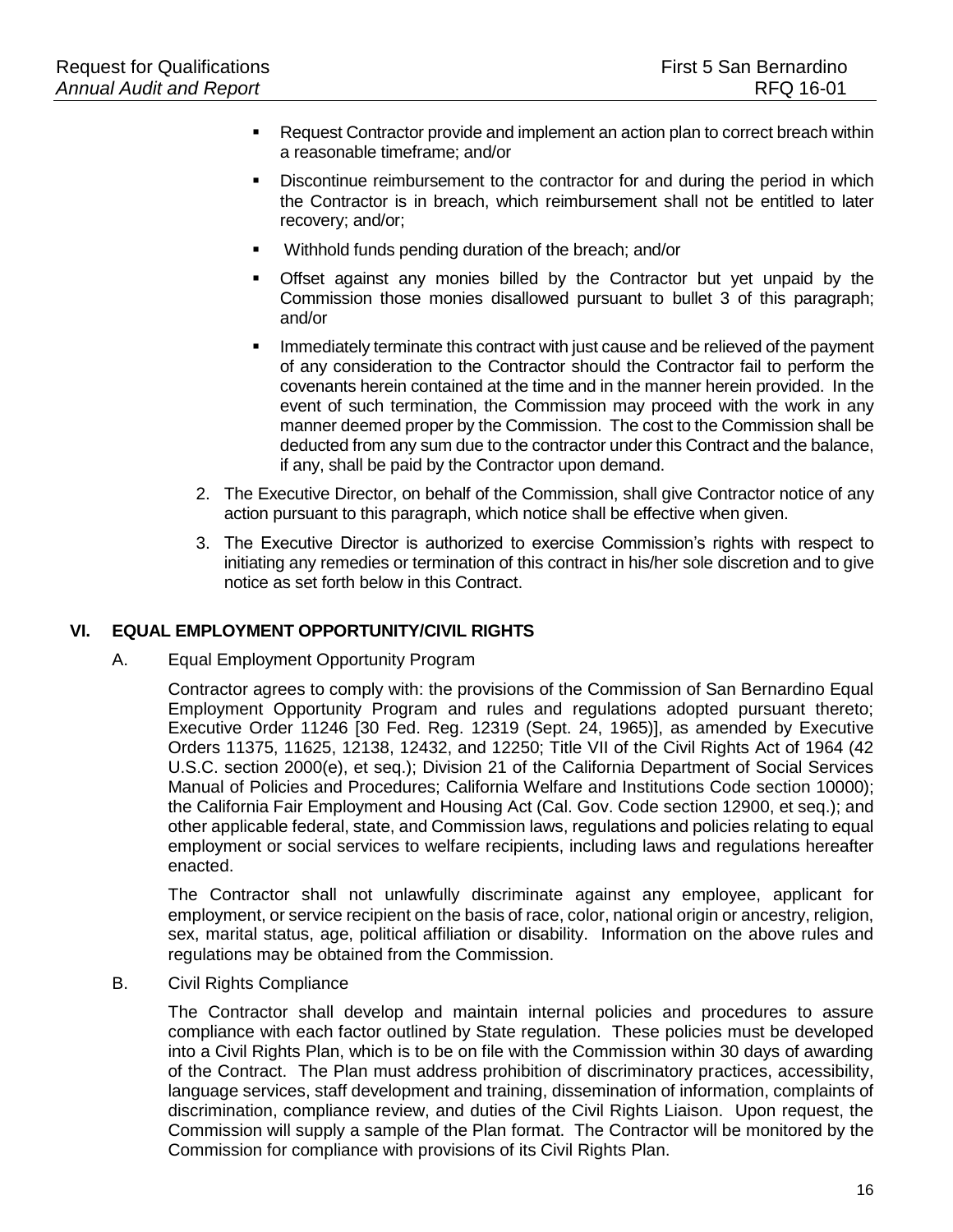- Request Contractor provide and implement an action plan to correct breach within a reasonable timeframe; and/or
- Discontinue reimbursement to the contractor for and during the period in which the Contractor is in breach, which reimbursement shall not be entitled to later recovery; and/or;
- Withhold funds pending duration of the breach; and/or
- Offset against any monies billed by the Contractor but yet unpaid by the Commission those monies disallowed pursuant to bullet 3 of this paragraph; and/or
- Immediately terminate this contract with just cause and be relieved of the payment of any consideration to the Contractor should the Contractor fail to perform the covenants herein contained at the time and in the manner herein provided. In the event of such termination, the Commission may proceed with the work in any manner deemed proper by the Commission. The cost to the Commission shall be deducted from any sum due to the contractor under this Contract and the balance, if any, shall be paid by the Contractor upon demand.

2. The Executive Director, on behalf of the Commission, shall give Contractor notice of any action pursuant to this paragraph, which notice shall be effective when given.
3. The Executive Director is authorized to exercise Commission's rights with respect to initiating any remedies or termination of this contract in his/her sole discretion and to give notice as set forth below in this Contract.

## VI. EQUAL EMPLOYMENT OPPORTUNITY/CIVIL RIGHTS

### A. Equal Employment Opportunity Program

Contractor agrees to comply with: the provisions of the Commission of San Bernardino Equal Employment Opportunity Program and rules and regulations adopted pursuant thereto; Executive Order 11246 [30 Fed. Reg. 12319 (Sept. 24, 1965)], as amended by Executive Orders 11375, 11625, 12138, 12432, and 12250; Title VII of the Civil Rights Act of 1964 (42 U.S.C. section 2000(e), et seq.); Division 21 of the California Department of Social Services Manual of Policies and Procedures; California Welfare and Institutions Code section 10000); the California Fair Employment and Housing Act (Cal. Gov. Code section 12900, et seq.); and other applicable federal, state, and Commission laws, regulations and policies relating to equal employment or social services to welfare recipients, including laws and regulations hereafter enacted.

The Contractor shall not unlawfully discriminate against any employee, applicant for employment, or service recipient on the basis of race, color, national origin or ancestry, religion, sex, marital status, age, political affiliation or disability. Information on the above rules and regulations may be obtained from the Commission.

### B. Civil Rights Compliance

The Contractor shall develop and maintain internal policies and procedures to assure compliance with each factor outlined by State regulation. These policies must be developed into a Civil Rights Plan, which is to be on file with the Commission within 30 days of awarding of the Contract. The Plan must address prohibition of discriminatory practices, accessibility, language services, staff development and training, dissemination of information, complaints of discrimination, compliance review, and duties of the Civil Rights Liaison. Upon request, the Commission will supply a sample of the Plan format. The Contractor will be monitored by the Commission for compliance with provisions of its Civil Rights Plan.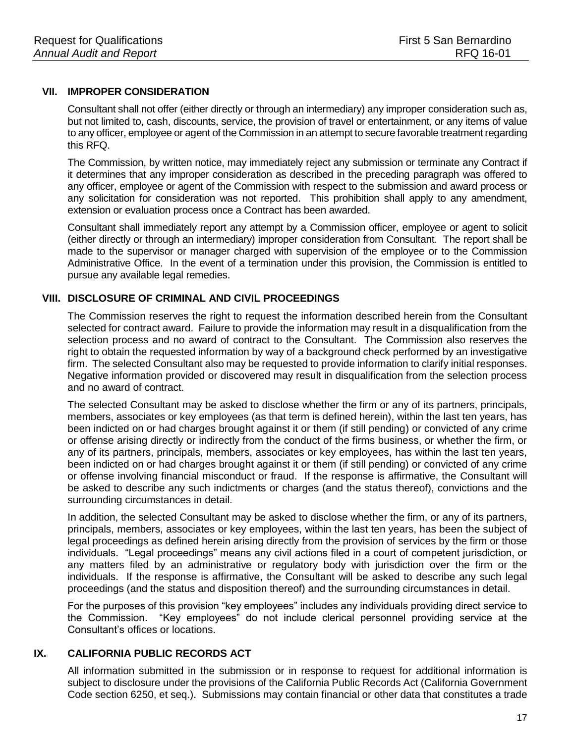## VII. IMPROPER CONSIDERATION

Consultant shall not offer (either directly or through an intermediary) any improper consideration such as, but not limited to, cash, discounts, service, the provision of travel or entertainment, or any items of value to any officer, employee or agent of the Commission in an attempt to secure favorable treatment regarding this RFQ.

The Commission, by written notice, may immediately reject any submission or terminate any Contract if it determines that any improper consideration as described in the preceding paragraph was offered to any officer, employee or agent of the Commission with respect to the submission and award process or any solicitation for consideration was not reported. This prohibition shall apply to any amendment, extension or evaluation process once a Contract has been awarded.

Consultant shall immediately report any attempt by a Commission officer, employee or agent to solicit (either directly or through an intermediary) improper consideration from Consultant. The report shall be made to the supervisor or manager charged with supervision of the employee or to the Commission Administrative Office. In the event of a termination under this provision, the Commission is entitled to pursue any available legal remedies.

## VIII. DISCLOSURE OF CRIMINAL AND CIVIL PROCEEDINGS

The Commission reserves the right to request the information described herein from the Consultant selected for contract award. Failure to provide the information may result in a disqualification from the selection process and no award of contract to the Consultant. The Commission also reserves the right to obtain the requested information by way of a background check performed by an investigative firm. The selected Consultant also may be requested to provide information to clarify initial responses. Negative information provided or discovered may result in disqualification from the selection process and no award of contract.

The selected Consultant may be asked to disclose whether the firm or any of its partners, principals, members, associates or key employees (as that term is defined herein), within the last ten years, has been indicted on or had charges brought against it or them (if still pending) or convicted of any crime or offense arising directly or indirectly from the conduct of the firms business, or whether the firm, or any of its partners, principals, members, associates or key employees, has within the last ten years, been indicted on or had charges brought against it or them (if still pending) or convicted of any crime or offense involving financial misconduct or fraud. If the response is affirmative, the Consultant will be asked to describe any such indictments or charges (and the status thereof), convictions and the surrounding circumstances in detail.

In addition, the selected Consultant may be asked to disclose whether the firm, or any of its partners, principals, members, associates or key employees, within the last ten years, has been the subject of legal proceedings as defined herein arising directly from the provision of services by the firm or those individuals. "Legal proceedings" means any civil actions filed in a court of competent jurisdiction, or any matters filed by an administrative or regulatory body with jurisdiction over the firm or the individuals. If the response is affirmative, the Consultant will be asked to describe any such legal proceedings (and the status and disposition thereof) and the surrounding circumstances in detail.

For the purposes of this provision "key employees" includes any individuals providing direct service to the Commission. "Key employees" do not include clerical personnel providing service at the Consultant's offices or locations.

## IX. CALIFORNIA PUBLIC RECORDS ACT

All information submitted in the submission or in response to request for additional information is subject to disclosure under the provisions of the California Public Records Act (California Government Code section 6250, et seq.). Submissions may contain financial or other data that constitutes a trade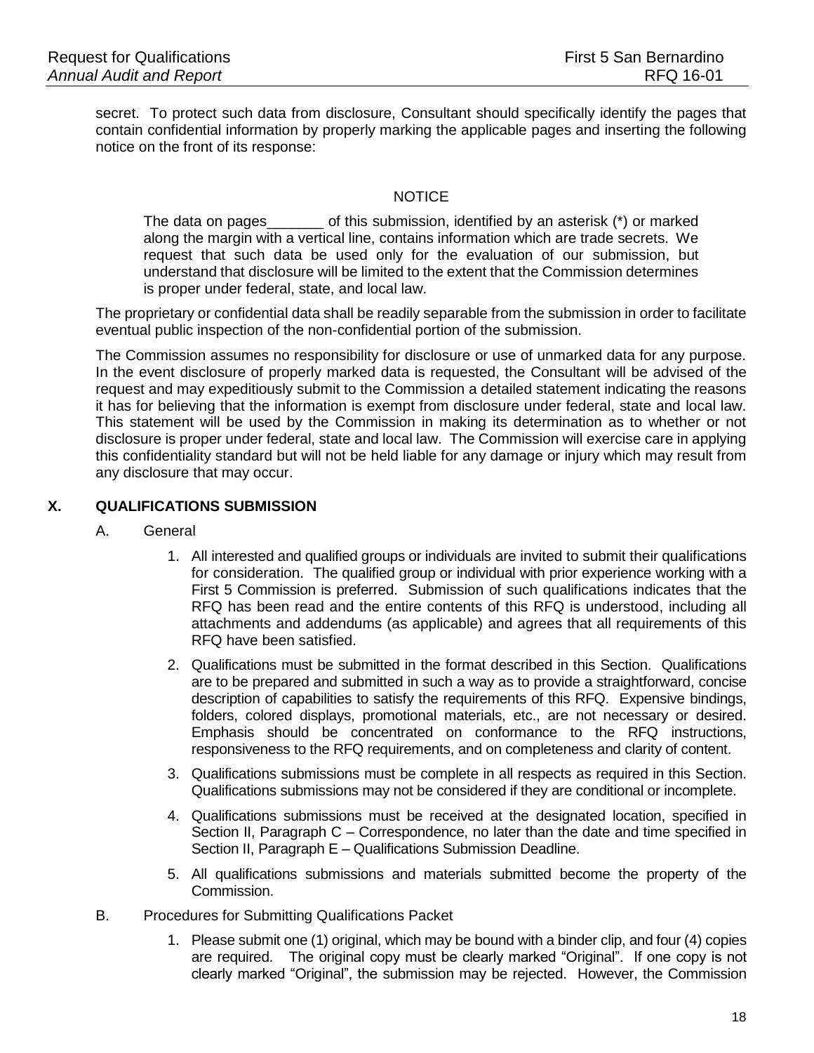secret. To protect such data from disclosure, Consultant should specifically identify the pages that contain confidential information by properly marking the applicable pages and inserting the following notice on the front of its response:

NOTICE

> The data on pages_______ of this submission, identified by an asterisk (*) or marked along the margin with a vertical line, contains information which are trade secrets. We request that such data be used only for the evaluation of our submission, but understand that disclosure will be limited to the extent that the Commission determines is proper under federal, state, and local law.

The proprietary or confidential data shall be readily separable from the submission in order to facilitate eventual public inspection of the non-confidential portion of the submission.

The Commission assumes no responsibility for disclosure or use of unmarked data for any purpose. In the event disclosure of properly marked data is requested, the Consultant will be advised of the request and may expeditiously submit to the Commission a detailed statement indicating the reasons it has for believing that the information is exempt from disclosure under federal, state and local law. This statement will be used by the Commission in making its determination as to whether or not disclosure is proper under federal, state and local law. The Commission will exercise care in applying this confidentiality standard but will not be held liable for any damage or injury which may result from any disclosure that may occur.

## X. QUALIFICATIONS SUBMISSION

A. General

1. All interested and qualified groups or individuals are invited to submit their qualifications for consideration. The qualified group or individual with prior experience working with a First 5 Commission is preferred. Submission of such qualifications indicates that the RFQ has been read and the entire contents of this RFQ is understood, including all attachments and addendums (as applicable) and agrees that all requirements of this RFQ have been satisfied.
2. Qualifications must be submitted in the format described in this Section. Qualifications are to be prepared and submitted in such a way as to provide a straightforward, concise description of capabilities to satisfy the requirements of this RFQ. Expensive bindings, folders, colored displays, promotional materials, etc., are not necessary or desired. Emphasis should be concentrated on conformance to the RFQ instructions, responsiveness to the RFQ requirements, and on completeness and clarity of content.
3. Qualifications submissions must be complete in all respects as required in this Section. Qualifications submissions may not be considered if they are conditional or incomplete.
4. Qualifications submissions must be received at the designated location, specified in Section II, Paragraph C – Correspondence, no later than the date and time specified in Section II, Paragraph E – Qualifications Submission Deadline.
5. All qualifications submissions and materials submitted become the property of the Commission.

B. Procedures for Submitting Qualifications Packet

1. Please submit one (1) original, which may be bound with a binder clip, and four (4) copies are required. The original copy must be clearly marked "Original". If one copy is not clearly marked "Original", the submission may be rejected. However, the Commission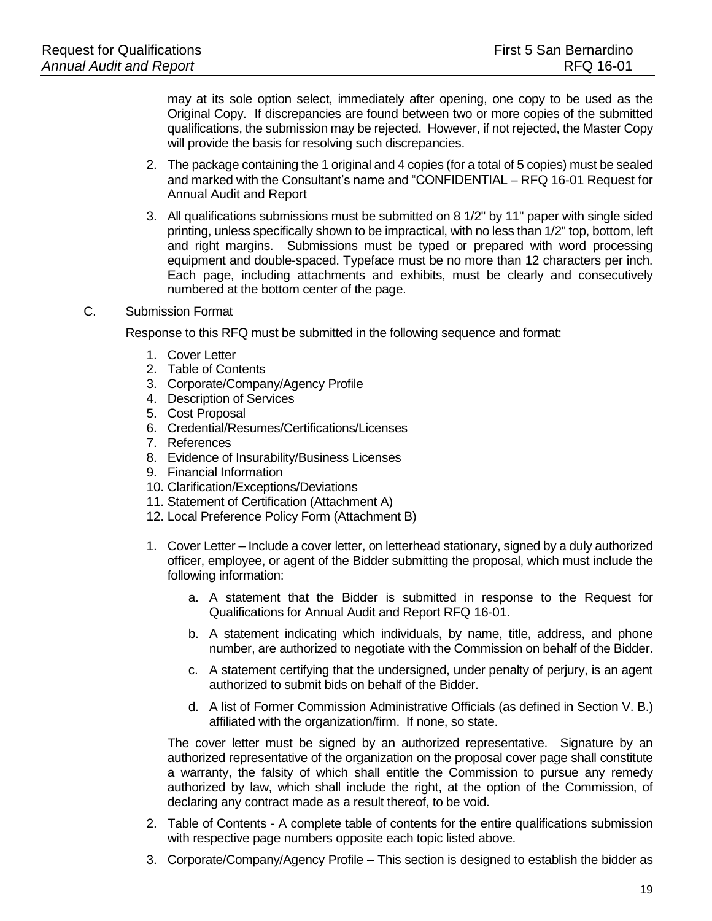may at its sole option select, immediately after opening, one copy to be used as the Original Copy. If discrepancies are found between two or more copies of the submitted qualifications, the submission may be rejected. However, if not rejected, the Master Copy will provide the basis for resolving such discrepancies.

2. The package containing the 1 original and 4 copies (for a total of 5 copies) must be sealed and marked with the Consultant's name and "CONFIDENTIAL – RFQ 16-01 Request for Annual Audit and Report

3. All qualifications submissions must be submitted on 8 1/2" by 11" paper with single sided printing, unless specifically shown to be impractical, with no less than 1/2" top, bottom, left and right margins. Submissions must be typed or prepared with word processing equipment and double-spaced. Typeface must be no more than 12 characters per inch. Each page, including attachments and exhibits, must be clearly and consecutively numbered at the bottom center of the page.

C. Submission Format

Response to this RFQ must be submitted in the following sequence and format:

1. Cover Letter
2. Table of Contents
3. Corporate/Company/Agency Profile
4. Description of Services
5. Cost Proposal
6. Credential/Resumes/Certifications/Licenses
7. References
8. Evidence of Insurability/Business Licenses
9. Financial Information
10. Clarification/Exceptions/Deviations
11. Statement of Certification (Attachment A)
12. Local Preference Policy Form (Attachment B)

1. Cover Letter – Include a cover letter, on letterhead stationary, signed by a duly authorized officer, employee, or agent of the Bidder submitting the proposal, which must include the following information:

    a. A statement that the Bidder is submitted in response to the Request for Qualifications for Annual Audit and Report RFQ 16-01.

    b. A statement indicating which individuals, by name, title, address, and phone number, are authorized to negotiate with the Commission on behalf of the Bidder.

    c. A statement certifying that the undersigned, under penalty of perjury, is an agent authorized to submit bids on behalf of the Bidder.

    d. A list of Former Commission Administrative Officials (as defined in Section V. B.) affiliated with the organization/firm. If none, so state.

    The cover letter must be signed by an authorized representative. Signature by an authorized representative of the organization on the proposal cover page shall constitute a warranty, the falsity of which shall entitle the Commission to pursue any remedy authorized by law, which shall include the right, at the option of the Commission, of declaring any contract made as a result thereof, to be void.

2. Table of Contents - A complete table of contents for the entire qualifications submission with respective page numbers opposite each topic listed above.

3. Corporate/Company/Agency Profile – This section is designed to establish the bidder as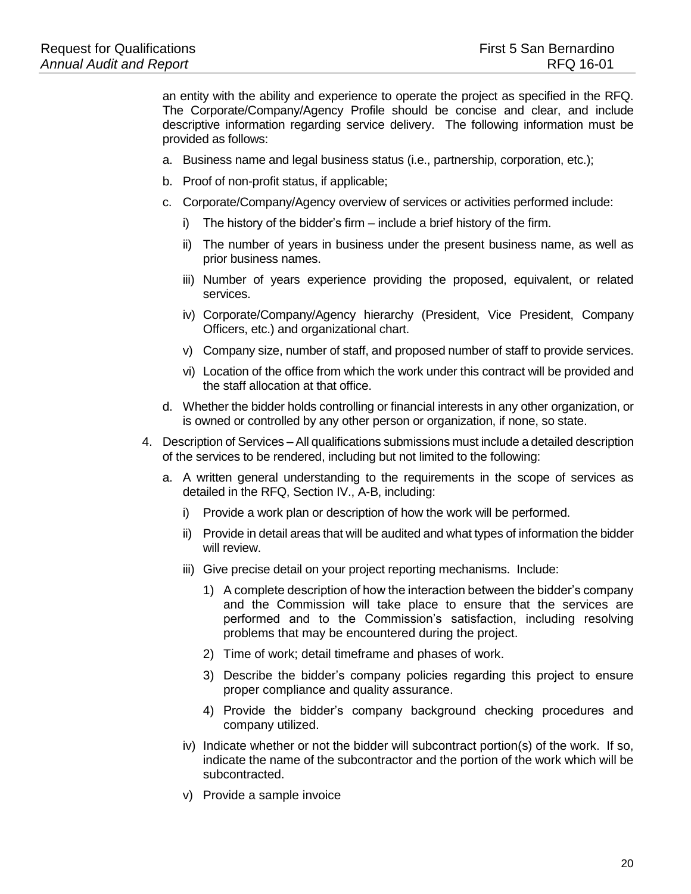an entity with the ability and experience to operate the project as specified in the RFQ. The Corporate/Company/Agency Profile should be concise and clear, and include descriptive information regarding service delivery. The following information must be provided as follows:

a. Business name and legal business status (i.e., partnership, corporation, etc.);

b. Proof of non-profit status, if applicable;

c. Corporate/Company/Agency overview of services or activities performed include:

   i) The history of the bidder's firm – include a brief history of the firm.

   ii) The number of years in business under the present business name, as well as prior business names.

   iii) Number of years experience providing the proposed, equivalent, or related services.

   iv) Corporate/Company/Agency hierarchy (President, Vice President, Company Officers, etc.) and organizational chart.

   v) Company size, number of staff, and proposed number of staff to provide services.

   vi) Location of the office from which the work under this contract will be provided and the staff allocation at that office.

d. Whether the bidder holds controlling or financial interests in any other organization, or is owned or controlled by any other person or organization, if none, so state.

4. Description of Services – All qualifications submissions must include a detailed description of the services to be rendered, including but not limited to the following:

   a. A written general understanding to the requirements in the scope of services as detailed in the RFQ, Section IV., A-B, including:

      i) Provide a work plan or description of how the work will be performed.

      ii) Provide in detail areas that will be audited and what types of information the bidder will review.

      iii) Give precise detail on your project reporting mechanisms. Include:

         1) A complete description of how the interaction between the bidder's company and the Commission will take place to ensure that the services are performed and to the Commission's satisfaction, including resolving problems that may be encountered during the project.

         2) Time of work; detail timeframe and phases of work.

         3) Describe the bidder's company policies regarding this project to ensure proper compliance and quality assurance.

         4) Provide the bidder's company background checking procedures and company utilized.

      iv) Indicate whether or not the bidder will subcontract portion(s) of the work. If so, indicate the name of the subcontractor and the portion of the work which will be subcontracted.

      v) Provide a sample invoice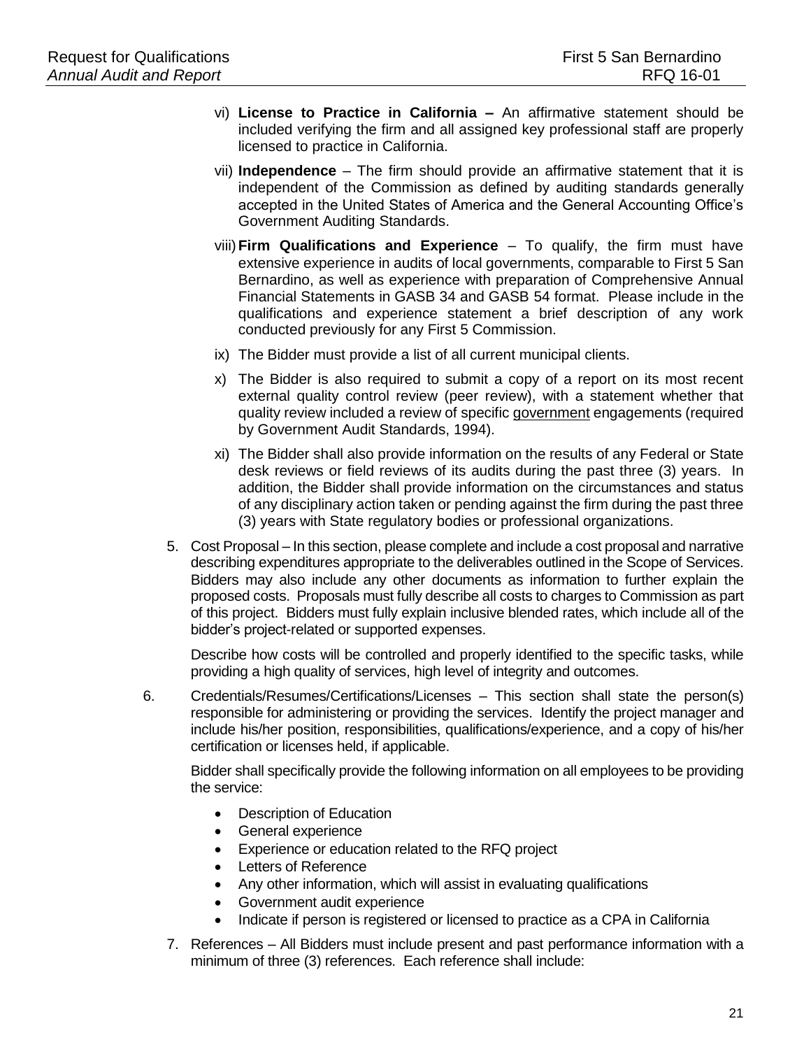vi) **License to Practice in California –** An affirmative statement should be included verifying the firm and all assigned key professional staff are properly licensed to practice in California.

vii) **Independence** – The firm should provide an affirmative statement that it is independent of the Commission as defined by auditing standards generally accepted in the United States of America and the General Accounting Office's Government Auditing Standards.

viii) **Firm Qualifications and Experience** – To qualify, the firm must have extensive experience in audits of local governments, comparable to First 5 San Bernardino, as well as experience with preparation of Comprehensive Annual Financial Statements in GASB 34 and GASB 54 format. Please include in the qualifications and experience statement a brief description of any work conducted previously for any First 5 Commission.

ix) The Bidder must provide a list of all current municipal clients.

x) The Bidder is also required to submit a copy of a report on its most recent external quality control review (peer review), with a statement whether that quality review included a review of specific <u>government</u> engagements (required by Government Audit Standards, 1994).

xi) The Bidder shall also provide information on the results of any Federal or State desk reviews or field reviews of its audits during the past three (3) years. In addition, the Bidder shall provide information on the circumstances and status of any disciplinary action taken or pending against the firm during the past three (3) years with State regulatory bodies or professional organizations.

5. Cost Proposal – In this section, please complete and include a cost proposal and narrative describing expenditures appropriate to the deliverables outlined in the Scope of Services. Bidders may also include any other documents as information to further explain the proposed costs. Proposals must fully describe all costs to charges to Commission as part of this project. Bidders must fully explain inclusive blended rates, which include all of the bidder's project-related or supported expenses.

   Describe how costs will be controlled and properly identified to the specific tasks, while providing a high quality of services, high level of integrity and outcomes.

6. Credentials/Resumes/Certifications/Licenses – This section shall state the person(s) responsible for administering or providing the services. Identify the project manager and include his/her position, responsibilities, qualifications/experience, and a copy of his/her certification or licenses held, if applicable.

   Bidder shall specifically provide the following information on all employees to be providing the service:

   - Description of Education
   - General experience
   - Experience or education related to the RFQ project
   - Letters of Reference
   - Any other information, which will assist in evaluating qualifications
   - Government audit experience
   - Indicate if person is registered or licensed to practice as a CPA in California

7. References – All Bidders must include present and past performance information with a minimum of three (3) references. Each reference shall include: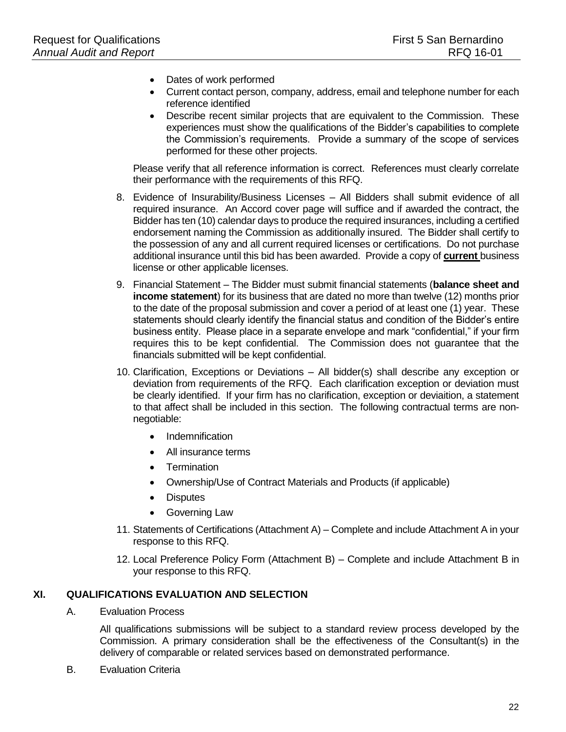- Dates of work performed
- Current contact person, company, address, email and telephone number for each reference identified
- Describe recent similar projects that are equivalent to the Commission. These experiences must show the qualifications of the Bidder's capabilities to complete the Commission's requirements. Provide a summary of the scope of services performed for these other projects.

Please verify that all reference information is correct. References must clearly correlate their performance with the requirements of this RFQ.

8. Evidence of Insurability/Business Licenses – All Bidders shall submit evidence of all required insurance. An Accord cover page will suffice and if awarded the contract, the Bidder has ten (10) calendar days to produce the required insurances, including a certified endorsement naming the Commission as additionally insured. The Bidder shall certify to the possession of any and all current required licenses or certifications. Do not purchase additional insurance until this bid has been awarded. Provide a copy of **current** business license or other applicable licenses.

9. Financial Statement – The Bidder must submit financial statements (**balance sheet and income statement**) for its business that are dated no more than twelve (12) months prior to the date of the proposal submission and cover a period of at least one (1) year. These statements should clearly identify the financial status and condition of the Bidder's entire business entity. Please place in a separate envelope and mark "confidential," if your firm requires this to be kept confidential. The Commission does not guarantee that the financials submitted will be kept confidential.

10. Clarification, Exceptions or Deviations – All bidder(s) shall describe any exception or deviation from requirements of the RFQ. Each clarification exception or deviation must be clearly identified. If your firm has no clarification, exception or deviaition, a statement to that affect shall be included in this section. The following contractual terms are non-negotiable:

    - Indemnification
    - All insurance terms
    - Termination
    - Ownership/Use of Contract Materials and Products (if applicable)
    - Disputes
    - Governing Law

11. Statements of Certifications (Attachment A) – Complete and include Attachment A in your response to this RFQ.

12. Local Preference Policy Form (Attachment B) – Complete and include Attachment B in your response to this RFQ.

## XI. QUALIFICATIONS EVALUATION AND SELECTION

A. Evaluation Process

All qualifications submissions will be subject to a standard review process developed by the Commission. A primary consideration shall be the effectiveness of the Consultant(s) in the delivery of comparable or related services based on demonstrated performance.

B. Evaluation Criteria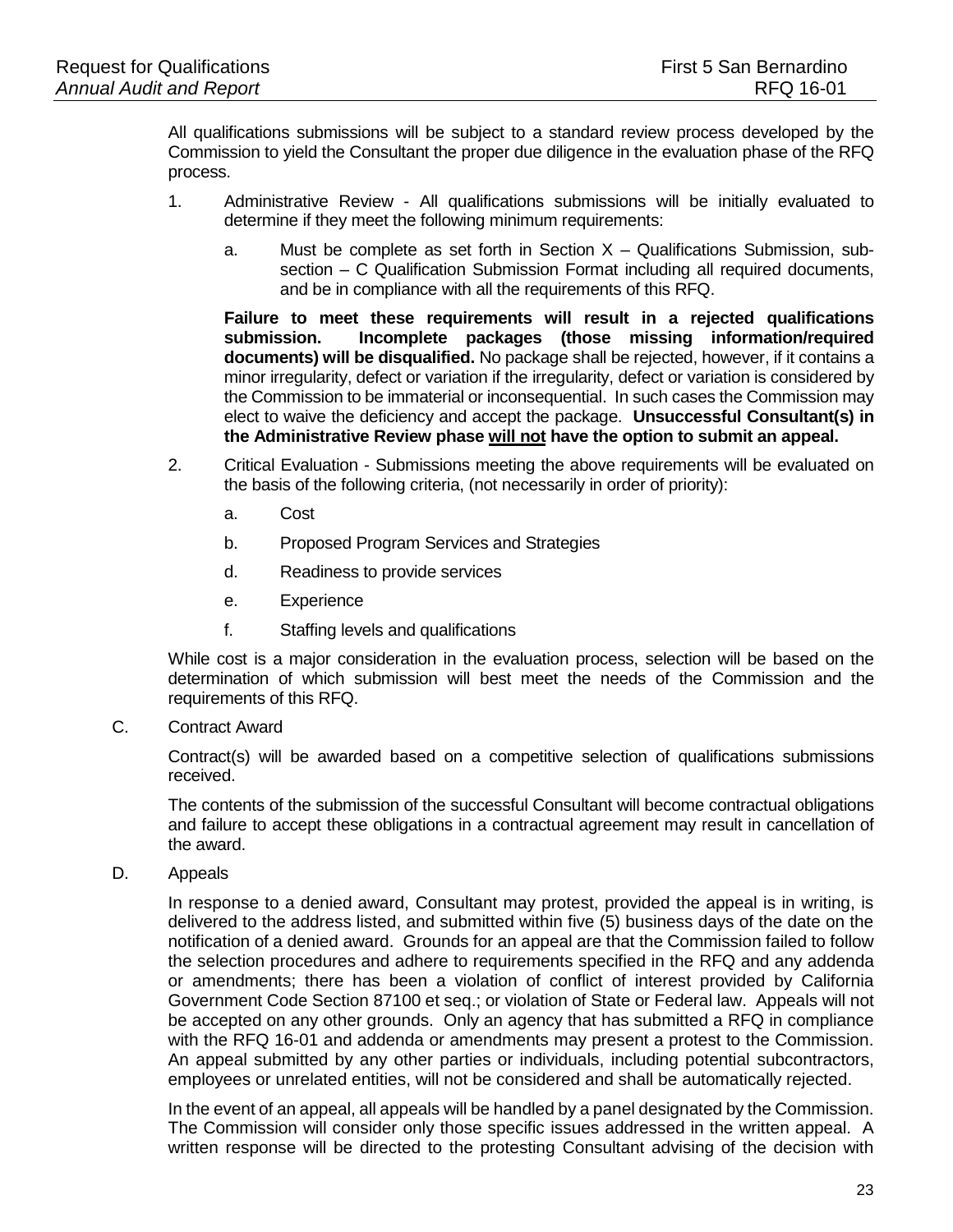All qualifications submissions will be subject to a standard review process developed by the Commission to yield the Consultant the proper due diligence in the evaluation phase of the RFQ process.

1. Administrative Review - All qualifications submissions will be initially evaluated to determine if they meet the following minimum requirements:

   a. Must be complete as set forth in Section X – Qualifications Submission, sub-section – C Qualification Submission Format including all required documents, and be in compliance with all the requirements of this RFQ.

   **Failure to meet these requirements will result in a rejected qualifications submission. Incomplete packages (those missing information/required documents) will be disqualified.** No package shall be rejected, however, if it contains a minor irregularity, defect or variation if the irregularity, defect or variation is considered by the Commission to be immaterial or inconsequential. In such cases the Commission may elect to waive the deficiency and accept the package. **Unsuccessful Consultant(s) in the Administrative Review phase <u>will not</u> have the option to submit an appeal.**

2. Critical Evaluation - Submissions meeting the above requirements will be evaluated on the basis of the following criteria, (not necessarily in order of priority):

   a. Cost

   b. Proposed Program Services and Strategies

   d. Readiness to provide services

   e. Experience

   f. Staffing levels and qualifications

   While cost is a major consideration in the evaluation process, selection will be based on the determination of which submission will best meet the needs of the Commission and the requirements of this RFQ.

C. Contract Award

Contract(s) will be awarded based on a competitive selection of qualifications submissions received.

The contents of the submission of the successful Consultant will become contractual obligations and failure to accept these obligations in a contractual agreement may result in cancellation of the award.

D. Appeals

In response to a denied award, Consultant may protest, provided the appeal is in writing, is delivered to the address listed, and submitted within five (5) business days of the date on the notification of a denied award. Grounds for an appeal are that the Commission failed to follow the selection procedures and adhere to requirements specified in the RFQ and any addenda or amendments; there has been a violation of conflict of interest provided by California Government Code Section 87100 et seq.; or violation of State or Federal law. Appeals will not be accepted on any other grounds. Only an agency that has submitted a RFQ in compliance with the RFQ 16-01 and addenda or amendments may present a protest to the Commission. An appeal submitted by any other parties or individuals, including potential subcontractors, employees or unrelated entities, will not be considered and shall be automatically rejected.

In the event of an appeal, all appeals will be handled by a panel designated by the Commission. The Commission will consider only those specific issues addressed in the written appeal. A written response will be directed to the protesting Consultant advising of the decision with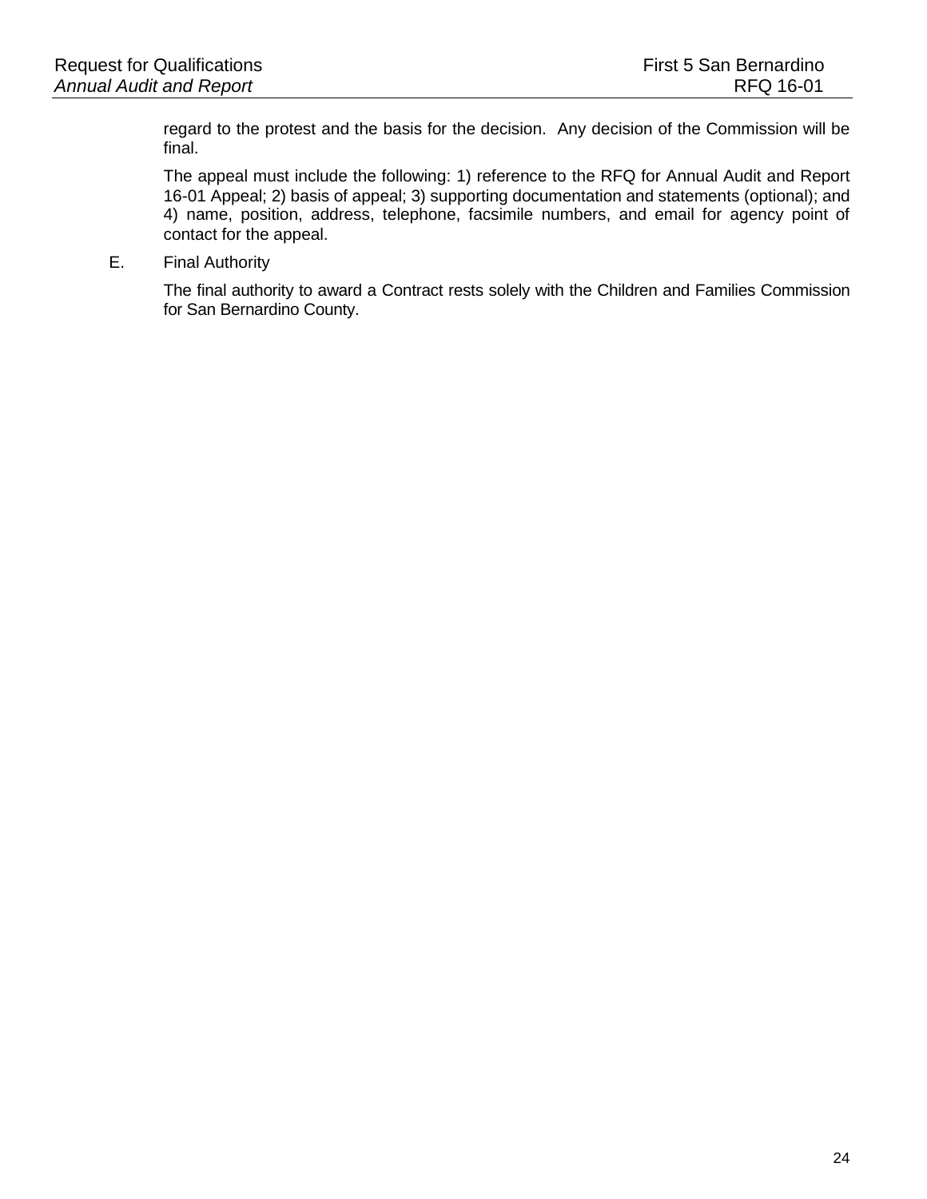regard to the protest and the basis for the decision. Any decision of the Commission will be final.

The appeal must include the following: 1) reference to the RFQ for Annual Audit and Report 16-01 Appeal; 2) basis of appeal; 3) supporting documentation and statements (optional); and 4) name, position, address, telephone, facsimile numbers, and email for agency point of contact for the appeal.

E. Final Authority

The final authority to award a Contract rests solely with the Children and Families Commission for San Bernardino County.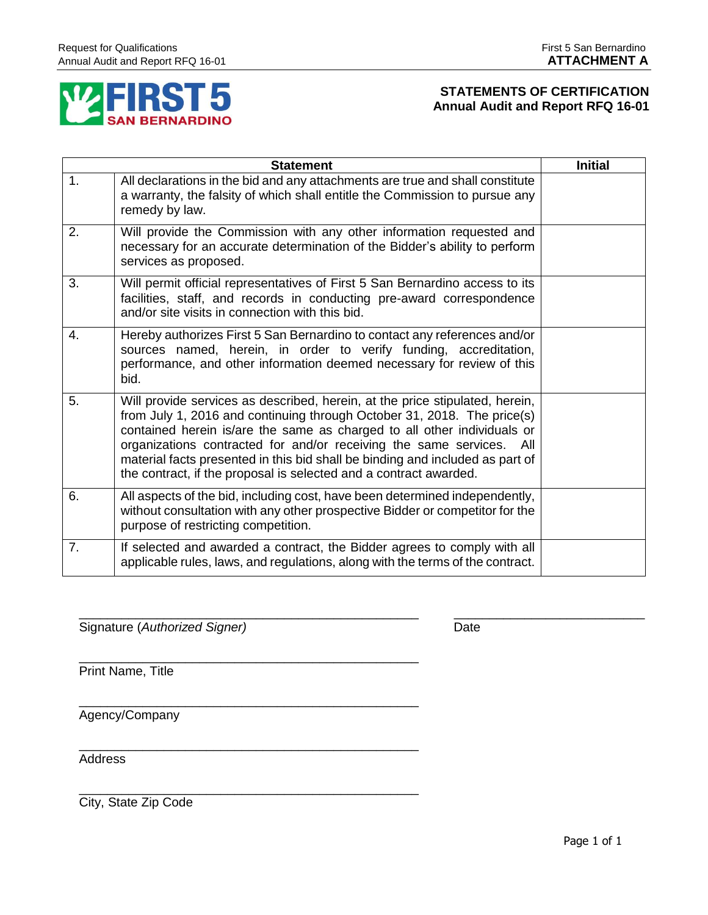# STATEMENTS OF CERTIFICATION
## Annual Audit and Report RFQ 16-01

| | Statement | Initial |
|---|---|---|
| 1. | All declarations in the bid and any attachments are true and shall constitute a warranty, the falsity of which shall entitle the Commission to pursue any remedy by law. | |
| 2. | Will provide the Commission with any other information requested and necessary for an accurate determination of the Bidder's ability to perform services as proposed. | |
| 3. | Will permit official representatives of First 5 San Bernardino access to its facilities, staff, and records in conducting pre-award correspondence and/or site visits in connection with this bid. | |
| 4. | Hereby authorizes First 5 San Bernardino to contact any references and/or sources named, herein, in order to verify funding, accreditation, performance, and other information deemed necessary for review of this bid. | |
| 5. | Will provide services as described, herein, at the price stipulated, herein, from July 1, 2016 and continuing through October 31, 2018. The price(s) contained herein is/are the same as charged to all other individuals or organizations contracted for and/or receiving the same services. All material facts presented in this bid shall be binding and included as part of the contract, if the proposal is selected and a contract awarded. | |
| 6. | All aspects of the bid, including cost, have been determined independently, without consultation with any other prospective Bidder or competitor for the purpose of restricting competition. | |
| 7. | If selected and awarded a contract, the Bidder agrees to comply with all applicable rules, laws, and regulations, along with the terms of the contract. | |

_______________________________________________ &nbsp;&nbsp;&nbsp; __________________________

Signature (*Authorized Signer*) &nbsp;&nbsp;&nbsp; Date

_______________________________________________

Print Name, Title

_______________________________________________

Agency/Company

_______________________________________________

Address

_______________________________________________

City, State Zip Code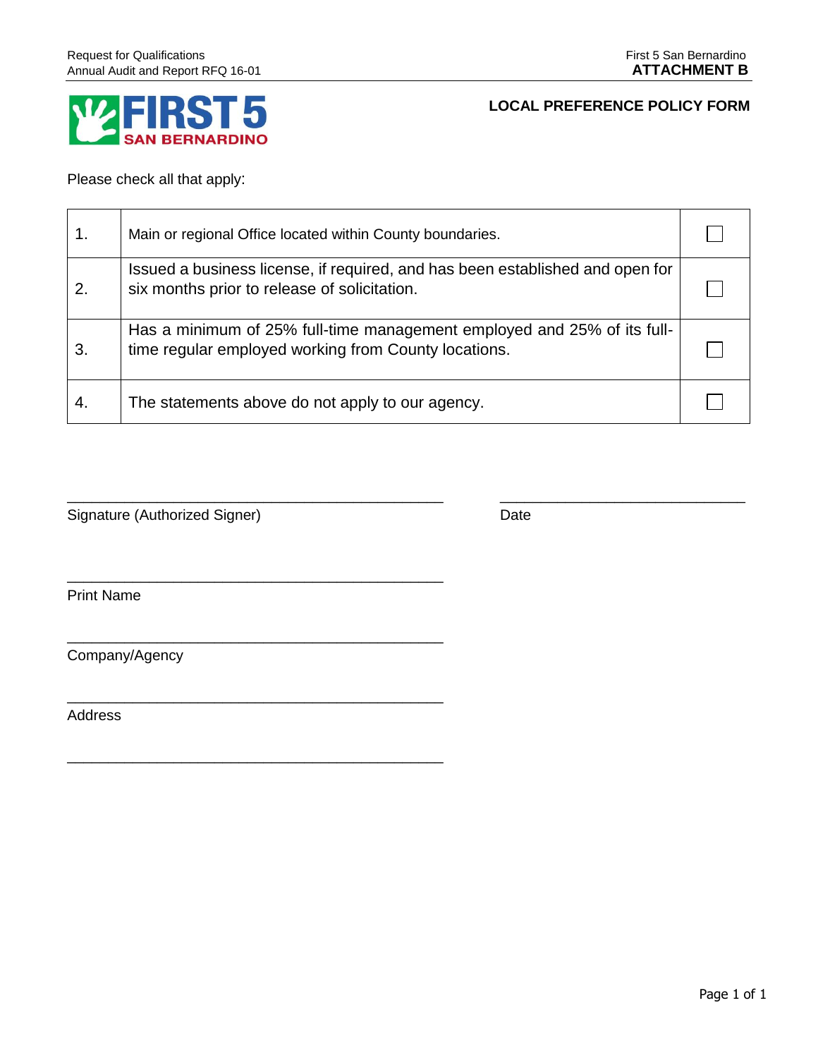# ATTACHMENT B

## LOCAL PREFERENCE POLICY FORM

Please check all that apply:

| | | |
|---|---|---|
| 1. | Main or regional Office located within County boundaries. | ☐ |
| 2. | Issued a business license, if required, and has been established and open for six months prior to release of solicitation. | ☐ |
| 3. | Has a minimum of 25% full-time management employed and 25% of its full-time regular employed working from County locations. | ☐ |
| 4. | The statements above do not apply to our agency. | ☐ |

_____________________________________________ _____________________________

Signature (Authorized Signer) Date

_____________________________________________

Print Name

_____________________________________________

Company/Agency

_____________________________________________

Address

_____________________________________________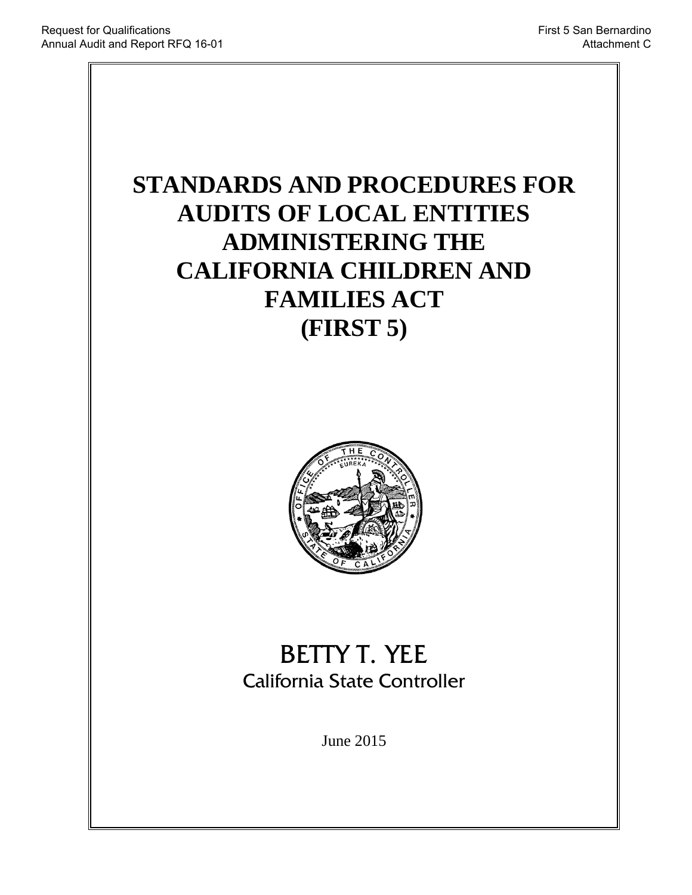# STANDARDS AND PROCEDURES FOR AUDITS OF LOCAL ENTITIES ADMINISTERING THE CALIFORNIA CHILDREN AND FAMILIES ACT (FIRST 5)

BETTY T. YEE

California State Controller

June 2015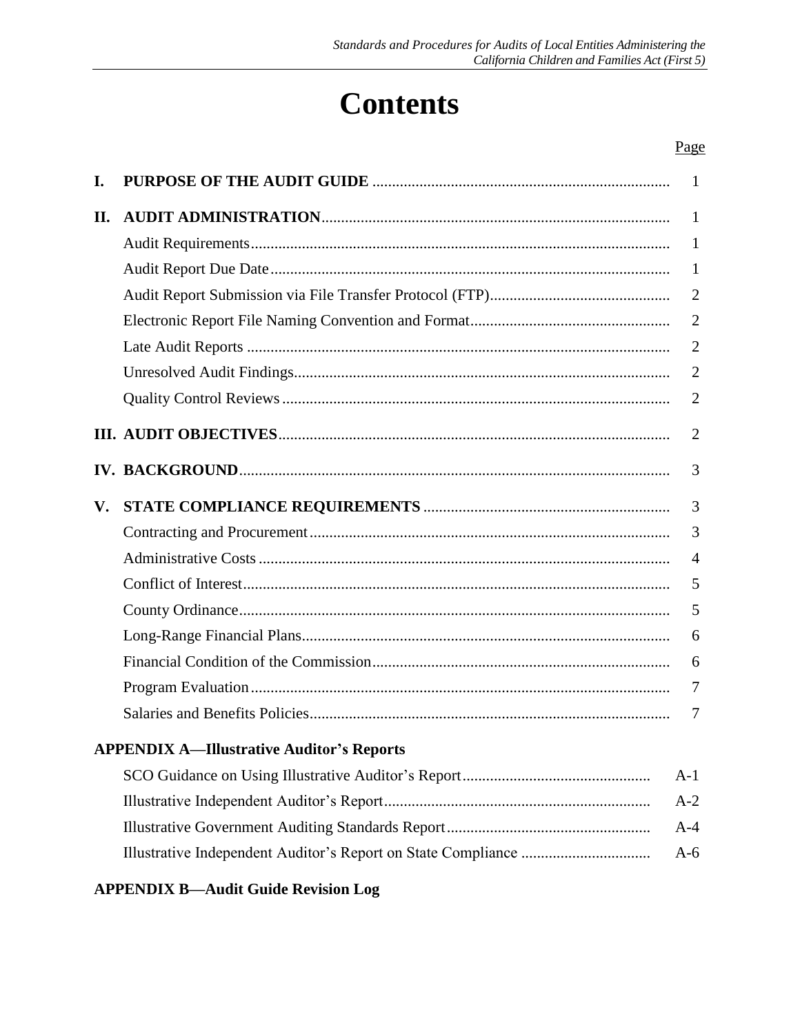# Contents

| | | Page |
|---|---|---|
| **I.** | **PURPOSE OF THE AUDIT GUIDE** | 1 |
| **II.** | **AUDIT ADMINISTRATION** | 1 |
| | Audit Requirements | 1 |
| | Audit Report Due Date | 1 |
| | Audit Report Submission via File Transfer Protocol (FTP) | 2 |
| | Electronic Report File Naming Convention and Format | 2 |
| | Late Audit Reports | 2 |
| | Unresolved Audit Findings | 2 |
| | Quality Control Reviews | 2 |
| **III.** | **AUDIT OBJECTIVES** | 2 |
| **IV.** | **BACKGROUND** | 3 |
| **V.** | **STATE COMPLIANCE REQUIREMENTS** | 3 |
| | Contracting and Procurement | 3 |
| | Administrative Costs | 4 |
| | Conflict of Interest | 5 |
| | County Ordinance | 5 |
| | Long-Range Financial Plans | 6 |
| | Financial Condition of the Commission | 6 |
| | Program Evaluation | 7 |
| | Salaries and Benefits Policies | 7 |

**APPENDIX A—Illustrative Auditor's Reports**

| | |
|---|---|
| SCO Guidance on Using Illustrative Auditor's Report | A-1 |
| Illustrative Independent Auditor's Report | A-2 |
| Illustrative Government Auditing Standards Report | A-4 |
| Illustrative Independent Auditor's Report on State Compliance | A-6 |

**APPENDIX B—Audit Guide Revision Log**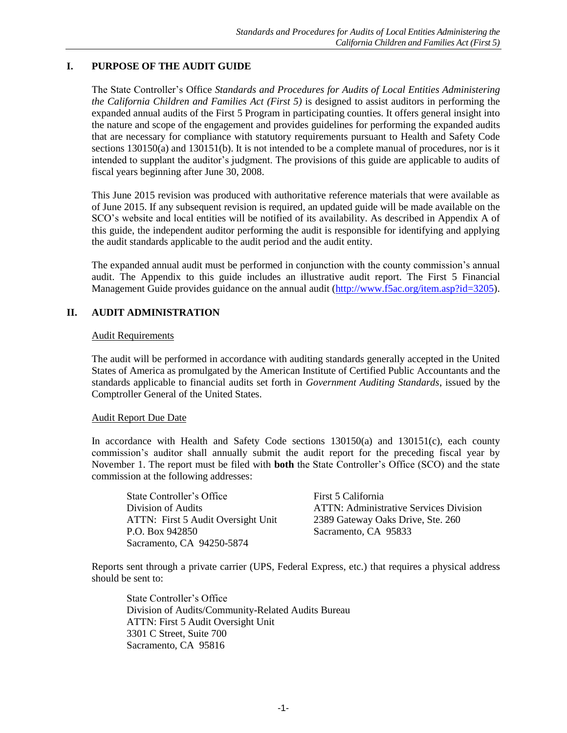## I. PURPOSE OF THE AUDIT GUIDE

The State Controller's Office *Standards and Procedures for Audits of Local Entities Administering the California Children and Families Act (First 5)* is designed to assist auditors in performing the expanded annual audits of the First 5 Program in participating counties. It offers general insight into the nature and scope of the engagement and provides guidelines for performing the expanded audits that are necessary for compliance with statutory requirements pursuant to Health and Safety Code sections 130150(a) and 130151(b). It is not intended to be a complete manual of procedures, nor is it intended to supplant the auditor's judgment. The provisions of this guide are applicable to audits of fiscal years beginning after June 30, 2008.

This June 2015 revision was produced with authoritative reference materials that were available as of June 2015. If any subsequent revision is required, an updated guide will be made available on the SCO's website and local entities will be notified of its availability. As described in Appendix A of this guide, the independent auditor performing the audit is responsible for identifying and applying the audit standards applicable to the audit period and the audit entity.

The expanded annual audit must be performed in conjunction with the county commission's annual audit. The Appendix to this guide includes an illustrative audit report. The First 5 Financial Management Guide provides guidance on the annual audit (http://www.f5ac.org/item.asp?id=3205).

## II. AUDIT ADMINISTRATION

### Audit Requirements

The audit will be performed in accordance with auditing standards generally accepted in the United States of America as promulgated by the American Institute of Certified Public Accountants and the standards applicable to financial audits set forth in *Government Auditing Standards*, issued by the Comptroller General of the United States.

### Audit Report Due Date

In accordance with Health and Safety Code sections 130150(a) and 130151(c), each county commission's auditor shall annually submit the audit report for the preceding fiscal year by November 1. The report must be filed with **both** the State Controller's Office (SCO) and the state commission at the following addresses:

State Controller's Office
Division of Audits
ATTN: First 5 Audit Oversight Unit
P.O. Box 942850
Sacramento, CA 94250-5874

First 5 California
ATTN: Administrative Services Division
2389 Gateway Oaks Drive, Ste. 260
Sacramento, CA 95833

Reports sent through a private carrier (UPS, Federal Express, etc.) that requires a physical address should be sent to:

State Controller's Office
Division of Audits/Community-Related Audits Bureau
ATTN: First 5 Audit Oversight Unit
3301 C Street, Suite 700
Sacramento, CA 95816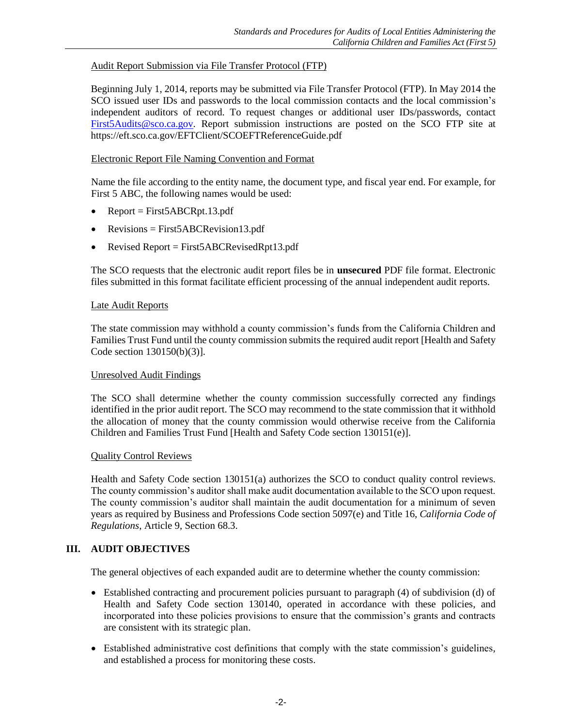Audit Report Submission via File Transfer Protocol (FTP)

Beginning July 1, 2014, reports may be submitted via File Transfer Protocol (FTP). In May 2014 the SCO issued user IDs and passwords to the local commission contacts and the local commission's independent auditors of record. To request changes or additional user IDs/passwords, contact First5Audits@sco.ca.gov. Report submission instructions are posted on the SCO FTP site at https://eft.sco.ca.gov/EFTClient/SCOEFTReferenceGuide.pdf

Electronic Report File Naming Convention and Format

Name the file according to the entity name, the document type, and fiscal year end. For example, for First 5 ABC, the following names would be used:

- Report = First5ABCRpt.13.pdf
- Revisions = First5ABCRevision13.pdf
- Revised Report = First5ABCRevisedRpt13.pdf

The SCO requests that the electronic audit report files be in **unsecured** PDF file format. Electronic files submitted in this format facilitate efficient processing of the annual independent audit reports.

Late Audit Reports

The state commission may withhold a county commission's funds from the California Children and Families Trust Fund until the county commission submits the required audit report [Health and Safety Code section 130150(b)(3)].

Unresolved Audit Findings

The SCO shall determine whether the county commission successfully corrected any findings identified in the prior audit report. The SCO may recommend to the state commission that it withhold the allocation of money that the county commission would otherwise receive from the California Children and Families Trust Fund [Health and Safety Code section 130151(e)].

Quality Control Reviews

Health and Safety Code section 130151(a) authorizes the SCO to conduct quality control reviews. The county commission's auditor shall make audit documentation available to the SCO upon request. The county commission's auditor shall maintain the audit documentation for a minimum of seven years as required by Business and Professions Code section 5097(e) and Title 16, *California Code of Regulations*, Article 9, Section 68.3.

## III. AUDIT OBJECTIVES

The general objectives of each expanded audit are to determine whether the county commission:

- Established contracting and procurement policies pursuant to paragraph (4) of subdivision (d) of Health and Safety Code section 130140, operated in accordance with these policies, and incorporated into these policies provisions to ensure that the commission's grants and contracts are consistent with its strategic plan.
- Established administrative cost definitions that comply with the state commission's guidelines, and established a process for monitoring these costs.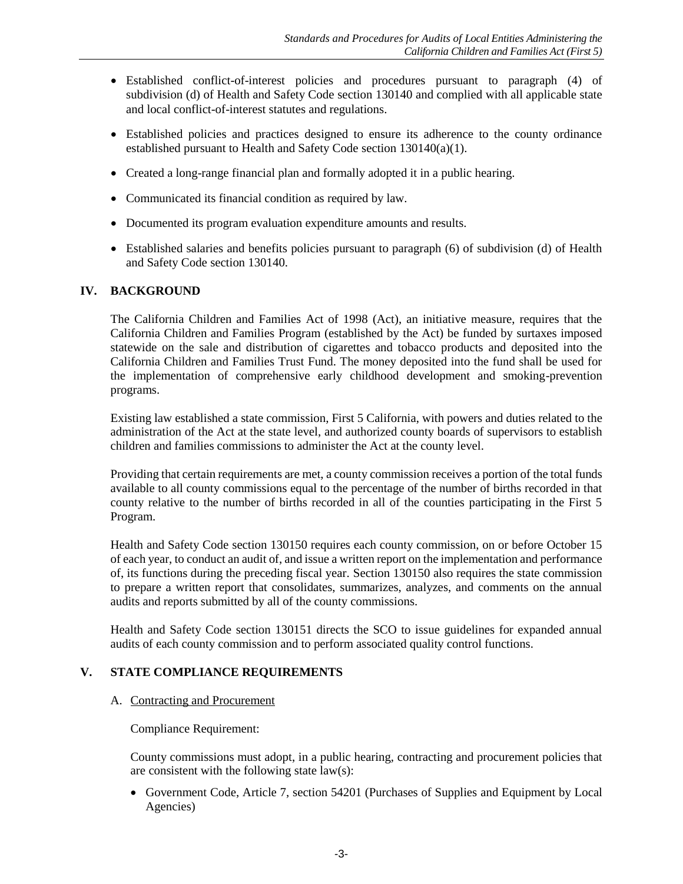- Established conflict-of-interest policies and procedures pursuant to paragraph (4) of subdivision (d) of Health and Safety Code section 130140 and complied with all applicable state and local conflict-of-interest statutes and regulations.
- Established policies and practices designed to ensure its adherence to the county ordinance established pursuant to Health and Safety Code section 130140(a)(1).
- Created a long-range financial plan and formally adopted it in a public hearing.
- Communicated its financial condition as required by law.
- Documented its program evaluation expenditure amounts and results.
- Established salaries and benefits policies pursuant to paragraph (6) of subdivision (d) of Health and Safety Code section 130140.

## IV. BACKGROUND

The California Children and Families Act of 1998 (Act), an initiative measure, requires that the California Children and Families Program (established by the Act) be funded by surtaxes imposed statewide on the sale and distribution of cigarettes and tobacco products and deposited into the California Children and Families Trust Fund. The money deposited into the fund shall be used for the implementation of comprehensive early childhood development and smoking-prevention programs.

Existing law established a state commission, First 5 California, with powers and duties related to the administration of the Act at the state level, and authorized county boards of supervisors to establish children and families commissions to administer the Act at the county level.

Providing that certain requirements are met, a county commission receives a portion of the total funds available to all county commissions equal to the percentage of the number of births recorded in that county relative to the number of births recorded in all of the counties participating in the First 5 Program.

Health and Safety Code section 130150 requires each county commission, on or before October 15 of each year, to conduct an audit of, and issue a written report on the implementation and performance of, its functions during the preceding fiscal year. Section 130150 also requires the state commission to prepare a written report that consolidates, summarizes, analyzes, and comments on the annual audits and reports submitted by all of the county commissions.

Health and Safety Code section 130151 directs the SCO to issue guidelines for expanded annual audits of each county commission and to perform associated quality control functions.

## V. STATE COMPLIANCE REQUIREMENTS

### A. Contracting and Procurement

Compliance Requirement:

County commissions must adopt, in a public hearing, contracting and procurement policies that are consistent with the following state law(s):

- Government Code, Article 7, section 54201 (Purchases of Supplies and Equipment by Local Agencies)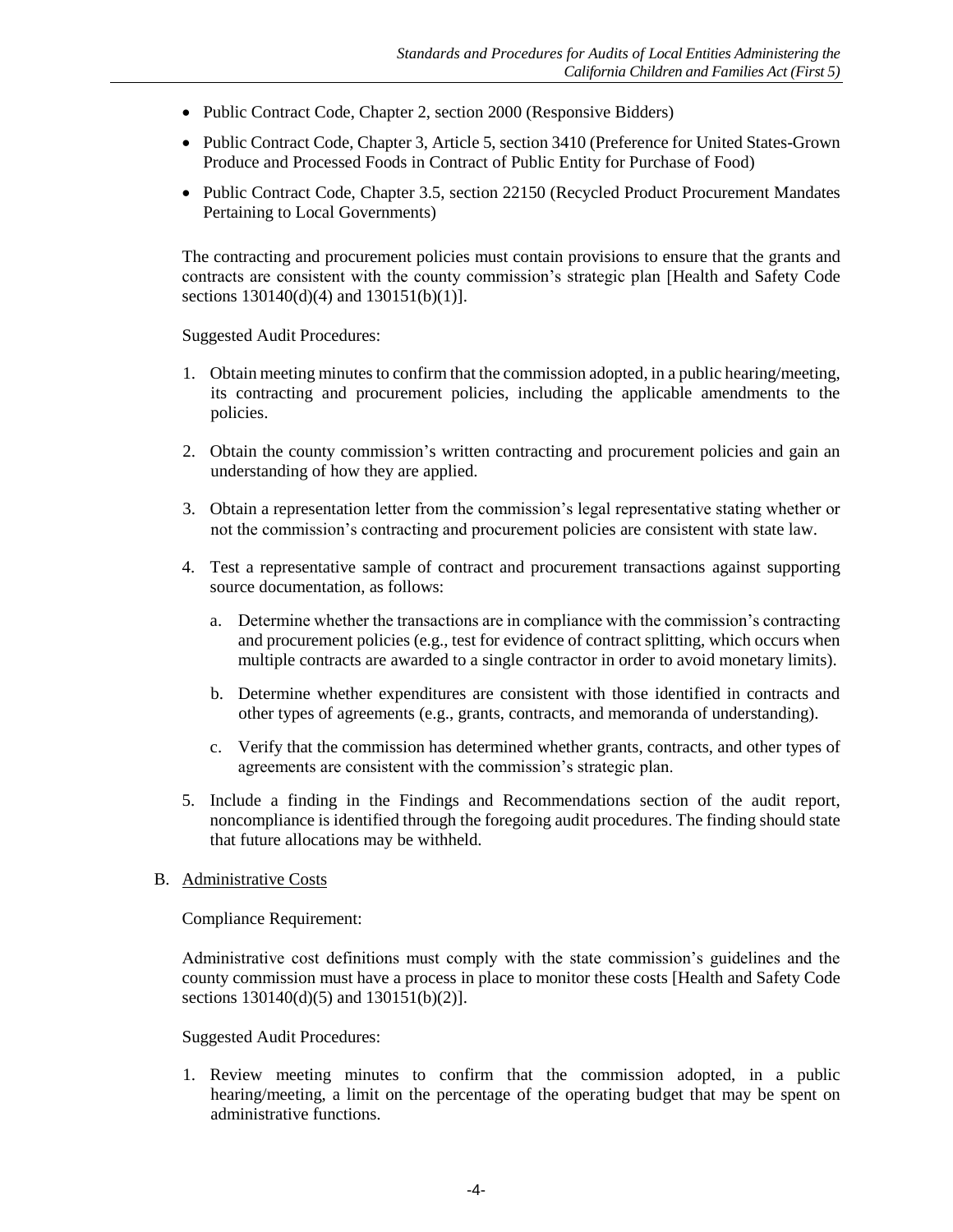- Public Contract Code, Chapter 2, section 2000 (Responsive Bidders)
- Public Contract Code, Chapter 3, Article 5, section 3410 (Preference for United States-Grown Produce and Processed Foods in Contract of Public Entity for Purchase of Food)
- Public Contract Code, Chapter 3.5, section 22150 (Recycled Product Procurement Mandates Pertaining to Local Governments)

The contracting and procurement policies must contain provisions to ensure that the grants and contracts are consistent with the county commission's strategic plan [Health and Safety Code sections 130140(d)(4) and 130151(b)(1)].

Suggested Audit Procedures:

1. Obtain meeting minutes to confirm that the commission adopted, in a public hearing/meeting, its contracting and procurement policies, including the applicable amendments to the policies.
2. Obtain the county commission's written contracting and procurement policies and gain an understanding of how they are applied.
3. Obtain a representation letter from the commission's legal representative stating whether or not the commission's contracting and procurement policies are consistent with state law.
4. Test a representative sample of contract and procurement transactions against supporting source documentation, as follows:
   a. Determine whether the transactions are in compliance with the commission's contracting and procurement policies (e.g., test for evidence of contract splitting, which occurs when multiple contracts are awarded to a single contractor in order to avoid monetary limits).
   b. Determine whether expenditures are consistent with those identified in contracts and other types of agreements (e.g., grants, contracts, and memoranda of understanding).
   c. Verify that the commission has determined whether grants, contracts, and other types of agreements are consistent with the commission's strategic plan.
5. Include a finding in the Findings and Recommendations section of the audit report, noncompliance is identified through the foregoing audit procedures. The finding should state that future allocations may be withheld.

B. Administrative Costs

Compliance Requirement:

Administrative cost definitions must comply with the state commission's guidelines and the county commission must have a process in place to monitor these costs [Health and Safety Code sections 130140(d)(5) and 130151(b)(2)].

Suggested Audit Procedures:

1. Review meeting minutes to confirm that the commission adopted, in a public hearing/meeting, a limit on the percentage of the operating budget that may be spent on administrative functions.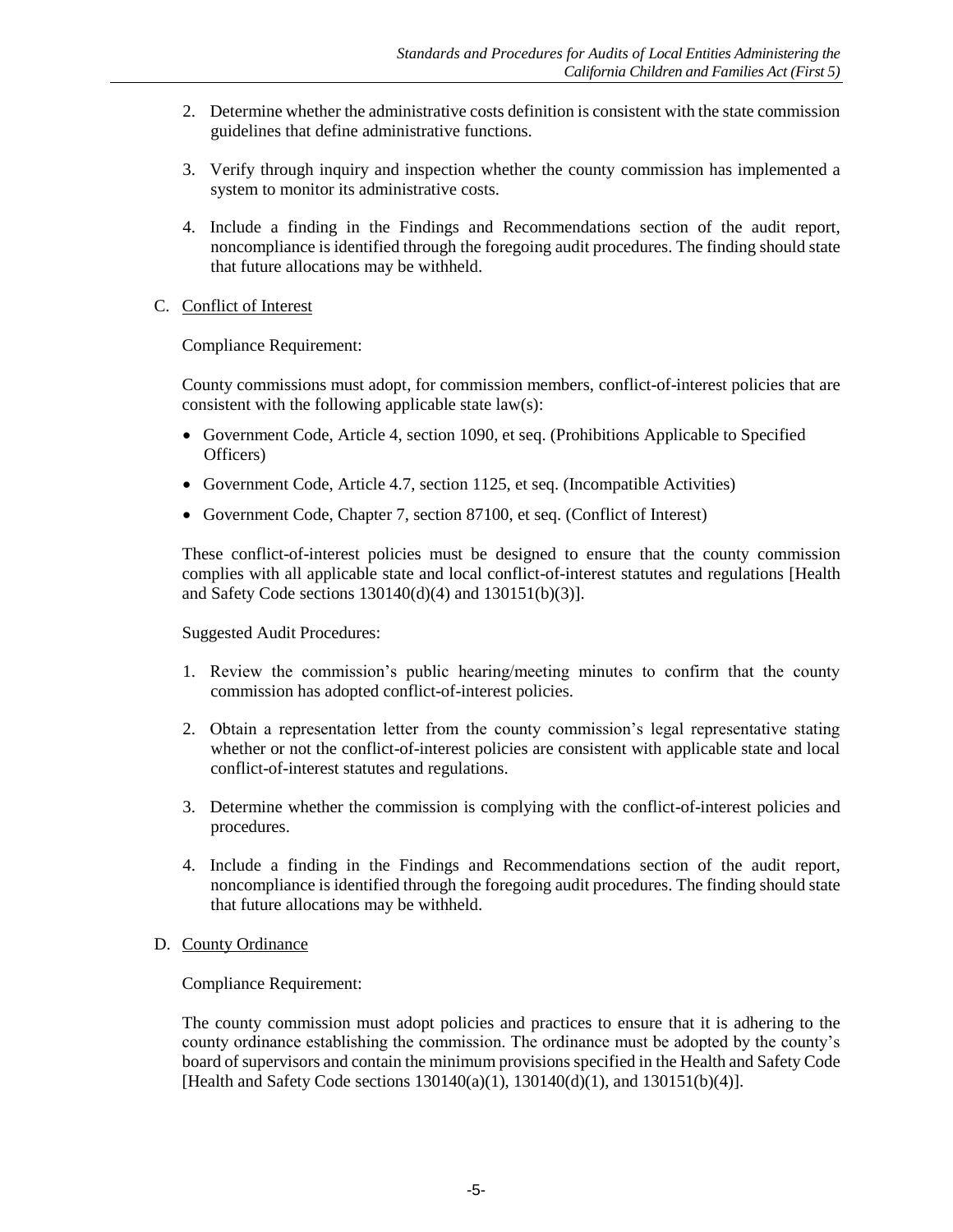2. Determine whether the administrative costs definition is consistent with the state commission guidelines that define administrative functions.

3. Verify through inquiry and inspection whether the county commission has implemented a system to monitor its administrative costs.

4. Include a finding in the Findings and Recommendations section of the audit report, noncompliance is identified through the foregoing audit procedures. The finding should state that future allocations may be withheld.

C. Conflict of Interest

Compliance Requirement:

County commissions must adopt, for commission members, conflict-of-interest policies that are consistent with the following applicable state law(s):

- Government Code, Article 4, section 1090, et seq. (Prohibitions Applicable to Specified Officers)
- Government Code, Article 4.7, section 1125, et seq. (Incompatible Activities)
- Government Code, Chapter 7, section 87100, et seq. (Conflict of Interest)

These conflict-of-interest policies must be designed to ensure that the county commission complies with all applicable state and local conflict-of-interest statutes and regulations [Health and Safety Code sections 130140(d)(4) and 130151(b)(3)].

Suggested Audit Procedures:

1. Review the commission's public hearing/meeting minutes to confirm that the county commission has adopted conflict-of-interest policies.

2. Obtain a representation letter from the county commission's legal representative stating whether or not the conflict-of-interest policies are consistent with applicable state and local conflict-of-interest statutes and regulations.

3. Determine whether the commission is complying with the conflict-of-interest policies and procedures.

4. Include a finding in the Findings and Recommendations section of the audit report, noncompliance is identified through the foregoing audit procedures. The finding should state that future allocations may be withheld.

D. County Ordinance

Compliance Requirement:

The county commission must adopt policies and practices to ensure that it is adhering to the county ordinance establishing the commission. The ordinance must be adopted by the county's board of supervisors and contain the minimum provisions specified in the Health and Safety Code [Health and Safety Code sections 130140(a)(1), 130140(d)(1), and 130151(b)(4)].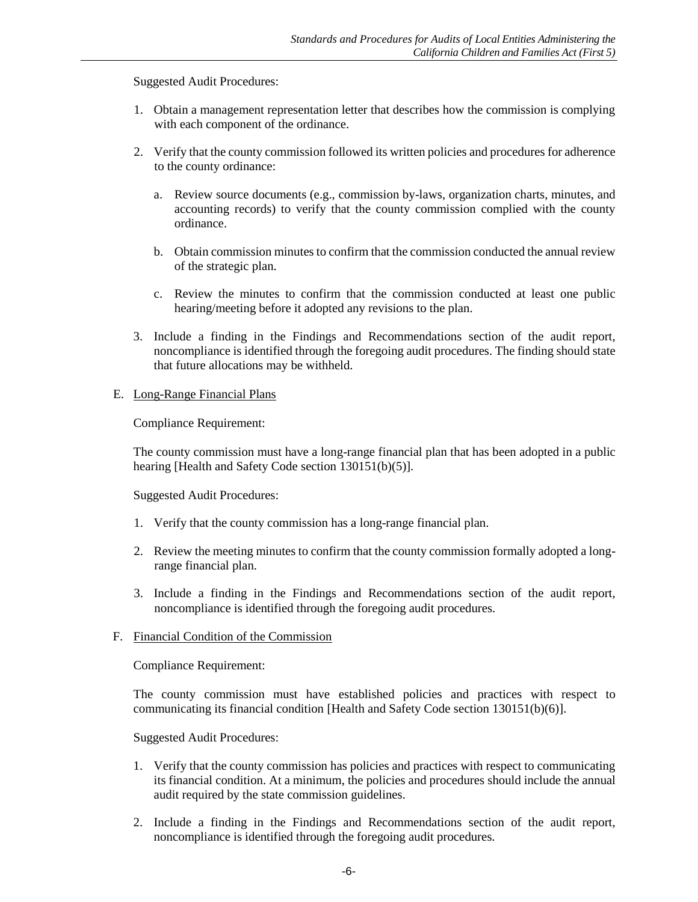Suggested Audit Procedures:

1. Obtain a management representation letter that describes how the commission is complying with each component of the ordinance.

2. Verify that the county commission followed its written policies and procedures for adherence to the county ordinance:

   a. Review source documents (e.g., commission by-laws, organization charts, minutes, and accounting records) to verify that the county commission complied with the county ordinance.

   b. Obtain commission minutes to confirm that the commission conducted the annual review of the strategic plan.

   c. Review the minutes to confirm that the commission conducted at least one public hearing/meeting before it adopted any revisions to the plan.

3. Include a finding in the Findings and Recommendations section of the audit report, noncompliance is identified through the foregoing audit procedures. The finding should state that future allocations may be withheld.

E. <u>Long-Range Financial Plans</u>

   Compliance Requirement:

   The county commission must have a long-range financial plan that has been adopted in a public hearing [Health and Safety Code section 130151(b)(5)].

   Suggested Audit Procedures:

   1. Verify that the county commission has a long-range financial plan.

   2. Review the meeting minutes to confirm that the county commission formally adopted a long-range financial plan.

   3. Include a finding in the Findings and Recommendations section of the audit report, noncompliance is identified through the foregoing audit procedures.

F. <u>Financial Condition of the Commission</u>

   Compliance Requirement:

   The county commission must have established policies and practices with respect to communicating its financial condition [Health and Safety Code section 130151(b)(6)].

   Suggested Audit Procedures:

   1. Verify that the county commission has policies and practices with respect to communicating its financial condition. At a minimum, the policies and procedures should include the annual audit required by the state commission guidelines.

   2. Include a finding in the Findings and Recommendations section of the audit report, noncompliance is identified through the foregoing audit procedures.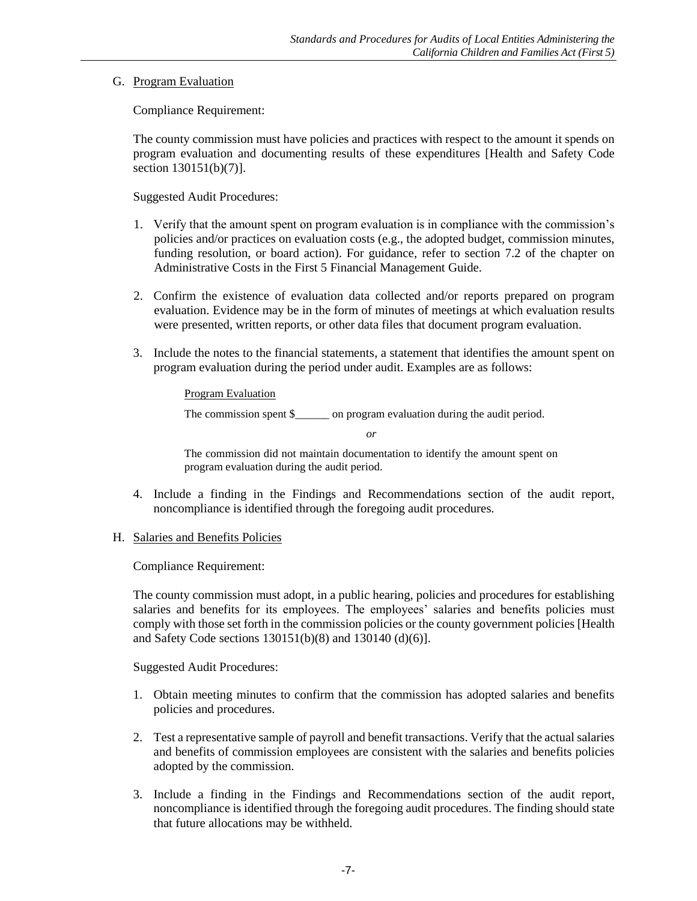G. Program Evaluation

Compliance Requirement:

The county commission must have policies and practices with respect to the amount it spends on program evaluation and documenting results of these expenditures [Health and Safety Code section 130151(b)(7)].

Suggested Audit Procedures:

1. Verify that the amount spent on program evaluation is in compliance with the commission's policies and/or practices on evaluation costs (e.g., the adopted budget, commission minutes, funding resolution, or board action). For guidance, refer to section 7.2 of the chapter on Administrative Costs in the First 5 Financial Management Guide.

2. Confirm the existence of evaluation data collected and/or reports prepared on program evaluation. Evidence may be in the form of minutes of meetings at which evaluation results were presented, written reports, or other data files that document program evaluation.

3. Include the notes to the financial statements, a statement that identifies the amount spent on program evaluation during the period under audit. Examples are as follows:

   Program Evaluation

   The commission spent $______ on program evaluation during the audit period.

   *or*

   The commission did not maintain documentation to identify the amount spent on program evaluation during the audit period.

4. Include a finding in the Findings and Recommendations section of the audit report, noncompliance is identified through the foregoing audit procedures.

H. Salaries and Benefits Policies

Compliance Requirement:

The county commission must adopt, in a public hearing, policies and procedures for establishing salaries and benefits for its employees. The employees' salaries and benefits policies must comply with those set forth in the commission policies or the county government policies [Health and Safety Code sections 130151(b)(8) and 130140 (d)(6)].

Suggested Audit Procedures:

1. Obtain meeting minutes to confirm that the commission has adopted salaries and benefits policies and procedures.

2. Test a representative sample of payroll and benefit transactions. Verify that the actual salaries and benefits of commission employees are consistent with the salaries and benefits policies adopted by the commission.

3. Include a finding in the Findings and Recommendations section of the audit report, noncompliance is identified through the foregoing audit procedures. The finding should state that future allocations may be withheld.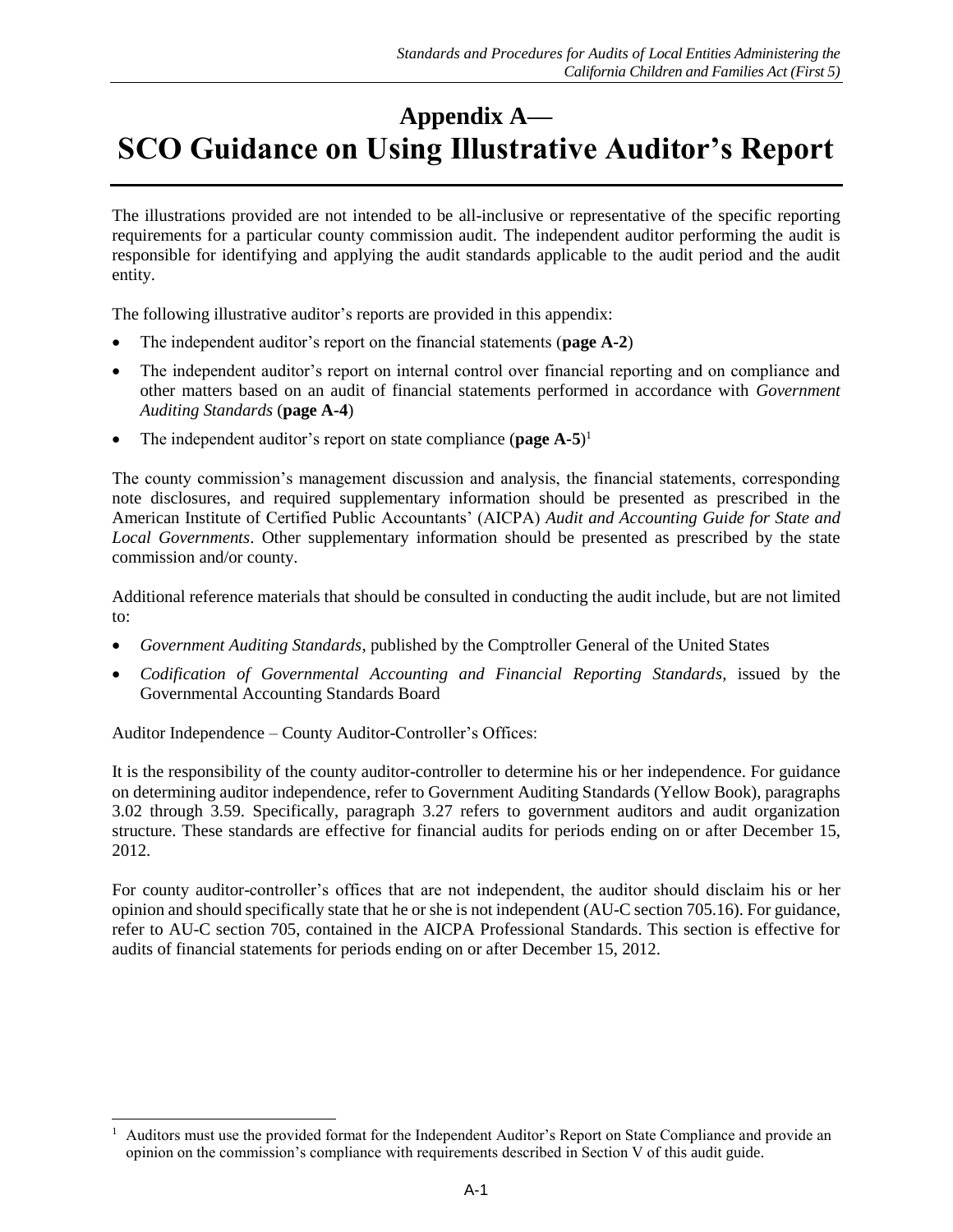# Appendix A— SCO Guidance on Using Illustrative Auditor's Report

The illustrations provided are not intended to be all-inclusive or representative of the specific reporting requirements for a particular county commission audit. The independent auditor performing the audit is responsible for identifying and applying the audit standards applicable to the audit period and the audit entity.

The following illustrative auditor's reports are provided in this appendix:

- The independent auditor's report on the financial statements (**page A-2**)
- The independent auditor's report on internal control over financial reporting and on compliance and other matters based on an audit of financial statements performed in accordance with *Government Auditing Standards* (**page A-4**)
- The independent auditor's report on state compliance (**page A-5**)[1]

The county commission's management discussion and analysis, the financial statements, corresponding note disclosures, and required supplementary information should be presented as prescribed in the American Institute of Certified Public Accountants' (AICPA) *Audit and Accounting Guide for State and Local Governments*. Other supplementary information should be presented as prescribed by the state commission and/or county.

Additional reference materials that should be consulted in conducting the audit include, but are not limited to:

- *Government Auditing Standards*, published by the Comptroller General of the United States
- *Codification of Governmental Accounting and Financial Reporting Standards*, issued by the Governmental Accounting Standards Board

Auditor Independence – County Auditor-Controller's Offices:

It is the responsibility of the county auditor-controller to determine his or her independence. For guidance on determining auditor independence, refer to Government Auditing Standards (Yellow Book), paragraphs 3.02 through 3.59. Specifically, paragraph 3.27 refers to government auditors and audit organization structure. These standards are effective for financial audits for periods ending on or after December 15, 2012.

For county auditor-controller's offices that are not independent, the auditor should disclaim his or her opinion and should specifically state that he or she is not independent (AU-C section 705.16). For guidance, refer to AU-C section 705, contained in the AICPA Professional Standards. This section is effective for audits of financial statements for periods ending on or after December 15, 2012.

---

[1] Auditors must use the provided format for the Independent Auditor's Report on State Compliance and provide an opinion on the commission's compliance with requirements described in Section V of this audit guide.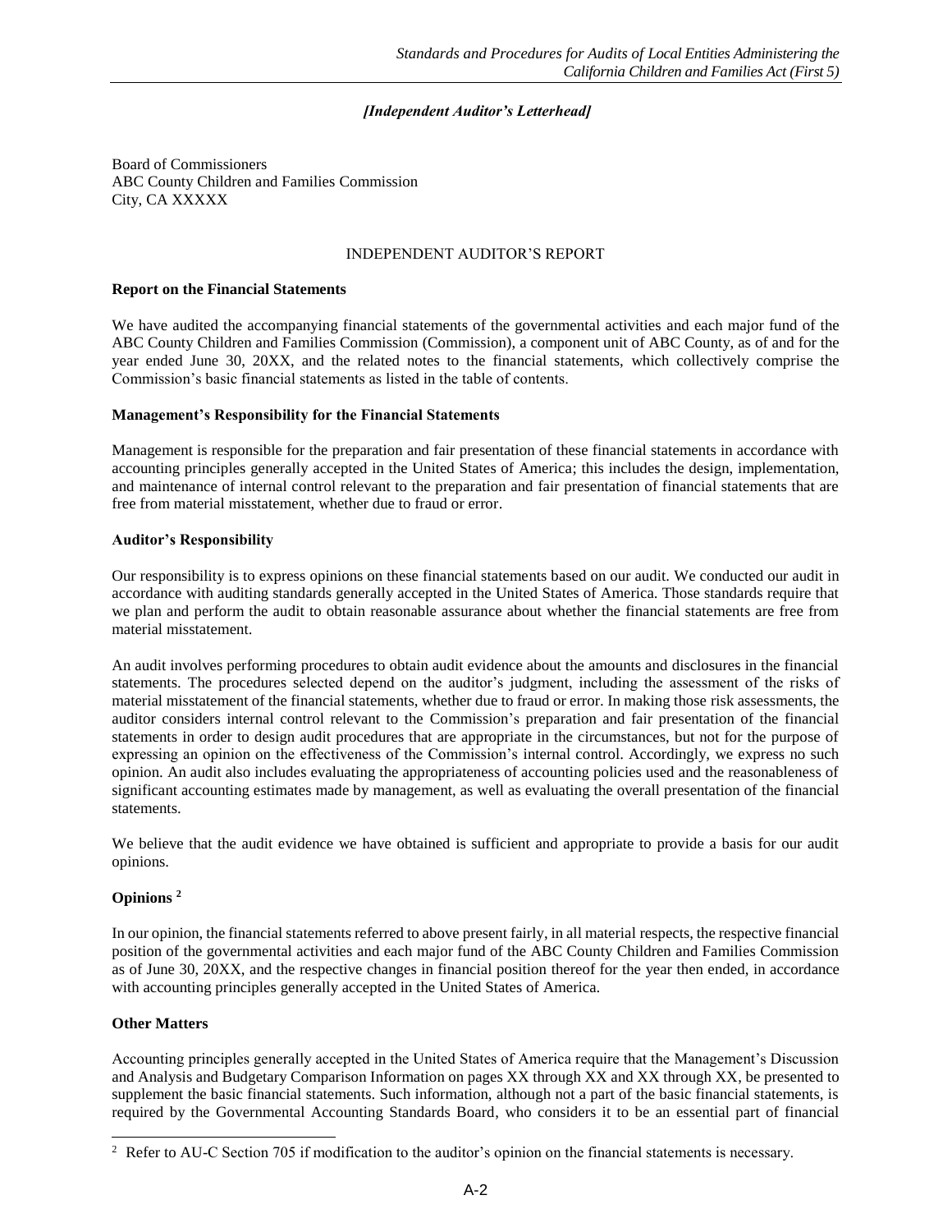*[Independent Auditor's Letterhead]*

Board of Commissioners
ABC County Children and Families Commission
City, CA XXXXX

INDEPENDENT AUDITOR'S REPORT

**Report on the Financial Statements**

We have audited the accompanying financial statements of the governmental activities and each major fund of the ABC County Children and Families Commission (Commission), a component unit of ABC County, as of and for the year ended June 30, 20XX, and the related notes to the financial statements, which collectively comprise the Commission's basic financial statements as listed in the table of contents.

**Management's Responsibility for the Financial Statements**

Management is responsible for the preparation and fair presentation of these financial statements in accordance with accounting principles generally accepted in the United States of America; this includes the design, implementation, and maintenance of internal control relevant to the preparation and fair presentation of financial statements that are free from material misstatement, whether due to fraud or error.

**Auditor's Responsibility**

Our responsibility is to express opinions on these financial statements based on our audit. We conducted our audit in accordance with auditing standards generally accepted in the United States of America. Those standards require that we plan and perform the audit to obtain reasonable assurance about whether the financial statements are free from material misstatement.

An audit involves performing procedures to obtain audit evidence about the amounts and disclosures in the financial statements. The procedures selected depend on the auditor's judgment, including the assessment of the risks of material misstatement of the financial statements, whether due to fraud or error. In making those risk assessments, the auditor considers internal control relevant to the Commission's preparation and fair presentation of the financial statements in order to design audit procedures that are appropriate in the circumstances, but not for the purpose of expressing an opinion on the effectiveness of the Commission's internal control. Accordingly, we express no such opinion. An audit also includes evaluating the appropriateness of accounting policies used and the reasonableness of significant accounting estimates made by management, as well as evaluating the overall presentation of the financial statements.

We believe that the audit evidence we have obtained is sufficient and appropriate to provide a basis for our audit opinions.

**Opinions [2]**

In our opinion, the financial statements referred to above present fairly, in all material respects, the respective financial position of the governmental activities and each major fund of the ABC County Children and Families Commission as of June 30, 20XX, and the respective changes in financial position thereof for the year then ended, in accordance with accounting principles generally accepted in the United States of America.

**Other Matters**

Accounting principles generally accepted in the United States of America require that the Management's Discussion and Analysis and Budgetary Comparison Information on pages XX through XX and XX through XX, be presented to supplement the basic financial statements. Such information, although not a part of the basic financial statements, is required by the Governmental Accounting Standards Board, who considers it to be an essential part of financial

[2] Refer to AU-C Section 705 if modification to the auditor's opinion on the financial statements is necessary.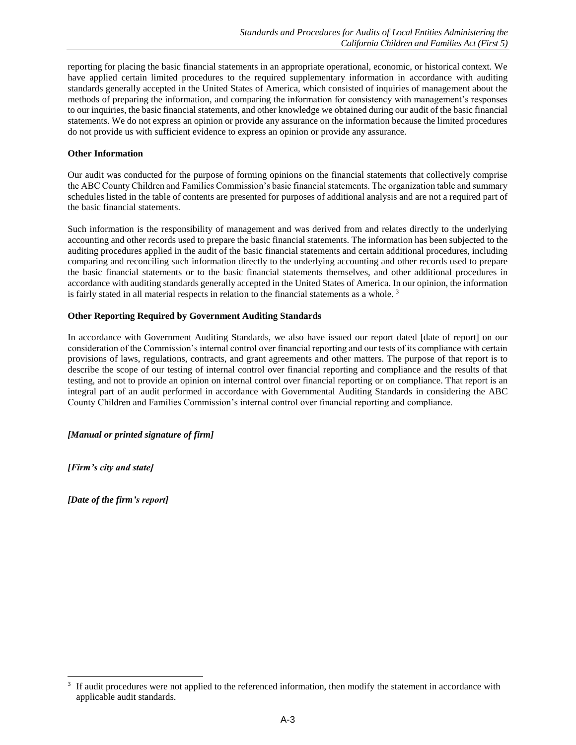reporting for placing the basic financial statements in an appropriate operational, economic, or historical context. We have applied certain limited procedures to the required supplementary information in accordance with auditing standards generally accepted in the United States of America, which consisted of inquiries of management about the methods of preparing the information, and comparing the information for consistency with management's responses to our inquiries, the basic financial statements, and other knowledge we obtained during our audit of the basic financial statements. We do not express an opinion or provide any assurance on the information because the limited procedures do not provide us with sufficient evidence to express an opinion or provide any assurance.

**Other Information**

Our audit was conducted for the purpose of forming opinions on the financial statements that collectively comprise the ABC County Children and Families Commission's basic financial statements. The organization table and summary schedules listed in the table of contents are presented for purposes of additional analysis and are not a required part of the basic financial statements.

Such information is the responsibility of management and was derived from and relates directly to the underlying accounting and other records used to prepare the basic financial statements. The information has been subjected to the auditing procedures applied in the audit of the basic financial statements and certain additional procedures, including comparing and reconciling such information directly to the underlying accounting and other records used to prepare the basic financial statements or to the basic financial statements themselves, and other additional procedures in accordance with auditing standards generally accepted in the United States of America. In our opinion, the information is fairly stated in all material respects in relation to the financial statements as a whole. [3]

**Other Reporting Required by Government Auditing Standards**

In accordance with Government Auditing Standards, we also have issued our report dated [date of report] on our consideration of the Commission's internal control over financial reporting and our tests of its compliance with certain provisions of laws, regulations, contracts, and grant agreements and other matters. The purpose of that report is to describe the scope of our testing of internal control over financial reporting and compliance and the results of that testing, and not to provide an opinion on internal control over financial reporting or on compliance. That report is an integral part of an audit performed in accordance with Governmental Auditing Standards in considering the ABC County Children and Families Commission's internal control over financial reporting and compliance.

***[Manual or printed signature of firm]***

***[Firm's city and state]***

***[Date of the firm's report]***

[3] If audit procedures were not applied to the referenced information, then modify the statement in accordance with applicable audit standards.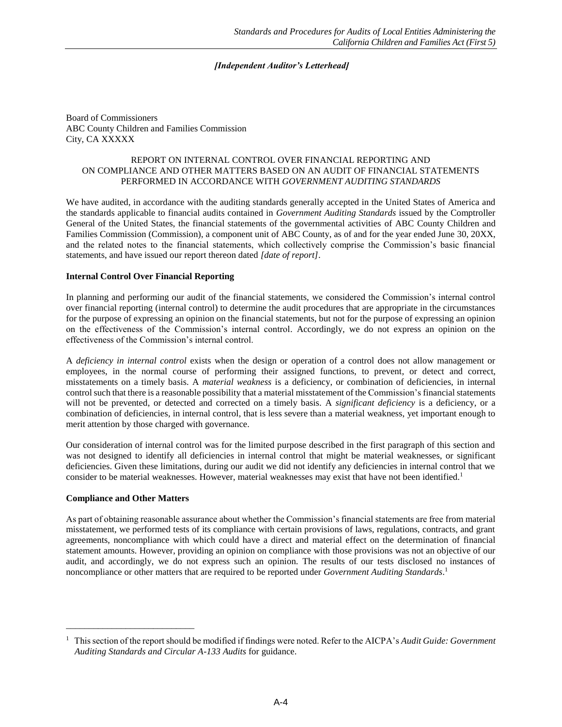*[Independent Auditor's Letterhead]*

Board of Commissioners
ABC County Children and Families Commission
City, CA XXXXX

REPORT ON INTERNAL CONTROL OVER FINANCIAL REPORTING AND
ON COMPLIANCE AND OTHER MATTERS BASED ON AN AUDIT OF FINANCIAL STATEMENTS
PERFORMED IN ACCORDANCE WITH *GOVERNMENT AUDITING STANDARDS*

We have audited, in accordance with the auditing standards generally accepted in the United States of America and the standards applicable to financial audits contained in *Government Auditing Standards* issued by the Comptroller General of the United States, the financial statements of the governmental activities of ABC County Children and Families Commission (Commission), a component unit of ABC County, as of and for the year ended June 30, 20XX, and the related notes to the financial statements, which collectively comprise the Commission's basic financial statements, and have issued our report thereon dated *[date of report]*.

**Internal Control Over Financial Reporting**

In planning and performing our audit of the financial statements, we considered the Commission's internal control over financial reporting (internal control) to determine the audit procedures that are appropriate in the circumstances for the purpose of expressing an opinion on the financial statements, but not for the purpose of expressing an opinion on the effectiveness of the Commission's internal control. Accordingly, we do not express an opinion on the effectiveness of the Commission's internal control.

A *deficiency in internal control* exists when the design or operation of a control does not allow management or employees, in the normal course of performing their assigned functions, to prevent, or detect and correct, misstatements on a timely basis. A *material weakness* is a deficiency, or combination of deficiencies, in internal control such that there is a reasonable possibility that a material misstatement of the Commission's financial statements will not be prevented, or detected and corrected on a timely basis. A *significant deficiency* is a deficiency, or a combination of deficiencies, in internal control, that is less severe than a material weakness, yet important enough to merit attention by those charged with governance.

Our consideration of internal control was for the limited purpose described in the first paragraph of this section and was not designed to identify all deficiencies in internal control that might be material weaknesses, or significant deficiencies. Given these limitations, during our audit we did not identify any deficiencies in internal control that we consider to be material weaknesses. However, material weaknesses may exist that have not been identified.[1]

**Compliance and Other Matters**

As part of obtaining reasonable assurance about whether the Commission's financial statements are free from material misstatement, we performed tests of its compliance with certain provisions of laws, regulations, contracts, and grant agreements, noncompliance with which could have a direct and material effect on the determination of financial statement amounts. However, providing an opinion on compliance with those provisions was not an objective of our audit, and accordingly, we do not express such an opinion. The results of our tests disclosed no instances of noncompliance or other matters that are required to be reported under *Government Auditing Standards*.[1]

---

[1] This section of the report should be modified if findings were noted. Refer to the AICPA's *Audit Guide: Government Auditing Standards and Circular A-133 Audits* for guidance.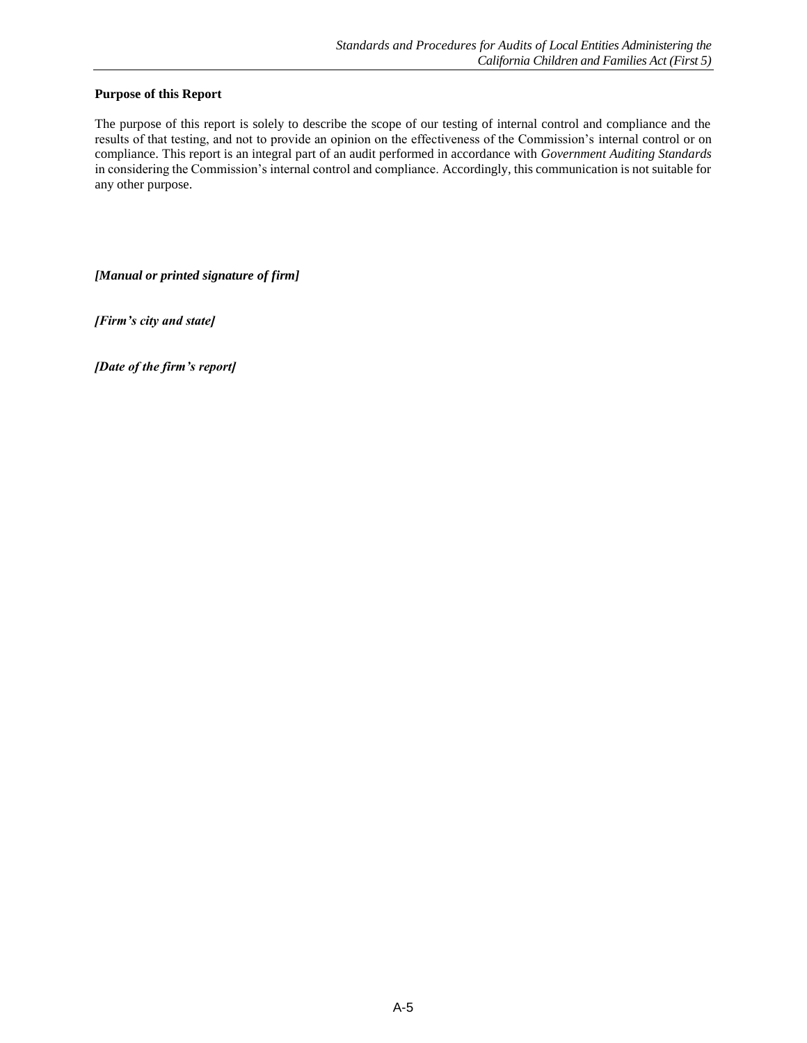**Purpose of this Report**

The purpose of this report is solely to describe the scope of our testing of internal control and compliance and the results of that testing, and not to provide an opinion on the effectiveness of the Commission's internal control or on compliance. This report is an integral part of an audit performed in accordance with *Government Auditing Standards* in considering the Commission's internal control and compliance. Accordingly, this communication is not suitable for any other purpose.

***[Manual or printed signature of firm]***

***[Firm's city and state]***

***[Date of the firm's report]***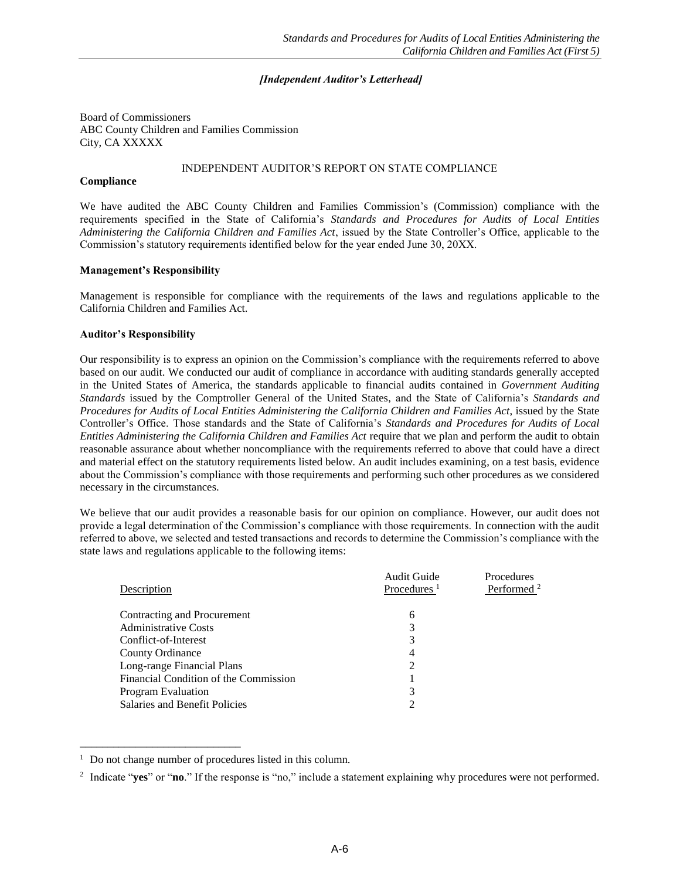*[Independent Auditor's Letterhead]*

Board of Commissioners
ABC County Children and Families Commission
City, CA XXXXX

INDEPENDENT AUDITOR'S REPORT ON STATE COMPLIANCE

**Compliance**

We have audited the ABC County Children and Families Commission's (Commission) compliance with the requirements specified in the State of California's *Standards and Procedures for Audits of Local Entities Administering the California Children and Families Act*, issued by the State Controller's Office, applicable to the Commission's statutory requirements identified below for the year ended June 30, 20XX.

**Management's Responsibility**

Management is responsible for compliance with the requirements of the laws and regulations applicable to the California Children and Families Act.

**Auditor's Responsibility**

Our responsibility is to express an opinion on the Commission's compliance with the requirements referred to above based on our audit. We conducted our audit of compliance in accordance with auditing standards generally accepted in the United States of America, the standards applicable to financial audits contained in *Government Auditing Standards* issued by the Comptroller General of the United States, and the State of California's *Standards and Procedures for Audits of Local Entities Administering the California Children and Families Act*, issued by the State Controller's Office. Those standards and the State of California's *Standards and Procedures for Audits of Local Entities Administering the California Children and Families Act* require that we plan and perform the audit to obtain reasonable assurance about whether noncompliance with the requirements referred to above that could have a direct and material effect on the statutory requirements listed below. An audit includes examining, on a test basis, evidence about the Commission's compliance with those requirements and performing such other procedures as we considered necessary in the circumstances.

We believe that our audit provides a reasonable basis for our opinion on compliance. However, our audit does not provide a legal determination of the Commission's compliance with those requirements. In connection with the audit referred to above, we selected and tested transactions and records to determine the Commission's compliance with the state laws and regulations applicable to the following items:

| Description | Audit Guide Procedures [1] | Procedures Performed [2] |
|---|---|---|
| Contracting and Procurement | 6 | |
| Administrative Costs | 3 | |
| Conflict-of-Interest | 3 | |
| County Ordinance | 4 | |
| Long-range Financial Plans | 2 | |
| Financial Condition of the Commission | 1 | |
| Program Evaluation | 3 | |
| Salaries and Benefit Policies | 2 | |

[1] Do not change number of procedures listed in this column.

[2] Indicate "**yes**" or "**no**." If the response is "no," include a statement explaining why procedures were not performed.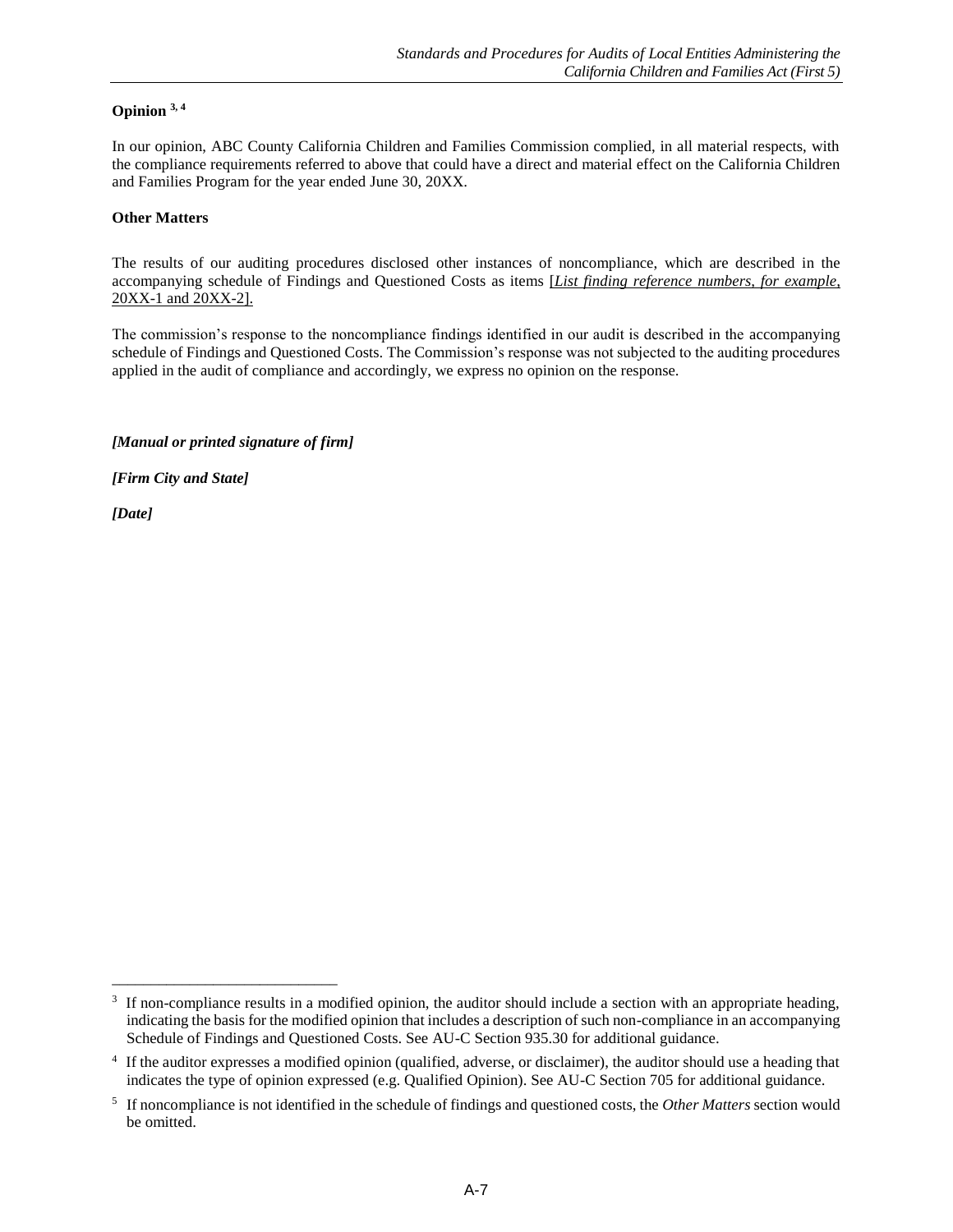**Opinion [3, 4]**

In our opinion, ABC County California Children and Families Commission complied, in all material respects, with the compliance requirements referred to above that could have a direct and material effect on the California Children and Families Program for the year ended June 30, 20XX.

**Other Matters**

The results of our auditing procedures disclosed other instances of noncompliance, which are described in the accompanying schedule of Findings and Questioned Costs as items [*List finding reference numbers, for example,* 20XX-1 and 20XX-2].

The commission's response to the noncompliance findings identified in our audit is described in the accompanying schedule of Findings and Questioned Costs. The Commission's response was not subjected to the auditing procedures applied in the audit of compliance and accordingly, we express no opinion on the response.

***[Manual or printed signature of firm]***

***[Firm City and State]***

***[Date]***

---

[3] If non-compliance results in a modified opinion, the auditor should include a section with an appropriate heading, indicating the basis for the modified opinion that includes a description of such non-compliance in an accompanying Schedule of Findings and Questioned Costs. See AU-C Section 935.30 for additional guidance.

[4] If the auditor expresses a modified opinion (qualified, adverse, or disclaimer), the auditor should use a heading that indicates the type of opinion expressed (e.g. Qualified Opinion). See AU-C Section 705 for additional guidance.

[5] If noncompliance is not identified in the schedule of findings and questioned costs, the *Other Matters* section would be omitted.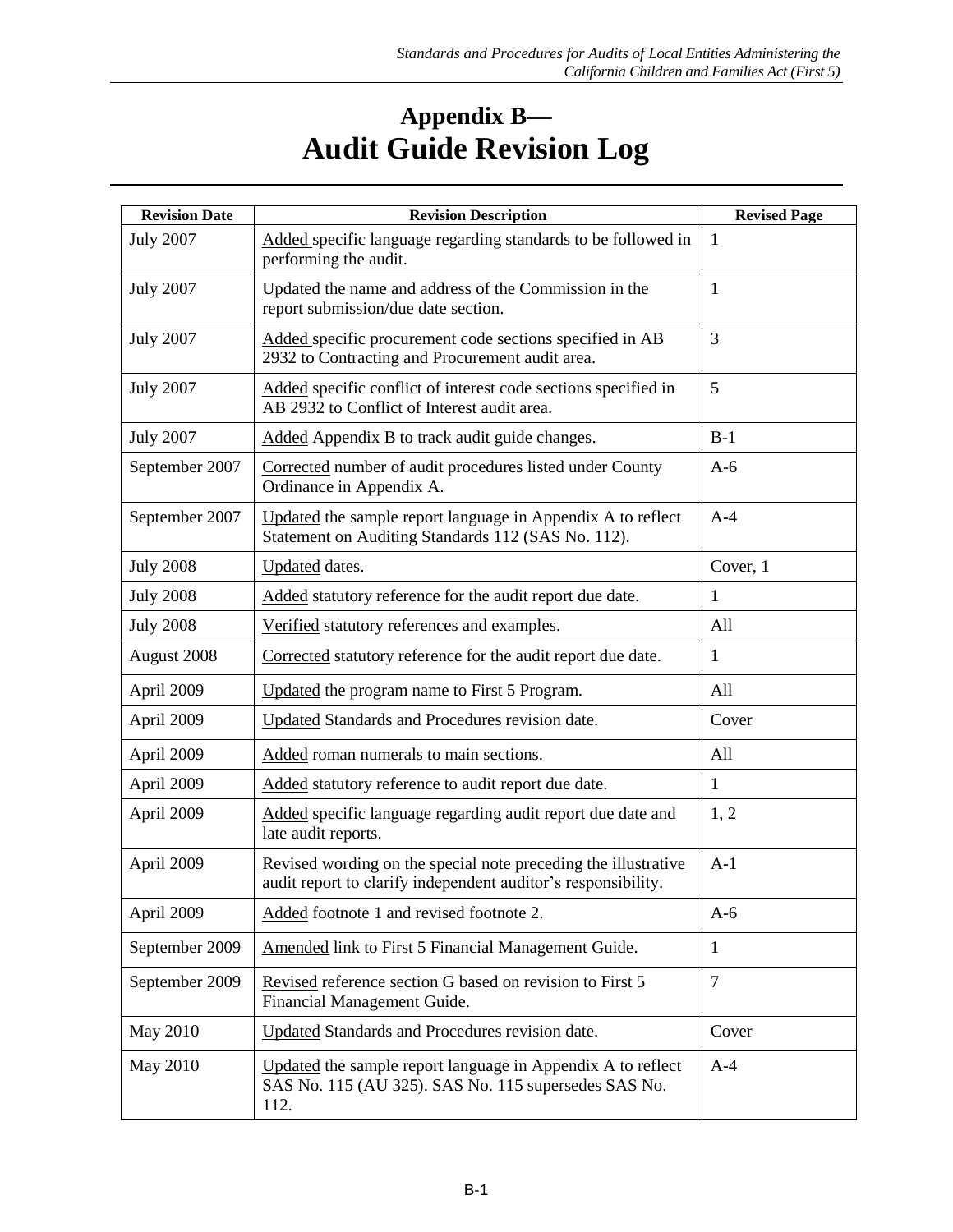# Appendix B— Audit Guide Revision Log

| Revision Date | Revision Description | Revised Page |
|---|---|---|
| July 2007 | Added specific language regarding standards to be followed in performing the audit. | 1 |
| July 2007 | Updated the name and address of the Commission in the report submission/due date section. | 1 |
| July 2007 | Added specific procurement code sections specified in AB 2932 to Contracting and Procurement audit area. | 3 |
| July 2007 | Added specific conflict of interest code sections specified in AB 2932 to Conflict of Interest audit area. | 5 |
| July 2007 | Added Appendix B to track audit guide changes. | B-1 |
| September 2007 | Corrected number of audit procedures listed under County Ordinance in Appendix A. | A-6 |
| September 2007 | Updated the sample report language in Appendix A to reflect Statement on Auditing Standards 112 (SAS No. 112). | A-4 |
| July 2008 | Updated dates. | Cover, 1 |
| July 2008 | Added statutory reference for the audit report due date. | 1 |
| July 2008 | Verified statutory references and examples. | All |
| August 2008 | Corrected statutory reference for the audit report due date. | 1 |
| April 2009 | Updated the program name to First 5 Program. | All |
| April 2009 | Updated Standards and Procedures revision date. | Cover |
| April 2009 | Added roman numerals to main sections. | All |
| April 2009 | Added statutory reference to audit report due date. | 1 |
| April 2009 | Added specific language regarding audit report due date and late audit reports. | 1, 2 |
| April 2009 | Revised wording on the special note preceding the illustrative audit report to clarify independent auditor's responsibility. | A-1 |
| April 2009 | Added footnote 1 and revised footnote 2. | A-6 |
| September 2009 | Amended link to First 5 Financial Management Guide. | 1 |
| September 2009 | Revised reference section G based on revision to First 5 Financial Management Guide. | 7 |
| May 2010 | Updated Standards and Procedures revision date. | Cover |
| May 2010 | Updated the sample report language in Appendix A to reflect SAS No. 115 (AU 325). SAS No. 115 supersedes SAS No. 112. | A-4 |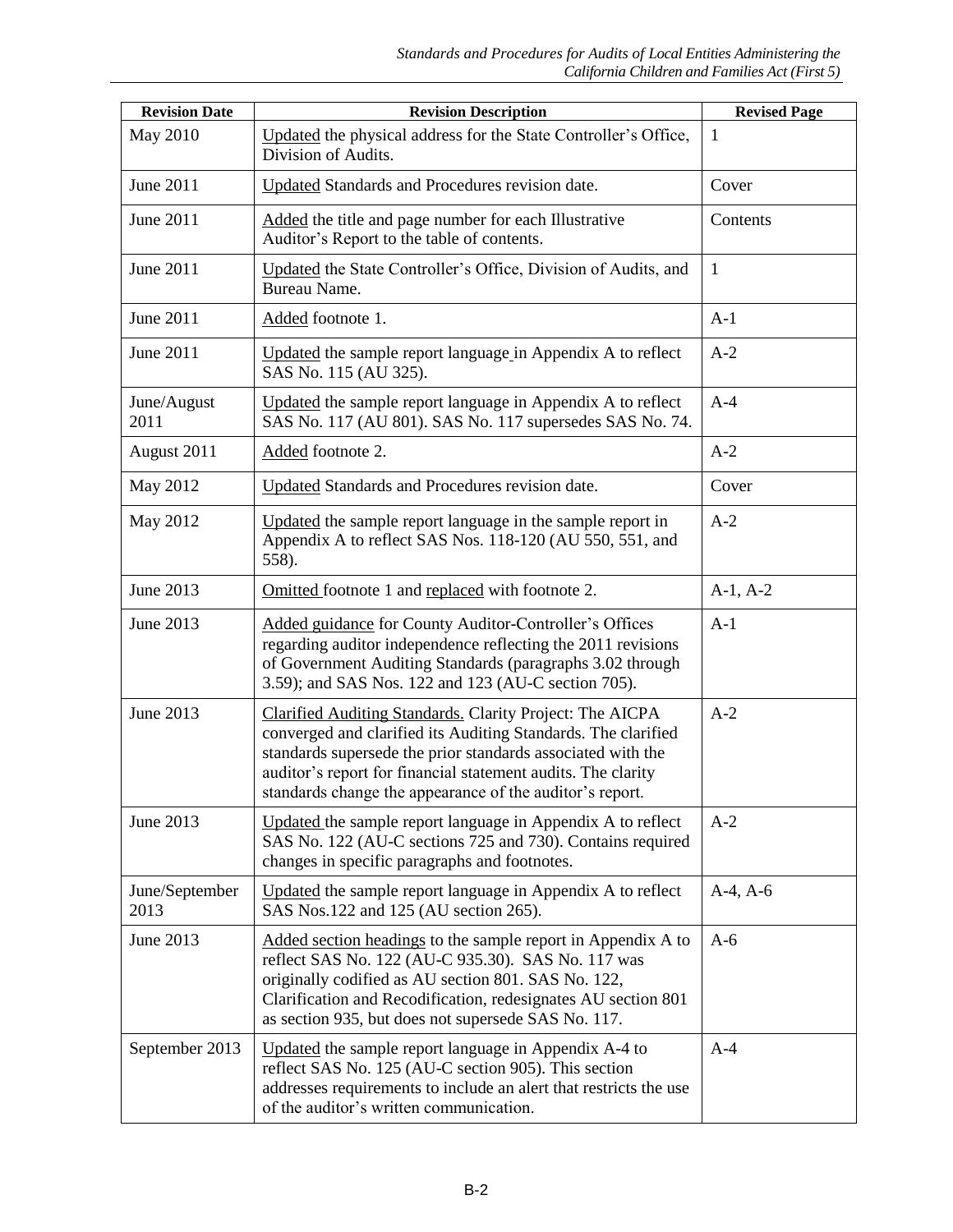| Revision Date | Revision Description | Revised Page |
|---|---|---|
| May 2010 | Updated the physical address for the State Controller's Office, Division of Audits. | 1 |
| June 2011 | Updated Standards and Procedures revision date. | Cover |
| June 2011 | Added the title and page number for each Illustrative Auditor's Report to the table of contents. | Contents |
| June 2011 | Updated the State Controller's Office, Division of Audits, and Bureau Name. | 1 |
| June 2011 | Added footnote 1. | A-1 |
| June 2011 | Updated the sample report language in Appendix A to reflect SAS No. 115 (AU 325). | A-2 |
| June/August 2011 | Updated the sample report language in Appendix A to reflect SAS No. 117 (AU 801). SAS No. 117 supersedes SAS No. 74. | A-4 |
| August 2011 | Added footnote 2. | A-2 |
| May 2012 | Updated Standards and Procedures revision date. | Cover |
| May 2012 | Updated the sample report language in the sample report in Appendix A to reflect SAS Nos. 118-120 (AU 550, 551, and 558). | A-2 |
| June 2013 | Omitted footnote 1 and replaced with footnote 2. | A-1, A-2 |
| June 2013 | Added guidance for County Auditor-Controller's Offices regarding auditor independence reflecting the 2011 revisions of Government Auditing Standards (paragraphs 3.02 through 3.59); and SAS Nos. 122 and 123 (AU-C section 705). | A-1 |
| June 2013 | Clarified Auditing Standards. Clarity Project: The AICPA converged and clarified its Auditing Standards. The clarified standards supersede the prior standards associated with the auditor's report for financial statement audits. The clarity standards change the appearance of the auditor's report. | A-2 |
| June 2013 | Updated the sample report language in Appendix A to reflect SAS No. 122 (AU-C sections 725 and 730). Contains required changes in specific paragraphs and footnotes. | A-2 |
| June/September 2013 | Updated the sample report language in Appendix A to reflect SAS Nos.122 and 125 (AU section 265). | A-4, A-6 |
| June 2013 | Added section headings to the sample report in Appendix A to reflect SAS No. 122 (AU-C 935.30). SAS No. 117 was originally codified as AU section 801. SAS No. 122, Clarification and Recodification, redesignates AU section 801 as section 935, but does not supersede SAS No. 117. | A-6 |
| September 2013 | Updated the sample report language in Appendix A-4 to reflect SAS No. 125 (AU-C section 905). This section addresses requirements to include an alert that restricts the use of the auditor's written communication. | A-4 |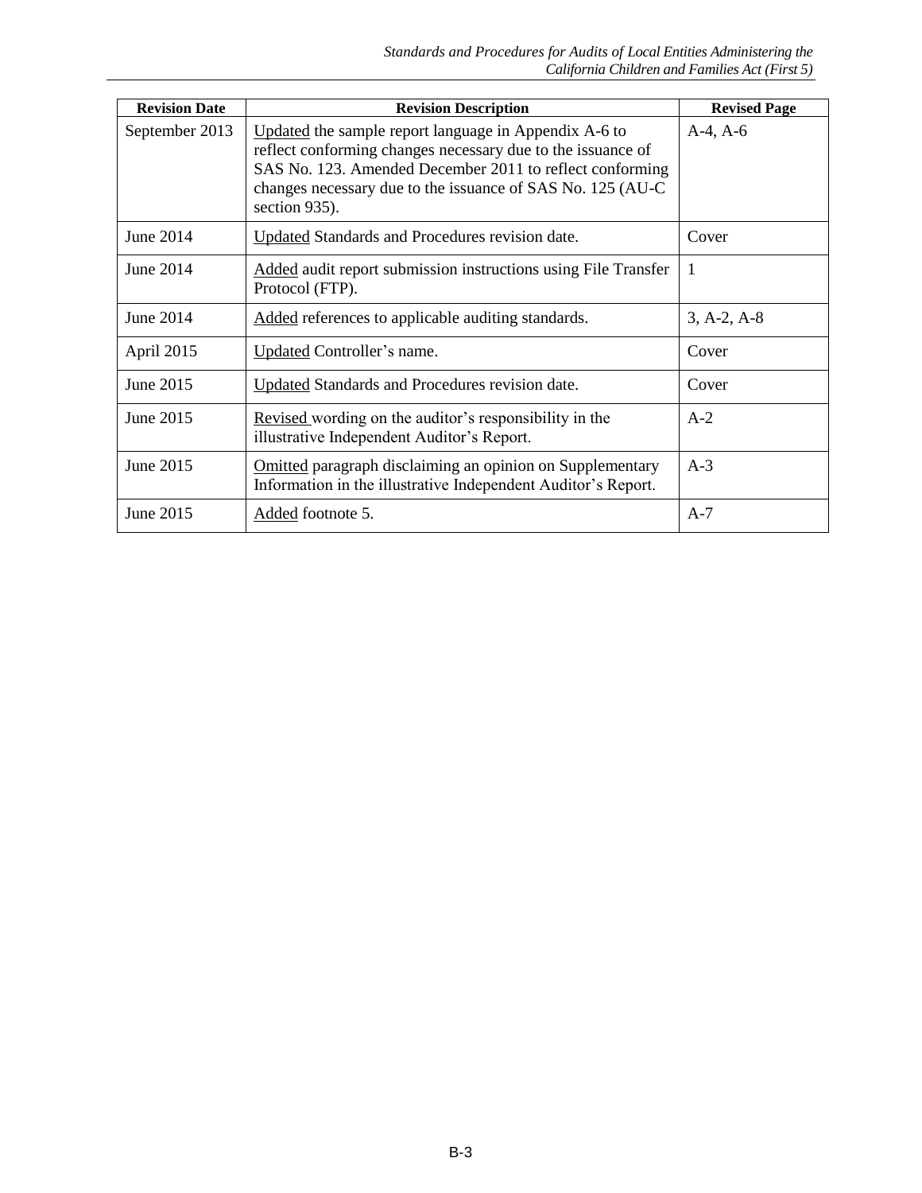| Revision Date | Revision Description | Revised Page |
|---|---|---|
| September 2013 | Updated the sample report language in Appendix A-6 to reflect conforming changes necessary due to the issuance of SAS No. 123. Amended December 2011 to reflect conforming changes necessary due to the issuance of SAS No. 125 (AU-C section 935). | A-4, A-6 |
| June 2014 | Updated Standards and Procedures revision date. | Cover |
| June 2014 | Added audit report submission instructions using File Transfer Protocol (FTP). | 1 |
| June 2014 | Added references to applicable auditing standards. | 3, A-2, A-8 |
| April 2015 | Updated Controller's name. | Cover |
| June 2015 | Updated Standards and Procedures revision date. | Cover |
| June 2015 | Revised wording on the auditor's responsibility in the illustrative Independent Auditor's Report. | A-2 |
| June 2015 | Omitted paragraph disclaiming an opinion on Supplementary Information in the illustrative Independent Auditor's Report. | A-3 |
| June 2015 | Added footnote 5. | A-7 |